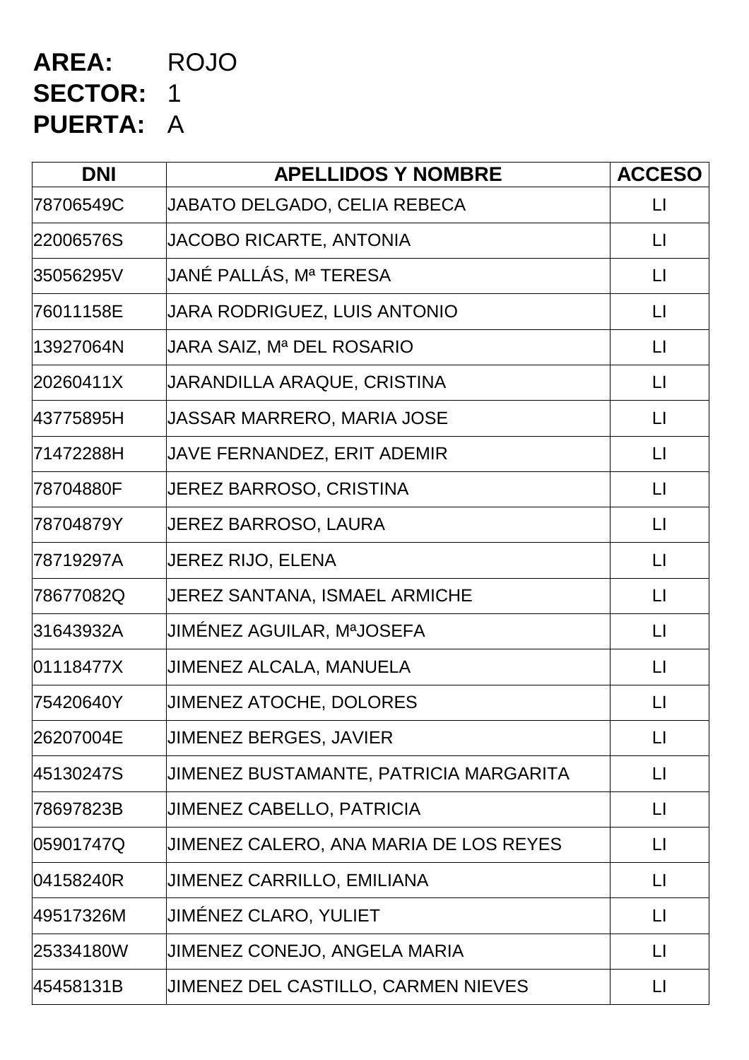**AREA:** ROJO
**SECTOR:** 1
**PUERTA:** A

| DNI | APELLIDOS Y NOMBRE | ACCESO |
|---|---|---|
| 78706549C | JABATO DELGADO, CELIA REBECA | LI |
| 22006576S | JACOBO RICARTE, ANTONIA | LI |
| 35056295V | JANÉ PALLÁS, Mª TERESA | LI |
| 76011158E | JARA RODRIGUEZ, LUIS ANTONIO | LI |
| 13927064N | JARA SAIZ, Mª DEL ROSARIO | LI |
| 20260411X | JARANDILLA ARAQUE, CRISTINA | LI |
| 43775895H | JASSAR MARRERO, MARIA JOSE | LI |
| 71472288H | JAVE FERNANDEZ, ERIT ADEMIR | LI |
| 78704880F | JEREZ BARROSO, CRISTINA | LI |
| 78704879Y | JEREZ BARROSO, LAURA | LI |
| 78719297A | JEREZ RIJO, ELENA | LI |
| 78677082Q | JEREZ SANTANA, ISMAEL ARMICHE | LI |
| 31643932A | JIMÉNEZ AGUILAR, MªJOSEFA | LI |
| 01118477X | JIMENEZ ALCALA, MANUELA | LI |
| 75420640Y | JIMENEZ ATOCHE, DOLORES | LI |
| 26207004E | JIMENEZ BERGES, JAVIER | LI |
| 45130247S | JIMENEZ BUSTAMANTE, PATRICIA MARGARITA | LI |
| 78697823B | JIMENEZ CABELLO, PATRICIA | LI |
| 05901747Q | JIMENEZ CALERO, ANA MARIA DE LOS REYES | LI |
| 04158240R | JIMENEZ CARRILLO, EMILIANA | LI |
| 49517326M | JIMÉNEZ CLARO, YULIET | LI |
| 25334180W | JIMENEZ CONEJO, ANGELA MARIA | LI |
| 45458131B | JIMENEZ DEL CASTILLO, CARMEN NIEVES | LI |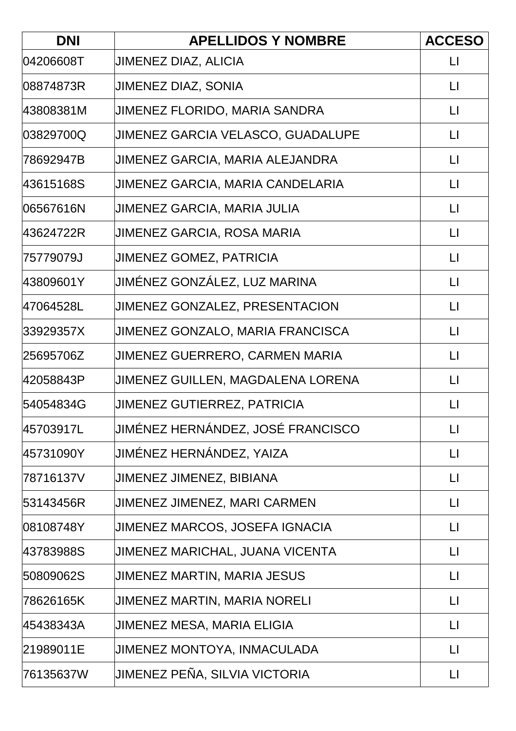| DNI | APELLIDOS Y NOMBRE | ACCESO |
|---|---|---|
| 04206608T | JIMENEZ DIAZ, ALICIA | LI |
| 08874873R | JIMENEZ DIAZ, SONIA | LI |
| 43808381M | JIMENEZ FLORIDO, MARIA SANDRA | LI |
| 03829700Q | JIMENEZ GARCIA VELASCO, GUADALUPE | LI |
| 78692947B | JIMENEZ GARCIA, MARIA ALEJANDRA | LI |
| 43615168S | JIMENEZ GARCIA, MARIA CANDELARIA | LI |
| 06567616N | JIMENEZ GARCIA, MARIA JULIA | LI |
| 43624722R | JIMENEZ GARCIA, ROSA MARIA | LI |
| 75779079J | JIMENEZ GOMEZ, PATRICIA | LI |
| 43809601Y | JIMÉNEZ GONZÁLEZ, LUZ MARINA | LI |
| 47064528L | JIMENEZ GONZALEZ, PRESENTACION | LI |
| 33929357X | JIMENEZ GONZALO, MARIA FRANCISCA | LI |
| 25695706Z | JIMENEZ GUERRERO, CARMEN MARIA | LI |
| 42058843P | JIMENEZ GUILLEN, MAGDALENA LORENA | LI |
| 54054834G | JIMENEZ GUTIERREZ, PATRICIA | LI |
| 45703917L | JIMÉNEZ HERNÁNDEZ, JOSÉ FRANCISCO | LI |
| 45731090Y | JIMÉNEZ HERNÁNDEZ, YAIZA | LI |
| 78716137V | JIMENEZ JIMENEZ, BIBIANA | LI |
| 53143456R | JIMENEZ JIMENEZ, MARI CARMEN | LI |
| 08108748Y | JIMENEZ MARCOS, JOSEFA IGNACIA | LI |
| 43783988S | JIMENEZ MARICHAL, JUANA VICENTA | LI |
| 50809062S | JIMENEZ MARTIN, MARIA JESUS | LI |
| 78626165K | JIMENEZ MARTIN, MARIA NORELI | LI |
| 45438343A | JIMENEZ MESA, MARIA ELIGIA | LI |
| 21989011E | JIMENEZ MONTOYA, INMACULADA | LI |
| 76135637W | JIMENEZ PEÑA, SILVIA VICTORIA | LI |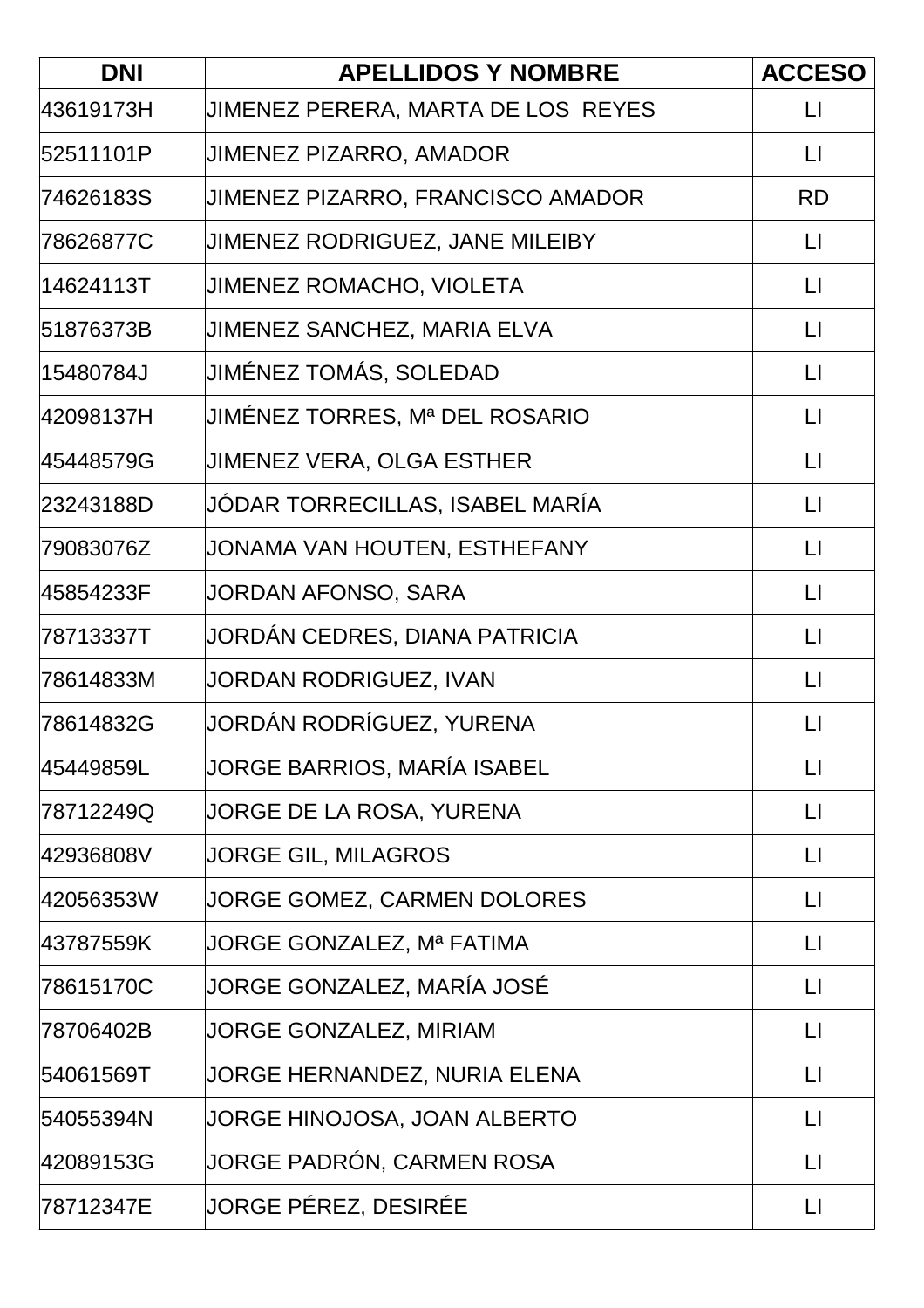| DNI | APELLIDOS Y NOMBRE | ACCESO |
|---|---|---|
| 43619173H | JIMENEZ PERERA, MARTA DE LOS REYES | LI |
| 52511101P | JIMENEZ PIZARRO, AMADOR | LI |
| 74626183S | JIMENEZ PIZARRO, FRANCISCO AMADOR | RD |
| 78626877C | JIMENEZ RODRIGUEZ, JANE MILEIBY | LI |
| 14624113T | JIMENEZ ROMACHO, VIOLETA | LI |
| 51876373B | JIMENEZ SANCHEZ, MARIA ELVA | LI |
| 15480784J | JIMÉNEZ TOMÁS, SOLEDAD | LI |
| 42098137H | JIMÉNEZ TORRES, Mª DEL ROSARIO | LI |
| 45448579G | JIMENEZ VERA, OLGA ESTHER | LI |
| 23243188D | JÓDAR TORRECILLAS, ISABEL MARÍA | LI |
| 79083076Z | JONAMA VAN HOUTEN, ESTHEFANY | LI |
| 45854233F | JORDAN AFONSO, SARA | LI |
| 78713337T | JORDÁN CEDRES, DIANA PATRICIA | LI |
| 78614833M | JORDAN RODRIGUEZ, IVAN | LI |
| 78614832G | JORDÁN RODRÍGUEZ, YURENA | LI |
| 45449859L | JORGE BARRIOS, MARÍA ISABEL | LI |
| 78712249Q | JORGE DE LA ROSA, YURENA | LI |
| 42936808V | JORGE GIL, MILAGROS | LI |
| 42056353W | JORGE GOMEZ, CARMEN DOLORES | LI |
| 43787559K | JORGE GONZALEZ, Mª FATIMA | LI |
| 78615170C | JORGE GONZALEZ, MARÍA JOSÉ | LI |
| 78706402B | JORGE GONZALEZ, MIRIAM | LI |
| 54061569T | JORGE HERNANDEZ, NURIA ELENA | LI |
| 54055394N | JORGE HINOJOSA, JOAN ALBERTO | LI |
| 42089153G | JORGE PADRÓN, CARMEN ROSA | LI |
| 78712347E | JORGE PÉREZ, DESIRÉE | LI |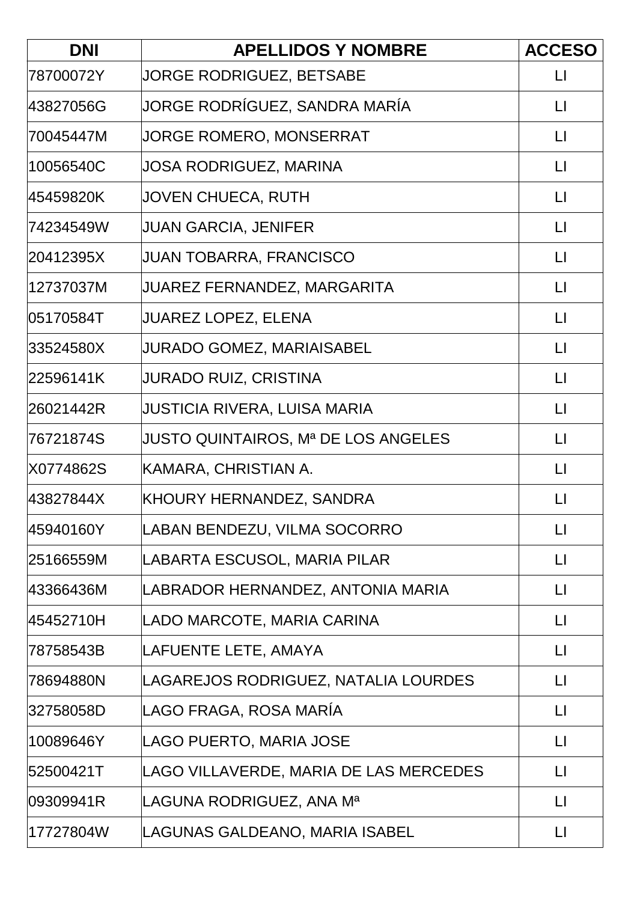| DNI | APELLIDOS Y NOMBRE | ACCESO |
|---|---|---|
| 78700072Y | JORGE RODRIGUEZ, BETSABE | LI |
| 43827056G | JORGE RODRÍGUEZ, SANDRA MARÍA | LI |
| 70045447M | JORGE ROMERO, MONSERRAT | LI |
| 10056540C | JOSA RODRIGUEZ, MARINA | LI |
| 45459820K | JOVEN CHUECA, RUTH | LI |
| 74234549W | JUAN GARCIA, JENIFER | LI |
| 20412395X | JUAN TOBARRA, FRANCISCO | LI |
| 12737037M | JUAREZ FERNANDEZ, MARGARITA | LI |
| 05170584T | JUAREZ LOPEZ, ELENA | LI |
| 33524580X | JURADO GOMEZ, MARIAISABEL | LI |
| 22596141K | JURADO RUIZ, CRISTINA | LI |
| 26021442R | JUSTICIA RIVERA, LUISA MARIA | LI |
| 76721874S | JUSTO QUINTAIROS, Mª DE LOS ANGELES | LI |
| X0774862S | KAMARA, CHRISTIAN A. | LI |
| 43827844X | KHOURY HERNANDEZ, SANDRA | LI |
| 45940160Y | LABAN BENDEZU, VILMA SOCORRO | LI |
| 25166559M | LABARTA ESCUSOL, MARIA PILAR | LI |
| 43366436M | LABRADOR HERNANDEZ, ANTONIA MARIA | LI |
| 45452710H | LADO MARCOTE, MARIA CARINA | LI |
| 78758543B | LAFUENTE LETE, AMAYA | LI |
| 78694880N | LAGAREJOS RODRIGUEZ, NATALIA LOURDES | LI |
| 32758058D | LAGO FRAGA, ROSA MARÍA | LI |
| 10089646Y | LAGO PUERTO, MARIA JOSE | LI |
| 52500421T | LAGO VILLAVERDE, MARIA DE LAS MERCEDES | LI |
| 09309941R | LAGUNA RODRIGUEZ, ANA Mª | LI |
| 17727804W | LAGUNAS GALDEANO, MARIA ISABEL | LI |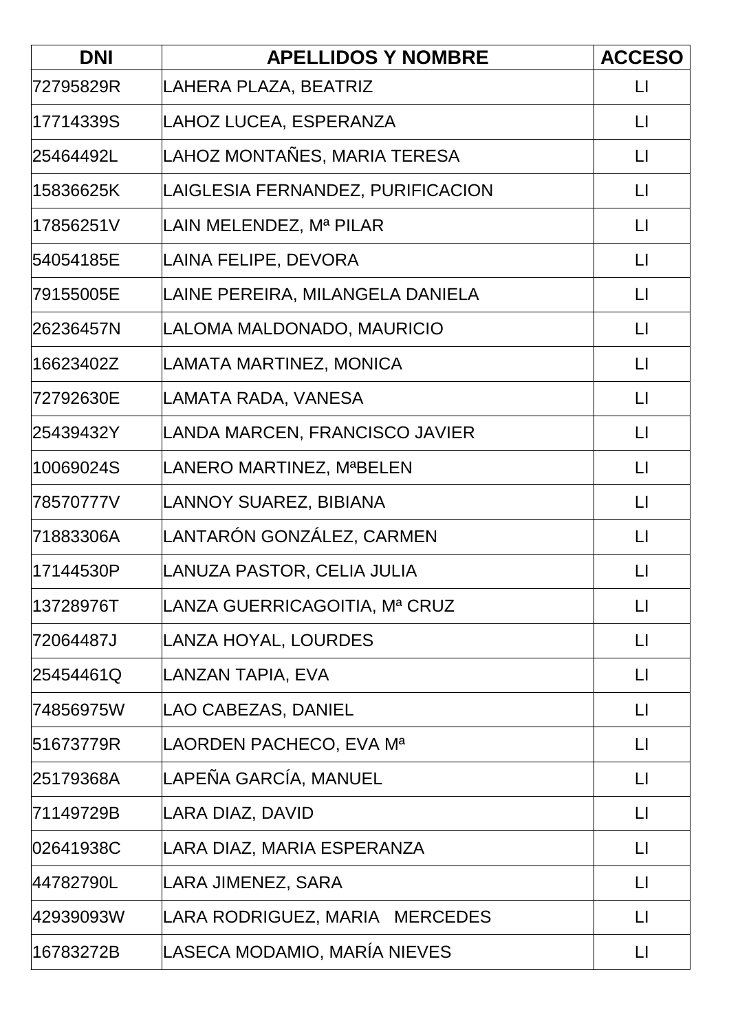| DNI | APELLIDOS Y NOMBRE | ACCESO |
| --- | --- | --- |
| 72795829R | LAHERA PLAZA, BEATRIZ | LI |
| 17714339S | LAHOZ LUCEA, ESPERANZA | LI |
| 25464492L | LAHOZ MONTAÑES, MARIA TERESA | LI |
| 15836625K | LAIGLESIA FERNANDEZ, PURIFICACION | LI |
| 17856251V | LAIN MELENDEZ, Mª PILAR | LI |
| 54054185E | LAINA FELIPE, DEVORA | LI |
| 79155005E | LAINE PEREIRA, MILANGELA DANIELA | LI |
| 26236457N | LALOMA MALDONADO, MAURICIO | LI |
| 16623402Z | LAMATA MARTINEZ, MONICA | LI |
| 72792630E | LAMATA RADA, VANESA | LI |
| 25439432Y | LANDA MARCEN, FRANCISCO JAVIER | LI |
| 10069024S | LANERO MARTINEZ, MªBELEN | LI |
| 78570777V | LANNOY SUAREZ, BIBIANA | LI |
| 71883306A | LANTARÓN GONZÁLEZ, CARMEN | LI |
| 17144530P | LANUZA PASTOR, CELIA JULIA | LI |
| 13728976T | LANZA GUERRICAGOITIA, Mª CRUZ | LI |
| 72064487J | LANZA HOYAL, LOURDES | LI |
| 25454461Q | LANZAN TAPIA, EVA | LI |
| 74856975W | LAO CABEZAS, DANIEL | LI |
| 51673779R | LAORDEN PACHECO, EVA Mª | LI |
| 25179368A | LAPEÑA GARCÍA, MANUEL | LI |
| 71149729B | LARA DIAZ, DAVID | LI |
| 02641938C | LARA DIAZ, MARIA ESPERANZA | LI |
| 44782790L | LARA JIMENEZ, SARA | LI |
| 42939093W | LARA RODRIGUEZ, MARIA MERCEDES | LI |
| 16783272B | LASECA MODAMIO, MARÍA NIEVES | LI |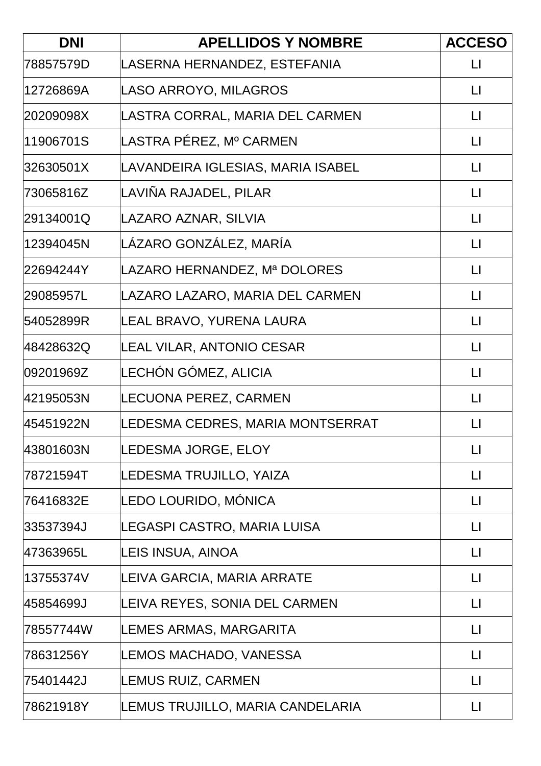| DNI | APELLIDOS Y NOMBRE | ACCESO |
|---|---|---|
| 78857579D | LASERNA HERNANDEZ, ESTEFANIA | LI |
| 12726869A | LASO ARROYO, MILAGROS | LI |
| 20209098X | LASTRA CORRAL, MARIA DEL CARMEN | LI |
| 11906701S | LASTRA PÉREZ, Mº CARMEN | LI |
| 32630501X | LAVANDEIRA IGLESIAS, MARIA ISABEL | LI |
| 73065816Z | LAVIÑA RAJADEL, PILAR | LI |
| 29134001Q | LAZARO AZNAR, SILVIA | LI |
| 12394045N | LÁZARO GONZÁLEZ, MARÍA | LI |
| 22694244Y | LAZARO HERNANDEZ, Mª DOLORES | LI |
| 29085957L | LAZARO LAZARO, MARIA DEL CARMEN | LI |
| 54052899R | LEAL BRAVO, YURENA LAURA | LI |
| 48428632Q | LEAL VILAR, ANTONIO CESAR | LI |
| 09201969Z | LECHÓN GÓMEZ, ALICIA | LI |
| 42195053N | LECUONA PEREZ, CARMEN | LI |
| 45451922N | LEDESMA CEDRES, MARIA MONTSERRAT | LI |
| 43801603N | LEDESMA JORGE, ELOY | LI |
| 78721594T | LEDESMA TRUJILLO, YAIZA | LI |
| 76416832E | LEDO LOURIDO, MÓNICA | LI |
| 33537394J | LEGASPI CASTRO, MARIA LUISA | LI |
| 47363965L | LEIS INSUA, AINOA | LI |
| 13755374V | LEIVA GARCIA, MARIA ARRATE | LI |
| 45854699J | LEIVA REYES, SONIA DEL CARMEN | LI |
| 78557744W | LEMES ARMAS, MARGARITA | LI |
| 78631256Y | LEMOS MACHADO, VANESSA | LI |
| 75401442J | LEMUS RUIZ, CARMEN | LI |
| 78621918Y | LEMUS TRUJILLO, MARIA CANDELARIA | LI |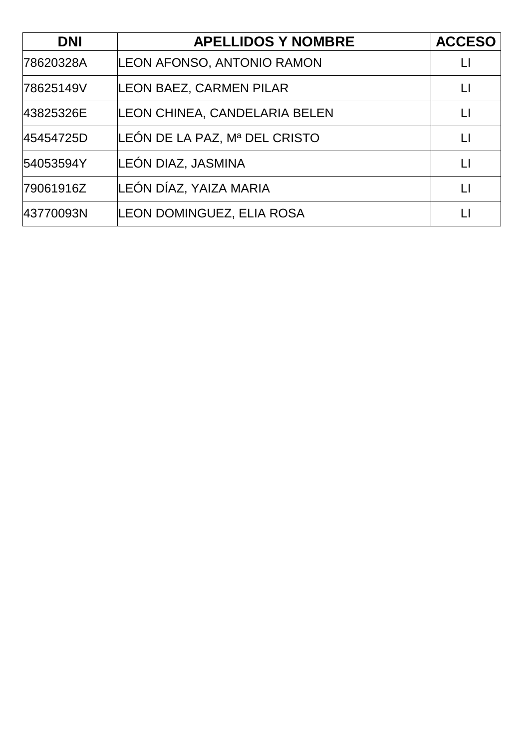| DNI | APELLIDOS Y NOMBRE | ACCESO |
| --- | --- | --- |
| 78620328A | LEON AFONSO, ANTONIO RAMON | LI |
| 78625149V | LEON BAEZ, CARMEN PILAR | LI |
| 43825326E | LEON CHINEA, CANDELARIA BELEN | LI |
| 45454725D | LEÓN DE LA PAZ, Mª DEL CRISTO | LI |
| 54053594Y | LEÓN DIAZ, JASMINA | LI |
| 79061916Z | LEÓN DÍAZ, YAIZA MARIA | LI |
| 43770093N | LEON DOMINGUEZ, ELIA ROSA | LI |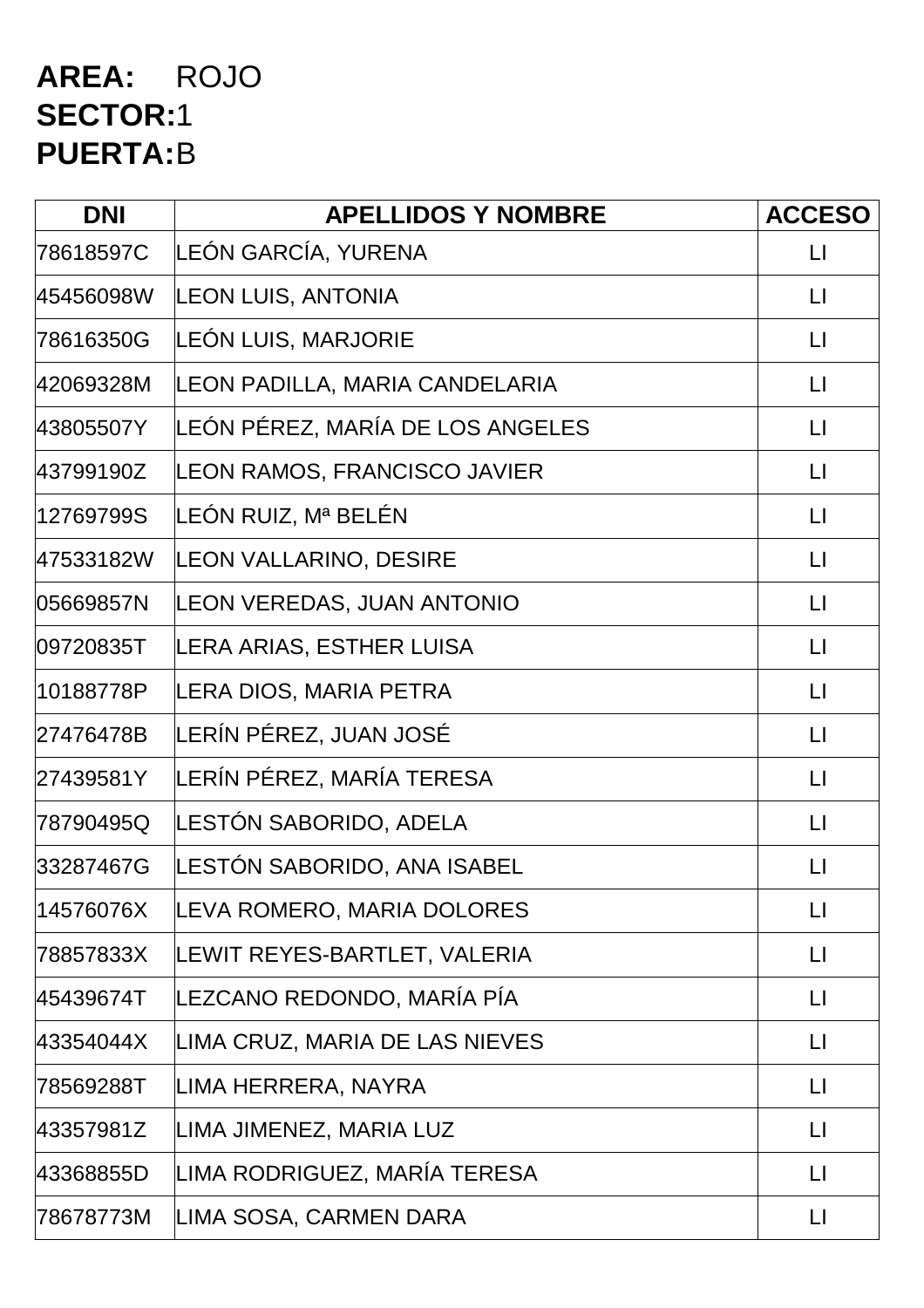**AREA:** ROJO
**SECTOR:** 1
**PUERTA:** B

| DNI | APELLIDOS Y NOMBRE | ACCESO |
|---|---|---|
| 78618597C | LEÓN GARCÍA, YURENA | LI |
| 45456098W | LEON LUIS, ANTONIA | LI |
| 78616350G | LEÓN LUIS, MARJORIE | LI |
| 42069328M | LEON PADILLA, MARIA CANDELARIA | LI |
| 43805507Y | LEÓN PÉREZ, MARÍA DE LOS ANGELES | LI |
| 43799190Z | LEON RAMOS, FRANCISCO JAVIER | LI |
| 12769799S | LEÓN RUIZ, Mª BELÉN | LI |
| 47533182W | LEON VALLARINO, DESIRE | LI |
| 05669857N | LEON VEREDAS, JUAN ANTONIO | LI |
| 09720835T | LERA ARIAS, ESTHER LUISA | LI |
| 10188778P | LERA DIOS, MARIA PETRA | LI |
| 27476478B | LERÍN PÉREZ, JUAN JOSÉ | LI |
| 27439581Y | LERÍN PÉREZ, MARÍA TERESA | LI |
| 78790495Q | LESTÓN SABORIDO, ADELA | LI |
| 33287467G | LESTÓN SABORIDO, ANA ISABEL | LI |
| 14576076X | LEVA ROMERO, MARIA DOLORES | LI |
| 78857833X | LEWIT REYES-BARTLET, VALERIA | LI |
| 45439674T | LEZCANO REDONDO, MARÍA PÍA | LI |
| 43354044X | LIMA CRUZ, MARIA DE LAS NIEVES | LI |
| 78569288T | LIMA HERRERA, NAYRA | LI |
| 43357981Z | LIMA JIMENEZ, MARIA LUZ | LI |
| 43368855D | LIMA RODRIGUEZ, MARÍA TERESA | LI |
| 78678773M | LIMA SOSA, CARMEN DARA | LI |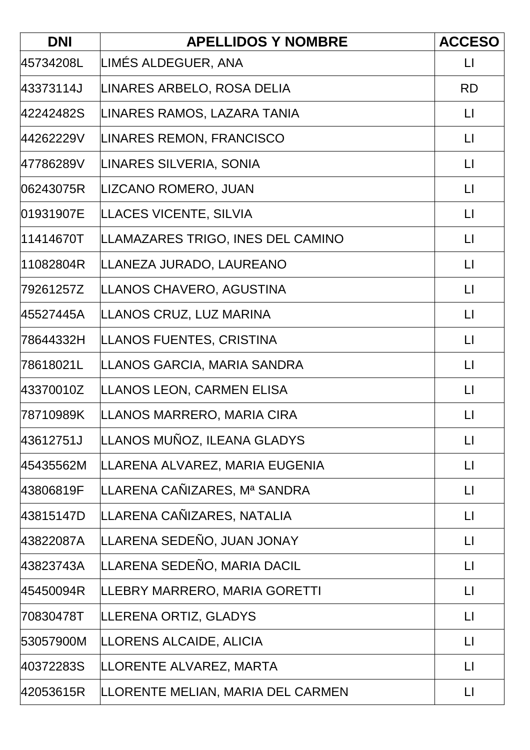| DNI | APELLIDOS Y NOMBRE | ACCESO |
| --- | --- | --- |
| 45734208L | LIMÉS ALDEGUER, ANA | LI |
| 43373114J | LINARES ARBELO, ROSA DELIA | RD |
| 42242482S | LINARES RAMOS, LAZARA TANIA | LI |
| 44262229V | LINARES REMON, FRANCISCO | LI |
| 47786289V | LINARES SILVERIA, SONIA | LI |
| 06243075R | LIZCANO ROMERO, JUAN | LI |
| 01931907E | LLACES VICENTE, SILVIA | LI |
| 11414670T | LLAMAZARES TRIGO, INES DEL CAMINO | LI |
| 11082804R | LLANEZA JURADO, LAUREANO | LI |
| 79261257Z | LLANOS CHAVERO, AGUSTINA | LI |
| 45527445A | LLANOS CRUZ, LUZ MARINA | LI |
| 78644332H | LLANOS FUENTES, CRISTINA | LI |
| 78618021L | LLANOS GARCIA, MARIA SANDRA | LI |
| 43370010Z | LLANOS LEON, CARMEN ELISA | LI |
| 78710989K | LLANOS MARRERO, MARIA CIRA | LI |
| 43612751J | LLANOS MUÑOZ, ILEANA GLADYS | LI |
| 45435562M | LLARENA ALVAREZ, MARIA EUGENIA | LI |
| 43806819F | LLARENA CAÑIZARES, Mª SANDRA | LI |
| 43815147D | LLARENA CAÑIZARES, NATALIA | LI |
| 43822087A | LLARENA SEDEÑO, JUAN JONAY | LI |
| 43823743A | LLARENA SEDEÑO, MARIA DACIL | LI |
| 45450094R | LLEBRY MARRERO, MARIA GORETTI | LI |
| 70830478T | LLERENA ORTIZ, GLADYS | LI |
| 53057900M | LLORENS ALCAIDE, ALICIA | LI |
| 40372283S | LLORENTE ALVAREZ, MARTA | LI |
| 42053615R | LLORENTE MELIAN, MARIA DEL CARMEN | LI |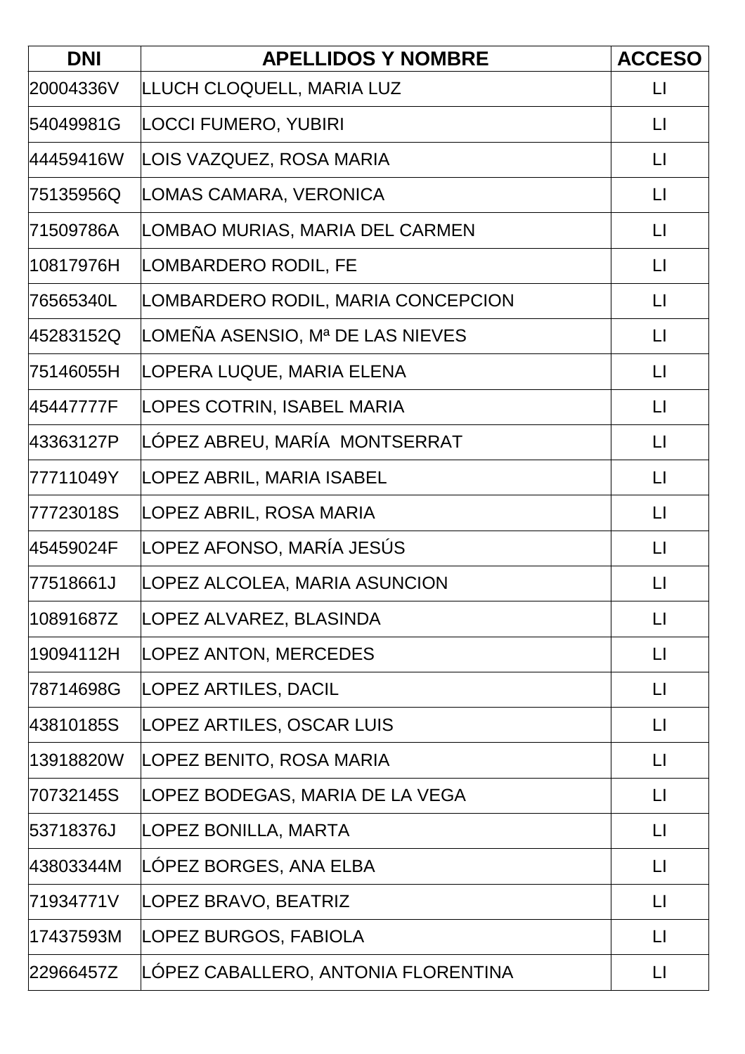| DNI | APELLIDOS Y NOMBRE | ACCESO |
|---|---|---|
| 20004336V | LLUCH CLOQUELL, MARIA LUZ | LI |
| 54049981G | LOCCI FUMERO, YUBIRI | LI |
| 44459416W | LOIS VAZQUEZ, ROSA MARIA | LI |
| 75135956Q | LOMAS CAMARA, VERONICA | LI |
| 71509786A | LOMBAO MURIAS, MARIA DEL CARMEN | LI |
| 10817976H | LOMBARDERO RODIL, FE | LI |
| 76565340L | LOMBARDERO RODIL, MARIA CONCEPCION | LI |
| 45283152Q | LOMEÑA ASENSIO, Mª DE LAS NIEVES | LI |
| 75146055H | LOPERA LUQUE, MARIA ELENA | LI |
| 45447777F | LOPES COTRIN, ISABEL MARIA | LI |
| 43363127P | LÓPEZ ABREU, MARÍA MONTSERRAT | LI |
| 77711049Y | LOPEZ ABRIL, MARIA ISABEL | LI |
| 77723018S | LOPEZ ABRIL, ROSA MARIA | LI |
| 45459024F | LOPEZ AFONSO, MARÍA JESÚS | LI |
| 77518661J | LOPEZ ALCOLEA, MARIA ASUNCION | LI |
| 10891687Z | LOPEZ ALVAREZ, BLASINDA | LI |
| 19094112H | LOPEZ ANTON, MERCEDES | LI |
| 78714698G | LOPEZ ARTILES, DACIL | LI |
| 43810185S | LOPEZ ARTILES, OSCAR LUIS | LI |
| 13918820W | LOPEZ BENITO, ROSA MARIA | LI |
| 70732145S | LOPEZ BODEGAS, MARIA DE LA VEGA | LI |
| 53718376J | LOPEZ BONILLA, MARTA | LI |
| 43803344M | LÓPEZ BORGES, ANA ELBA | LI |
| 71934771V | LOPEZ BRAVO, BEATRIZ | LI |
| 17437593M | LOPEZ BURGOS, FABIOLA | LI |
| 22966457Z | LÓPEZ CABALLERO, ANTONIA FLORENTINA | LI |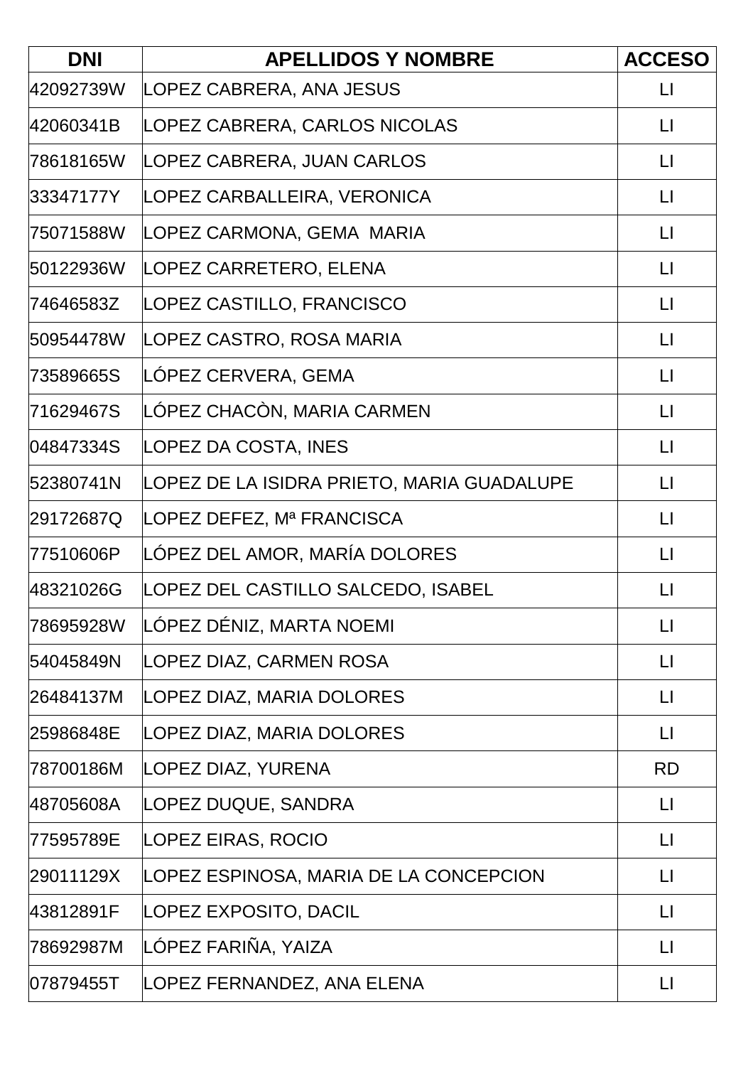| DNI | APELLIDOS Y NOMBRE | ACCESO |
| --- | --- | --- |
| 42092739W | LOPEZ CABRERA, ANA JESUS | LI |
| 42060341B | LOPEZ CABRERA, CARLOS NICOLAS | LI |
| 78618165W | LOPEZ CABRERA, JUAN CARLOS | LI |
| 33347177Y | LOPEZ CARBALLEIRA, VERONICA | LI |
| 75071588W | LOPEZ CARMONA, GEMA  MARIA | LI |
| 50122936W | LOPEZ CARRETERO, ELENA | LI |
| 74646583Z | LOPEZ CASTILLO, FRANCISCO | LI |
| 50954478W | LOPEZ CASTRO, ROSA MARIA | LI |
| 73589665S | LÓPEZ CERVERA, GEMA | LI |
| 71629467S | LÓPEZ CHACÒN, MARIA CARMEN | LI |
| 04847334S | LOPEZ DA COSTA, INES | LI |
| 52380741N | LOPEZ DE LA ISIDRA PRIETO, MARIA GUADALUPE | LI |
| 29172687Q | LOPEZ DEFEZ, Mª FRANCISCA | LI |
| 77510606P | LÓPEZ DEL AMOR, MARÍA DOLORES | LI |
| 48321026G | LOPEZ DEL CASTILLO SALCEDO, ISABEL | LI |
| 78695928W | LÓPEZ DÉNIZ, MARTA NOEMI | LI |
| 54045849N | LOPEZ DIAZ, CARMEN ROSA | LI |
| 26484137M | LOPEZ DIAZ, MARIA DOLORES | LI |
| 25986848E | LOPEZ DIAZ, MARIA DOLORES | LI |
| 78700186M | LOPEZ DIAZ, YURENA | RD |
| 48705608A | LOPEZ DUQUE, SANDRA | LI |
| 77595789E | LOPEZ EIRAS, ROCIO | LI |
| 29011129X | LOPEZ ESPINOSA, MARIA DE LA CONCEPCION | LI |
| 43812891F | LOPEZ EXPOSITO, DACIL | LI |
| 78692987M | LÓPEZ FARIÑA, YAIZA | LI |
| 07879455T | LOPEZ FERNANDEZ, ANA ELENA | LI |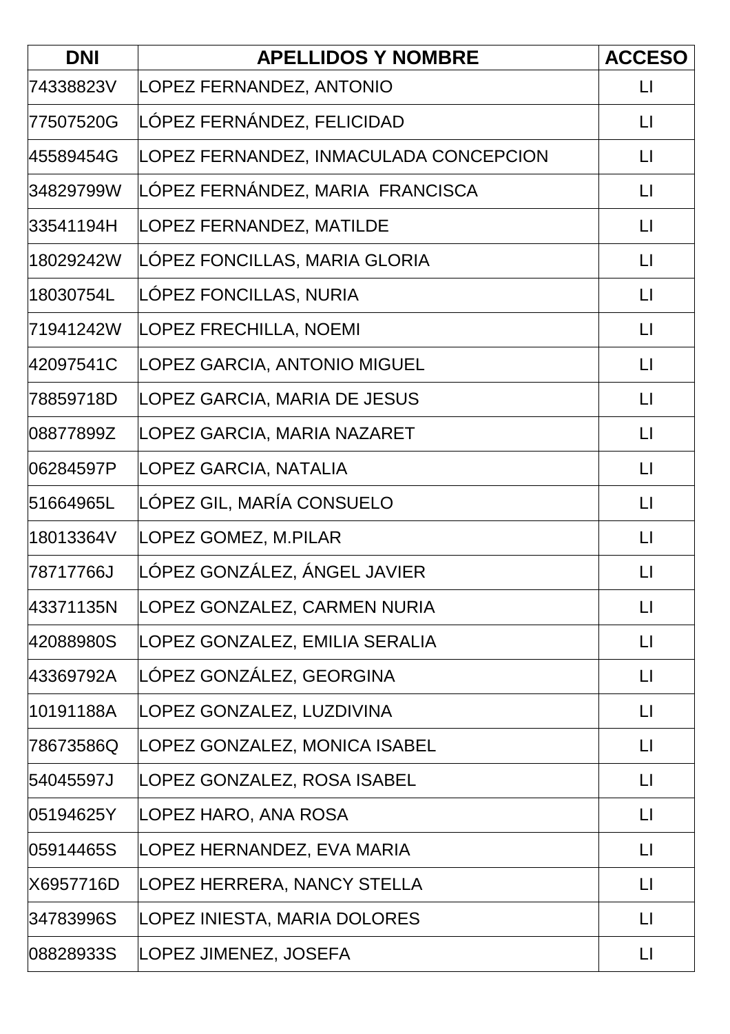| DNI | APELLIDOS Y NOMBRE | ACCESO |
| --- | --- | --- |
| 74338823V | LOPEZ FERNANDEZ, ANTONIO | LI |
| 77507520G | LÓPEZ FERNÁNDEZ, FELICIDAD | LI |
| 45589454G | LOPEZ FERNANDEZ, INMACULADA CONCEPCION | LI |
| 34829799W | LÓPEZ FERNÁNDEZ, MARIA  FRANCISCA | LI |
| 33541194H | LOPEZ FERNANDEZ, MATILDE | LI |
| 18029242W | LÓPEZ FONCILLAS, MARIA GLORIA | LI |
| 18030754L | LÓPEZ FONCILLAS, NURIA | LI |
| 71941242W | LOPEZ FRECHILLA, NOEMI | LI |
| 42097541C | LOPEZ GARCIA, ANTONIO MIGUEL | LI |
| 78859718D | LOPEZ GARCIA, MARIA DE JESUS | LI |
| 08877899Z | LOPEZ GARCIA, MARIA NAZARET | LI |
| 06284597P | LOPEZ GARCIA, NATALIA | LI |
| 51664965L | LÓPEZ GIL, MARÍA CONSUELO | LI |
| 18013364V | LOPEZ GOMEZ, M.PILAR | LI |
| 78717766J | LÓPEZ GONZÁLEZ, ÁNGEL JAVIER | LI |
| 43371135N | LOPEZ GONZALEZ, CARMEN NURIA | LI |
| 42088980S | LOPEZ GONZALEZ, EMILIA SERALIA | LI |
| 43369792A | LÓPEZ GONZÁLEZ, GEORGINA | LI |
| 10191188A | LOPEZ GONZALEZ, LUZDIVINA | LI |
| 78673586Q | LOPEZ GONZALEZ, MONICA ISABEL | LI |
| 54045597J | LOPEZ GONZALEZ, ROSA ISABEL | LI |
| 05194625Y | LOPEZ HARO, ANA ROSA | LI |
| 05914465S | LOPEZ HERNANDEZ, EVA MARIA | LI |
| X6957716D | LOPEZ HERRERA, NANCY STELLA | LI |
| 34783996S | LOPEZ INIESTA, MARIA DOLORES | LI |
| 08828933S | LOPEZ JIMENEZ, JOSEFA | LI |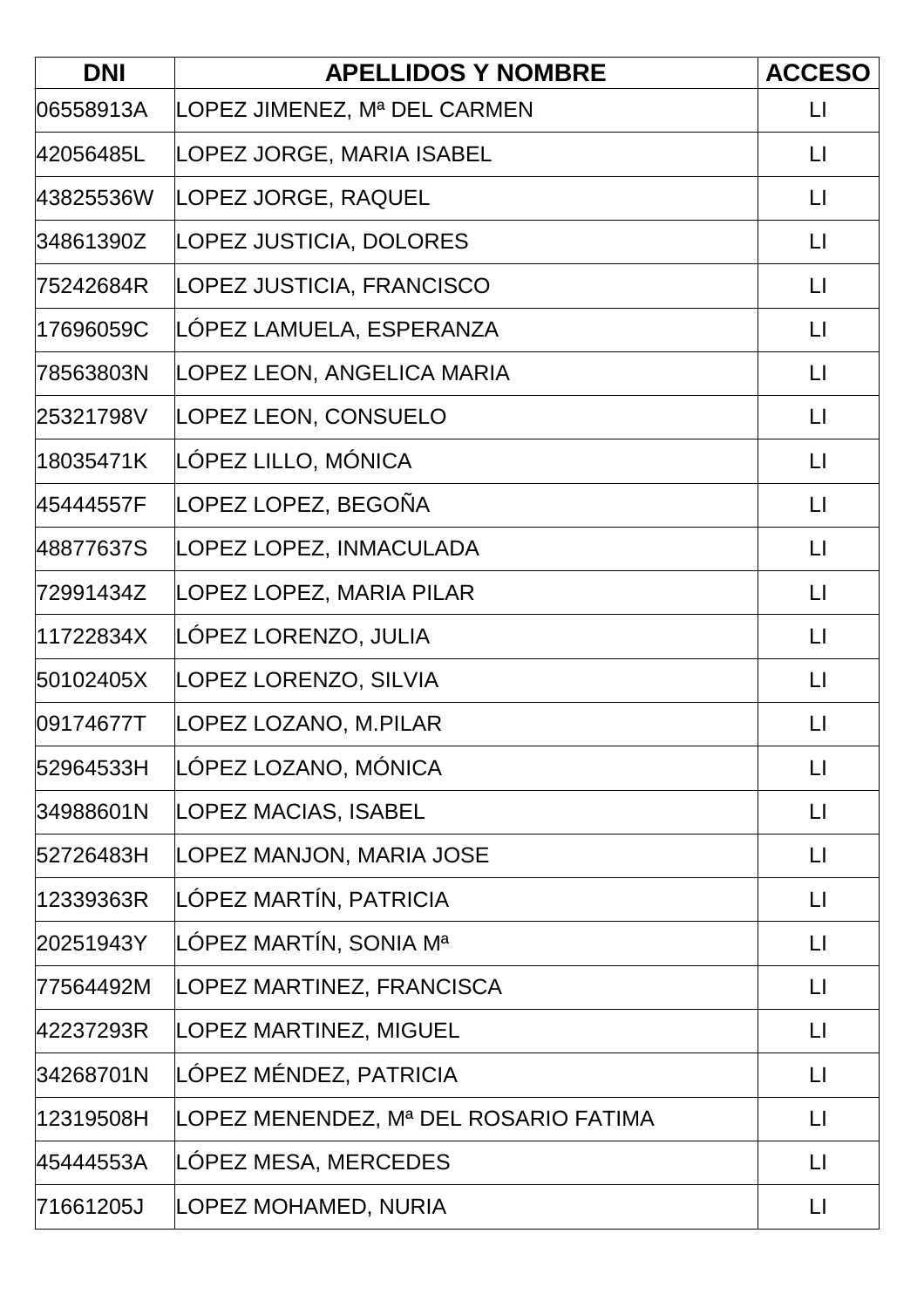| DNI | APELLIDOS Y NOMBRE | ACCESO |
| --- | --- | --- |
| 06558913A | LOPEZ JIMENEZ, Mª DEL CARMEN | LI |
| 42056485L | LOPEZ JORGE, MARIA ISABEL | LI |
| 43825536W | LOPEZ JORGE, RAQUEL | LI |
| 34861390Z | LOPEZ JUSTICIA, DOLORES | LI |
| 75242684R | LOPEZ JUSTICIA, FRANCISCO | LI |
| 17696059C | LÓPEZ LAMUELA, ESPERANZA | LI |
| 78563803N | LOPEZ LEON, ANGELICA MARIA | LI |
| 25321798V | LOPEZ LEON, CONSUELO | LI |
| 18035471K | LÓPEZ LILLO, MÓNICA | LI |
| 45444557F | LOPEZ LOPEZ, BEGOÑA | LI |
| 48877637S | LOPEZ LOPEZ, INMACULADA | LI |
| 72991434Z | LOPEZ LOPEZ, MARIA PILAR | LI |
| 11722834X | LÓPEZ LORENZO, JULIA | LI |
| 50102405X | LOPEZ LORENZO, SILVIA | LI |
| 09174677T | LOPEZ LOZANO, M.PILAR | LI |
| 52964533H | LÓPEZ LOZANO, MÓNICA | LI |
| 34988601N | LOPEZ MACIAS, ISABEL | LI |
| 52726483H | LOPEZ MANJON, MARIA JOSE | LI |
| 12339363R | LÓPEZ MARTÍN, PATRICIA | LI |
| 20251943Y | LÓPEZ MARTÍN, SONIA Mª | LI |
| 77564492M | LOPEZ MARTINEZ, FRANCISCA | LI |
| 42237293R | LOPEZ MARTINEZ, MIGUEL | LI |
| 34268701N | LÓPEZ MÉNDEZ, PATRICIA | LI |
| 12319508H | LOPEZ MENENDEZ, Mª DEL ROSARIO FATIMA | LI |
| 45444553A | LÓPEZ MESA, MERCEDES | LI |
| 71661205J | LOPEZ MOHAMED, NURIA | LI |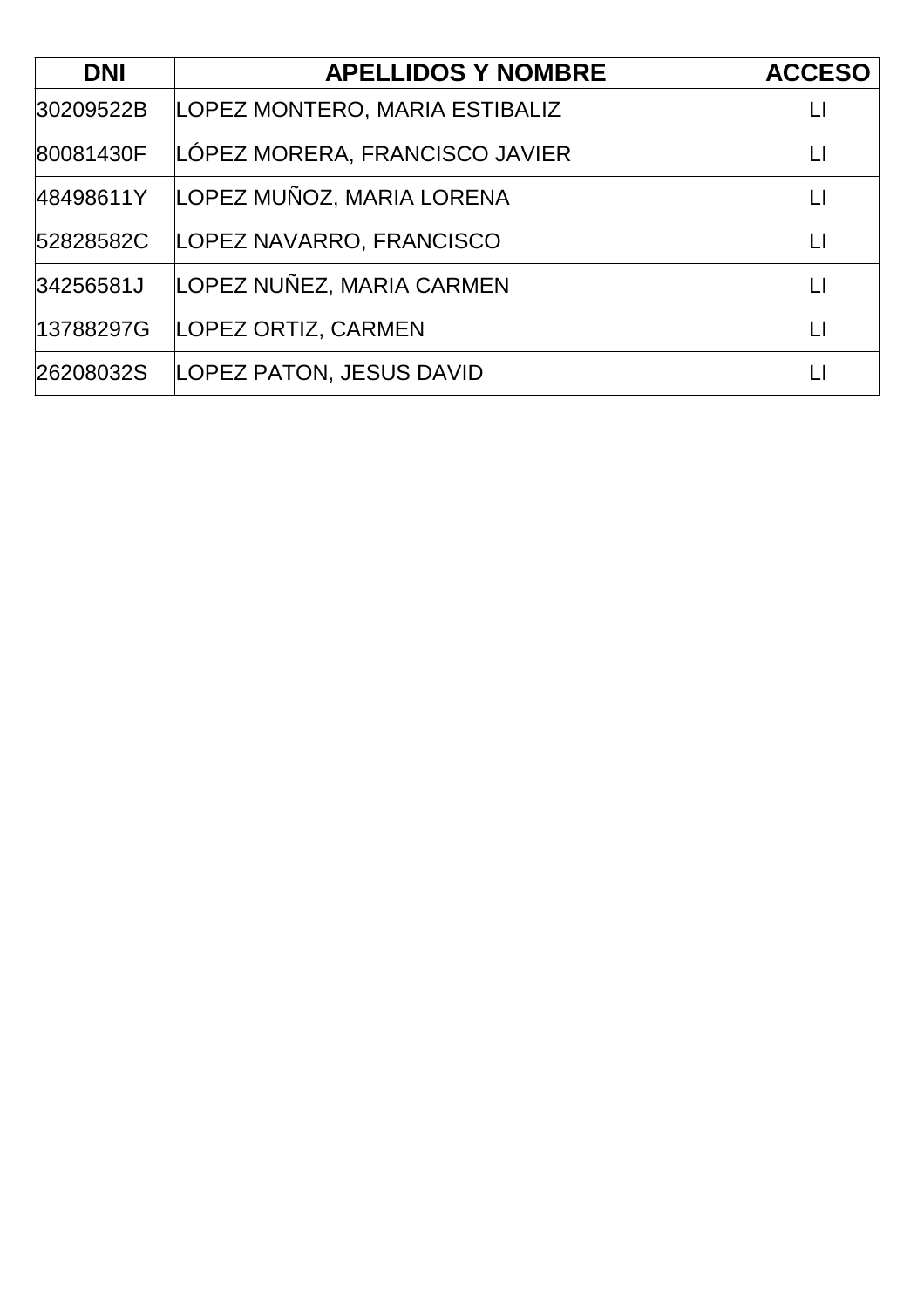| DNI | APELLIDOS Y NOMBRE | ACCESO |
| --- | --- | --- |
| 30209522B | LOPEZ MONTERO, MARIA ESTIBALIZ | LI |
| 80081430F | LÓPEZ MORERA, FRANCISCO JAVIER | LI |
| 48498611Y | LOPEZ MUÑOZ, MARIA LORENA | LI |
| 52828582C | LOPEZ NAVARRO, FRANCISCO | LI |
| 34256581J | LOPEZ NUÑEZ, MARIA CARMEN | LI |
| 13788297G | LOPEZ ORTIZ, CARMEN | LI |
| 26208032S | LOPEZ PATON, JESUS DAVID | LI |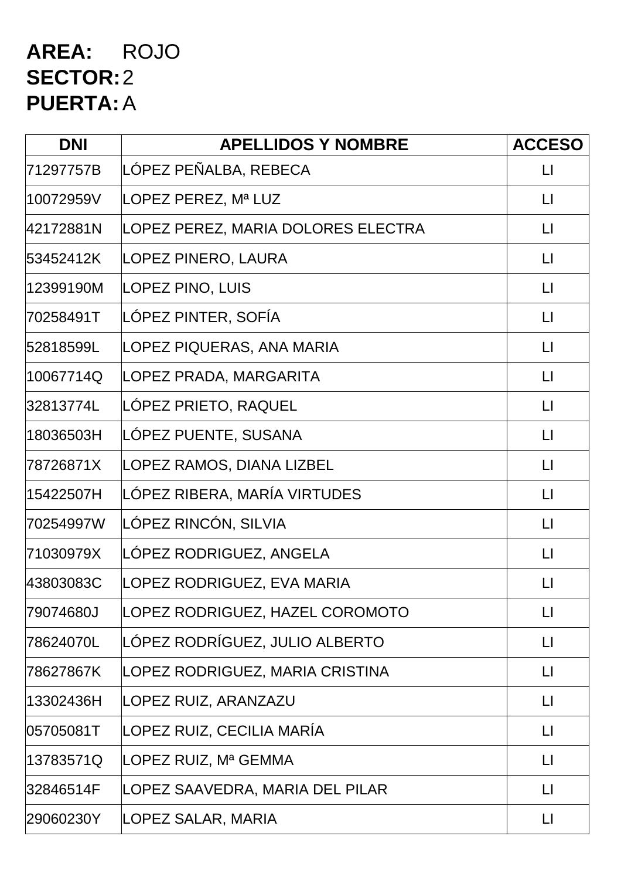**AREA:** ROJO
**SECTOR:** 2
**PUERTA:** A

| DNI | APELLIDOS Y NOMBRE | ACCESO |
|---|---|---|
| 71297757B | LÓPEZ PEÑALBA, REBECA | LI |
| 10072959V | LOPEZ PEREZ, Mª LUZ | LI |
| 42172881N | LOPEZ PEREZ, MARIA DOLORES ELECTRA | LI |
| 53452412K | LOPEZ PINERO, LAURA | LI |
| 12399190M | LOPEZ PINO, LUIS | LI |
| 70258491T | LÓPEZ PINTER, SOFÍA | LI |
| 52818599L | LOPEZ PIQUERAS, ANA MARIA | LI |
| 10067714Q | LOPEZ PRADA, MARGARITA | LI |
| 32813774L | LÓPEZ PRIETO, RAQUEL | LI |
| 18036503H | LÓPEZ PUENTE, SUSANA | LI |
| 78726871X | LOPEZ RAMOS, DIANA LIZBEL | LI |
| 15422507H | LÓPEZ RIBERA, MARÍA VIRTUDES | LI |
| 70254997W | LÓPEZ RINCÓN, SILVIA | LI |
| 71030979X | LÓPEZ RODRIGUEZ, ANGELA | LI |
| 43803083C | LOPEZ RODRIGUEZ, EVA MARIA | LI |
| 79074680J | LOPEZ RODRIGUEZ, HAZEL COROMOTO | LI |
| 78624070L | LÓPEZ RODRÍGUEZ, JULIO ALBERTO | LI |
| 78627867K | LOPEZ RODRIGUEZ, MARIA CRISTINA | LI |
| 13302436H | LOPEZ RUIZ, ARANZAZU | LI |
| 05705081T | LOPEZ RUIZ, CECILIA MARÍA | LI |
| 13783571Q | LOPEZ RUIZ, Mª GEMMA | LI |
| 32846514F | LOPEZ SAAVEDRA, MARIA DEL PILAR | LI |
| 29060230Y | LOPEZ SALAR, MARIA | LI |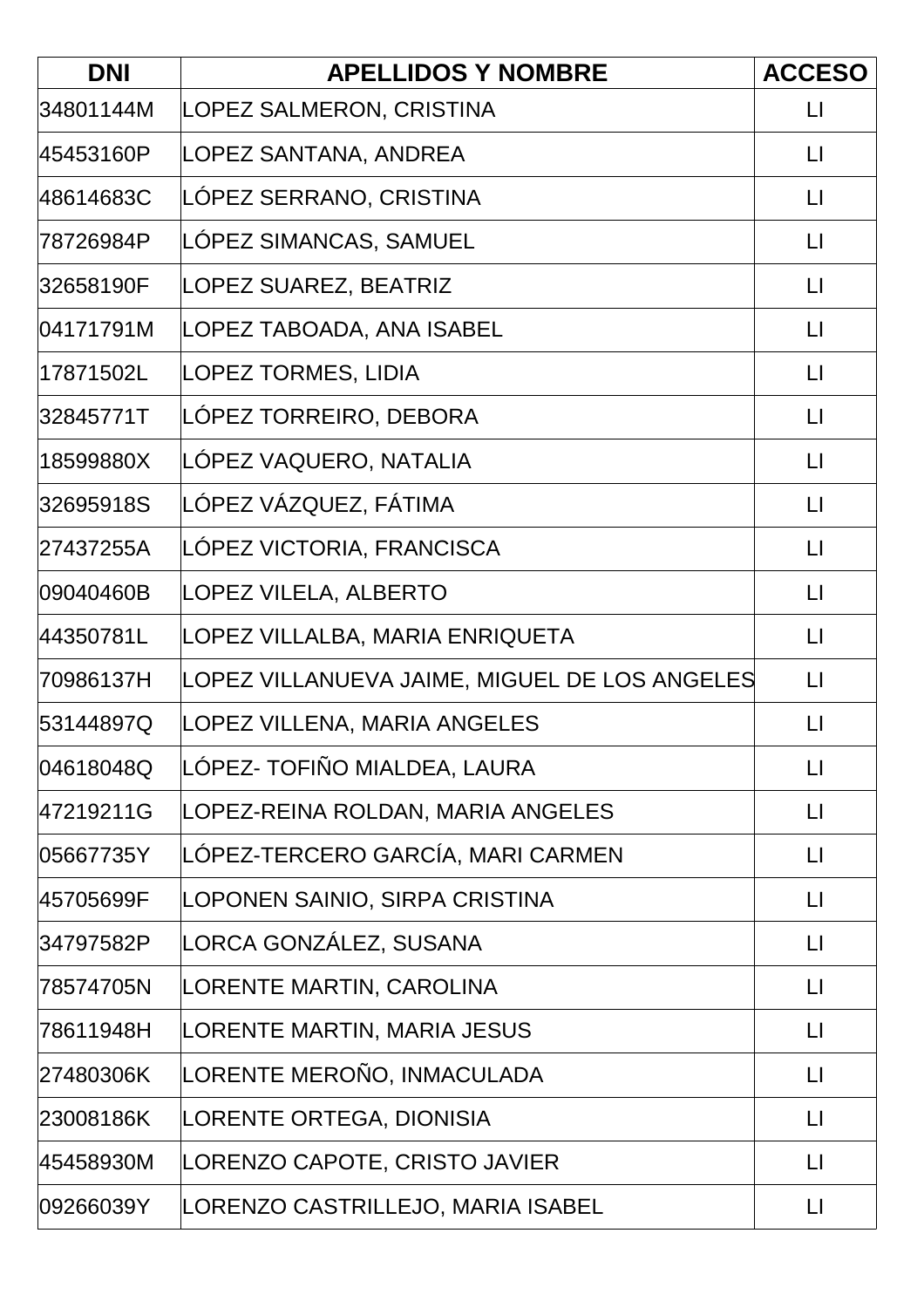| DNI | APELLIDOS Y NOMBRE | ACCESO |
|---|---|---|
| 34801144M | LOPEZ SALMERON, CRISTINA | LI |
| 45453160P | LOPEZ SANTANA, ANDREA | LI |
| 48614683C | LÓPEZ SERRANO, CRISTINA | LI |
| 78726984P | LÓPEZ SIMANCAS, SAMUEL | LI |
| 32658190F | LOPEZ SUAREZ, BEATRIZ | LI |
| 04171791M | LOPEZ TABOADA, ANA ISABEL | LI |
| 17871502L | LOPEZ TORMES, LIDIA | LI |
| 32845771T | LÓPEZ TORREIRO, DEBORA | LI |
| 18599880X | LÓPEZ VAQUERO, NATALIA | LI |
| 32695918S | LÓPEZ VÁZQUEZ, FÁTIMA | LI |
| 27437255A | LÓPEZ VICTORIA, FRANCISCA | LI |
| 09040460B | LOPEZ VILELA, ALBERTO | LI |
| 44350781L | LOPEZ VILLALBA, MARIA ENRIQUETA | LI |
| 70986137H | LOPEZ VILLANUEVA JAIME, MIGUEL DE LOS ANGELES | LI |
| 53144897Q | LOPEZ VILLENA, MARIA ANGELES | LI |
| 04618048Q | LÓPEZ- TOFIÑO MIALDEA, LAURA | LI |
| 47219211G | LOPEZ-REINA ROLDAN, MARIA ANGELES | LI |
| 05667735Y | LÓPEZ-TERCERO GARCÍA, MARI CARMEN | LI |
| 45705699F | LOPONEN SAINIO, SIRPA CRISTINA | LI |
| 34797582P | LORCA GONZÁLEZ, SUSANA | LI |
| 78574705N | LORENTE MARTIN, CAROLINA | LI |
| 78611948H | LORENTE MARTIN, MARIA JESUS | LI |
| 27480306K | LORENTE MEROÑO, INMACULADA | LI |
| 23008186K | LORENTE ORTEGA, DIONISIA | LI |
| 45458930M | LORENZO CAPOTE, CRISTO JAVIER | LI |
| 09266039Y | LORENZO CASTRILLEJO, MARIA ISABEL | LI |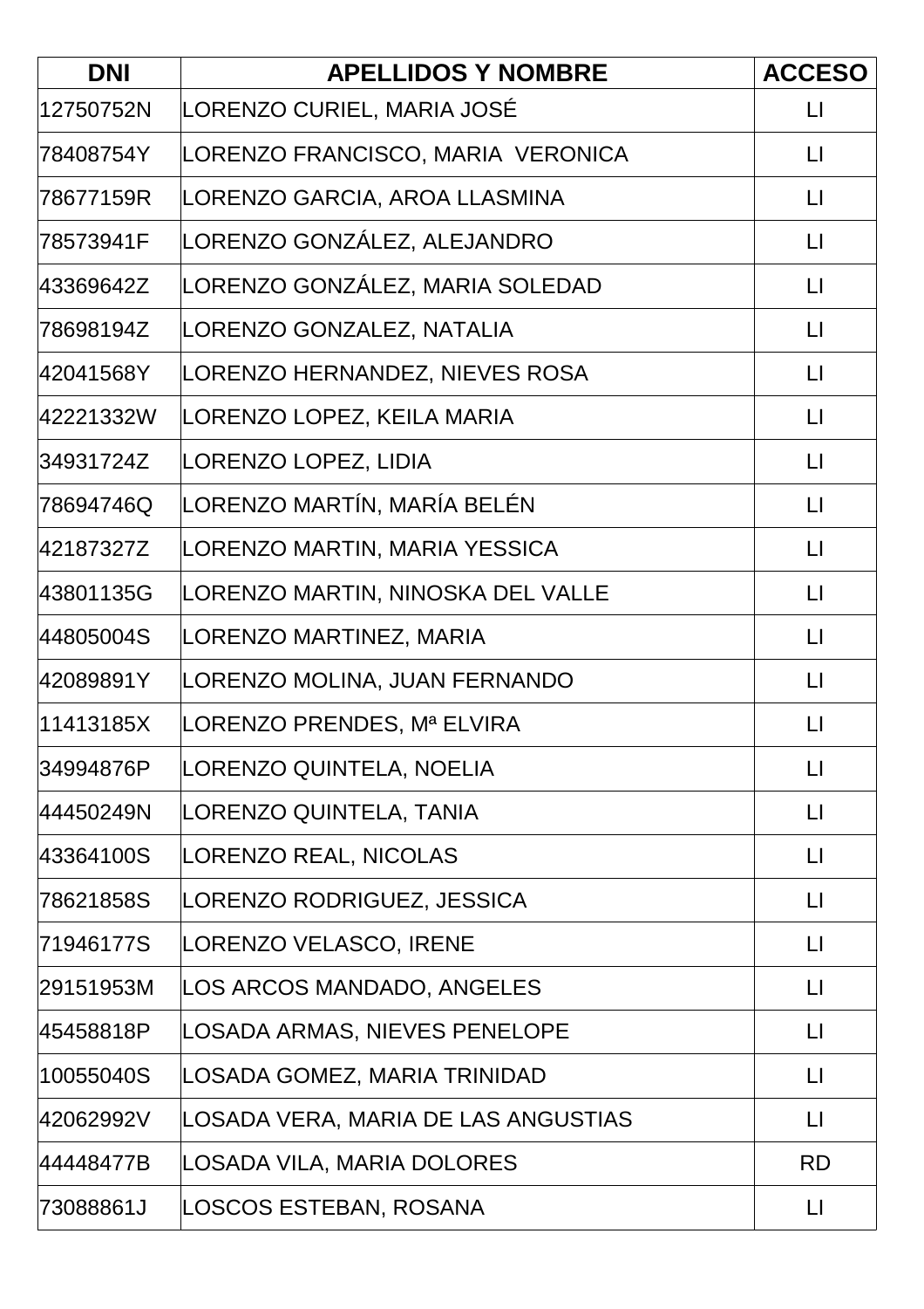| DNI | APELLIDOS Y NOMBRE | ACCESO |
|---|---|---|
| 12750752N | LORENZO CURIEL, MARIA JOSÉ | LI |
| 78408754Y | LORENZO FRANCISCO, MARIA VERONICA | LI |
| 78677159R | LORENZO GARCIA, AROA LLASMINA | LI |
| 78573941F | LORENZO GONZÁLEZ, ALEJANDRO | LI |
| 43369642Z | LORENZO GONZÁLEZ, MARIA SOLEDAD | LI |
| 78698194Z | LORENZO GONZALEZ, NATALIA | LI |
| 42041568Y | LORENZO HERNANDEZ, NIEVES ROSA | LI |
| 42221332W | LORENZO LOPEZ, KEILA MARIA | LI |
| 34931724Z | LORENZO LOPEZ, LIDIA | LI |
| 78694746Q | LORENZO MARTÍN, MARÍA BELÉN | LI |
| 42187327Z | LORENZO MARTIN, MARIA YESSICA | LI |
| 43801135G | LORENZO MARTIN, NINOSKA DEL VALLE | LI |
| 44805004S | LORENZO MARTINEZ, MARIA | LI |
| 42089891Y | LORENZO MOLINA, JUAN FERNANDO | LI |
| 11413185X | LORENZO PRENDES, Mª ELVIRA | LI |
| 34994876P | LORENZO QUINTELA, NOELIA | LI |
| 44450249N | LORENZO QUINTELA, TANIA | LI |
| 43364100S | LORENZO REAL, NICOLAS | LI |
| 78621858S | LORENZO RODRIGUEZ, JESSICA | LI |
| 71946177S | LORENZO VELASCO, IRENE | LI |
| 29151953M | LOS ARCOS MANDADO, ANGELES | LI |
| 45458818P | LOSADA ARMAS, NIEVES PENELOPE | LI |
| 10055040S | LOSADA GOMEZ, MARIA TRINIDAD | LI |
| 42062992V | LOSADA VERA, MARIA DE LAS ANGUSTIAS | LI |
| 44448477B | LOSADA VILA, MARIA DOLORES | RD |
| 73088861J | LOSCOS ESTEBAN, ROSANA | LI |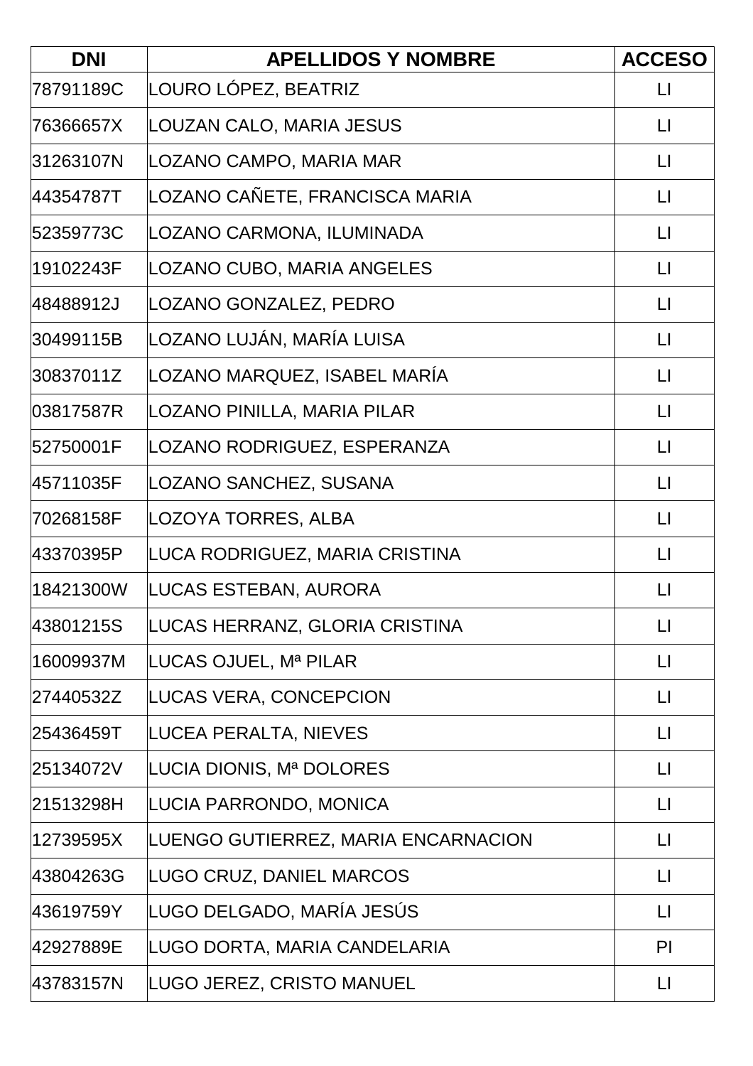| DNI | APELLIDOS Y NOMBRE | ACCESO |
| --- | --- | --- |
| 78791189C | LOURO LÓPEZ, BEATRIZ | LI |
| 76366657X | LOUZAN CALO, MARIA JESUS | LI |
| 31263107N | LOZANO CAMPO, MARIA MAR | LI |
| 44354787T | LOZANO CAÑETE, FRANCISCA MARIA | LI |
| 52359773C | LOZANO CARMONA, ILUMINADA | LI |
| 19102243F | LOZANO CUBO, MARIA ANGELES | LI |
| 48488912J | LOZANO GONZALEZ, PEDRO | LI |
| 30499115B | LOZANO LUJÁN, MARÍA LUISA | LI |
| 30837011Z | LOZANO MARQUEZ, ISABEL MARÍA | LI |
| 03817587R | LOZANO PINILLA, MARIA PILAR | LI |
| 52750001F | LOZANO RODRIGUEZ, ESPERANZA | LI |
| 45711035F | LOZANO SANCHEZ, SUSANA | LI |
| 70268158F | LOZOYA TORRES, ALBA | LI |
| 43370395P | LUCA RODRIGUEZ, MARIA CRISTINA | LI |
| 18421300W | LUCAS ESTEBAN, AURORA | LI |
| 43801215S | LUCAS HERRANZ, GLORIA CRISTINA | LI |
| 16009937M | LUCAS OJUEL, Mª PILAR | LI |
| 27440532Z | LUCAS VERA, CONCEPCION | LI |
| 25436459T | LUCEA PERALTA, NIEVES | LI |
| 25134072V | LUCIA DIONIS, Mª DOLORES | LI |
| 21513298H | LUCIA PARRONDO, MONICA | LI |
| 12739595X | LUENGO GUTIERREZ, MARIA ENCARNACION | LI |
| 43804263G | LUGO CRUZ, DANIEL MARCOS | LI |
| 43619759Y | LUGO DELGADO, MARÍA JESÚS | LI |
| 42927889E | LUGO DORTA, MARIA CANDELARIA | PI |
| 43783157N | LUGO JEREZ, CRISTO MANUEL | LI |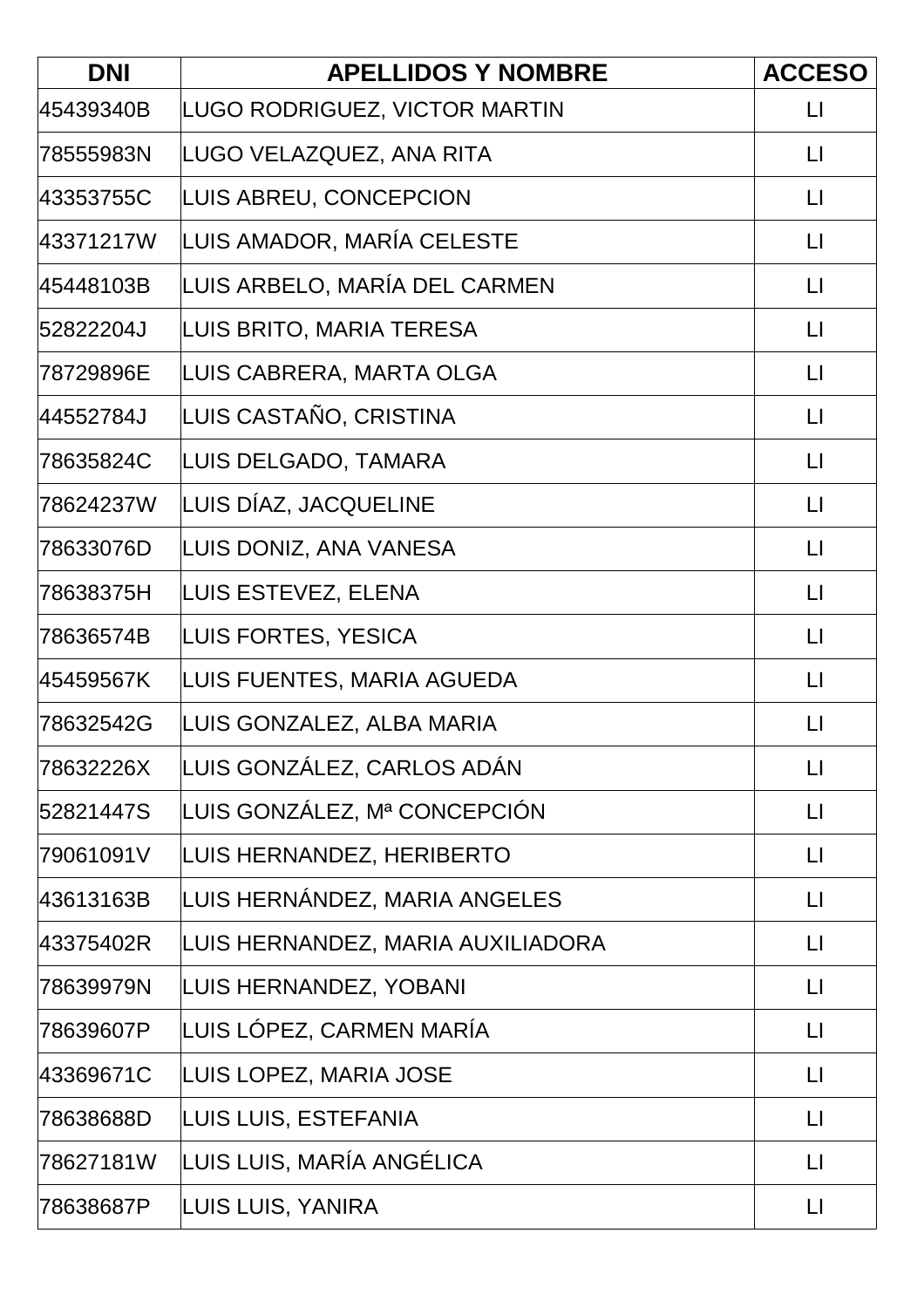| DNI | APELLIDOS Y NOMBRE | ACCESO |
|---|---|---|
| 45439340B | LUGO RODRIGUEZ, VICTOR MARTIN | LI |
| 78555983N | LUGO VELAZQUEZ, ANA RITA | LI |
| 43353755C | LUIS ABREU, CONCEPCION | LI |
| 43371217W | LUIS AMADOR, MARÍA CELESTE | LI |
| 45448103B | LUIS ARBELO, MARÍA DEL CARMEN | LI |
| 52822204J | LUIS BRITO, MARIA TERESA | LI |
| 78729896E | LUIS CABRERA, MARTA OLGA | LI |
| 44552784J | LUIS CASTAÑO, CRISTINA | LI |
| 78635824C | LUIS DELGADO, TAMARA | LI |
| 78624237W | LUIS DÍAZ, JACQUELINE | LI |
| 78633076D | LUIS DONIZ, ANA VANESA | LI |
| 78638375H | LUIS ESTEVEZ, ELENA | LI |
| 78636574B | LUIS FORTES, YESICA | LI |
| 45459567K | LUIS FUENTES, MARIA AGUEDA | LI |
| 78632542G | LUIS GONZALEZ, ALBA MARIA | LI |
| 78632226X | LUIS GONZÁLEZ, CARLOS ADÁN | LI |
| 52821447S | LUIS GONZÁLEZ, Mª CONCEPCIÓN | LI |
| 79061091V | LUIS HERNANDEZ, HERIBERTO | LI |
| 43613163B | LUIS HERNÁNDEZ, MARIA ANGELES | LI |
| 43375402R | LUIS HERNANDEZ, MARIA AUXILIADORA | LI |
| 78639979N | LUIS HERNANDEZ, YOBANI | LI |
| 78639607P | LUIS LÓPEZ, CARMEN MARÍA | LI |
| 43369671C | LUIS LOPEZ, MARIA JOSE | LI |
| 78638688D | LUIS LUIS, ESTEFANIA | LI |
| 78627181W | LUIS LUIS, MARÍA ANGÉLICA | LI |
| 78638687P | LUIS LUIS, YANIRA | LI |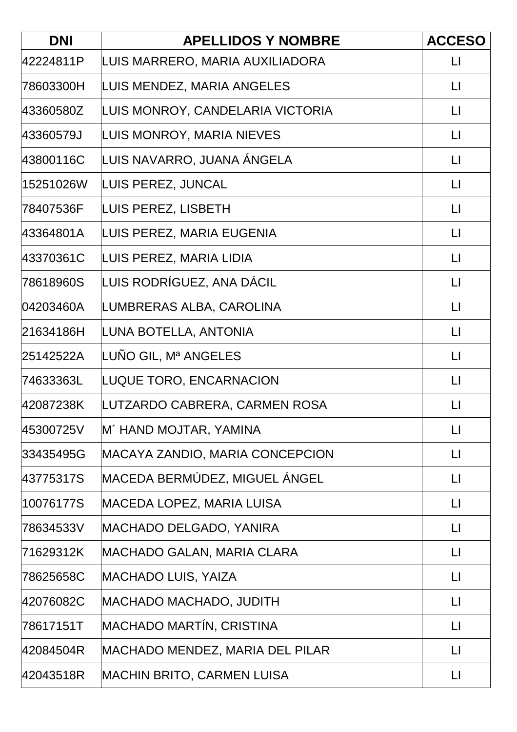| DNI | APELLIDOS Y NOMBRE | ACCESO |
|---|---|---|
| 42224811P | LUIS MARRERO, MARIA AUXILIADORA | LI |
| 78603300H | LUIS MENDEZ, MARIA ANGELES | LI |
| 43360580Z | LUIS MONROY, CANDELARIA VICTORIA | LI |
| 43360579J | LUIS MONROY, MARIA NIEVES | LI |
| 43800116C | LUIS NAVARRO, JUANA ÁNGELA | LI |
| 15251026W | LUIS PEREZ, JUNCAL | LI |
| 78407536F | LUIS PEREZ, LISBETH | LI |
| 43364801A | LUIS PEREZ, MARIA EUGENIA | LI |
| 43370361C | LUIS PEREZ, MARIA LIDIA | LI |
| 78618960S | LUIS RODRÍGUEZ, ANA DÁCIL | LI |
| 04203460A | LUMBRERAS ALBA, CAROLINA | LI |
| 21634186H | LUNA BOTELLA, ANTONIA | LI |
| 25142522A | LUÑO GIL, Mª ANGELES | LI |
| 74633363L | LUQUE TORO, ENCARNACION | LI |
| 42087238K | LUTZARDO CABRERA, CARMEN ROSA | LI |
| 45300725V | M´ HAND MOJTAR, YAMINA | LI |
| 33435495G | MACAYA ZANDIO, MARIA CONCEPCION | LI |
| 43775317S | MACEDA BERMÚDEZ, MIGUEL ÁNGEL | LI |
| 10076177S | MACEDA LOPEZ, MARIA LUISA | LI |
| 78634533V | MACHADO DELGADO, YANIRA | LI |
| 71629312K | MACHADO GALAN, MARIA CLARA | LI |
| 78625658C | MACHADO LUIS, YAIZA | LI |
| 42076082C | MACHADO MACHADO, JUDITH | LI |
| 78617151T | MACHADO MARTÍN, CRISTINA | LI |
| 42084504R | MACHADO MENDEZ, MARIA DEL PILAR | LI |
| 42043518R | MACHIN BRITO, CARMEN LUISA | LI |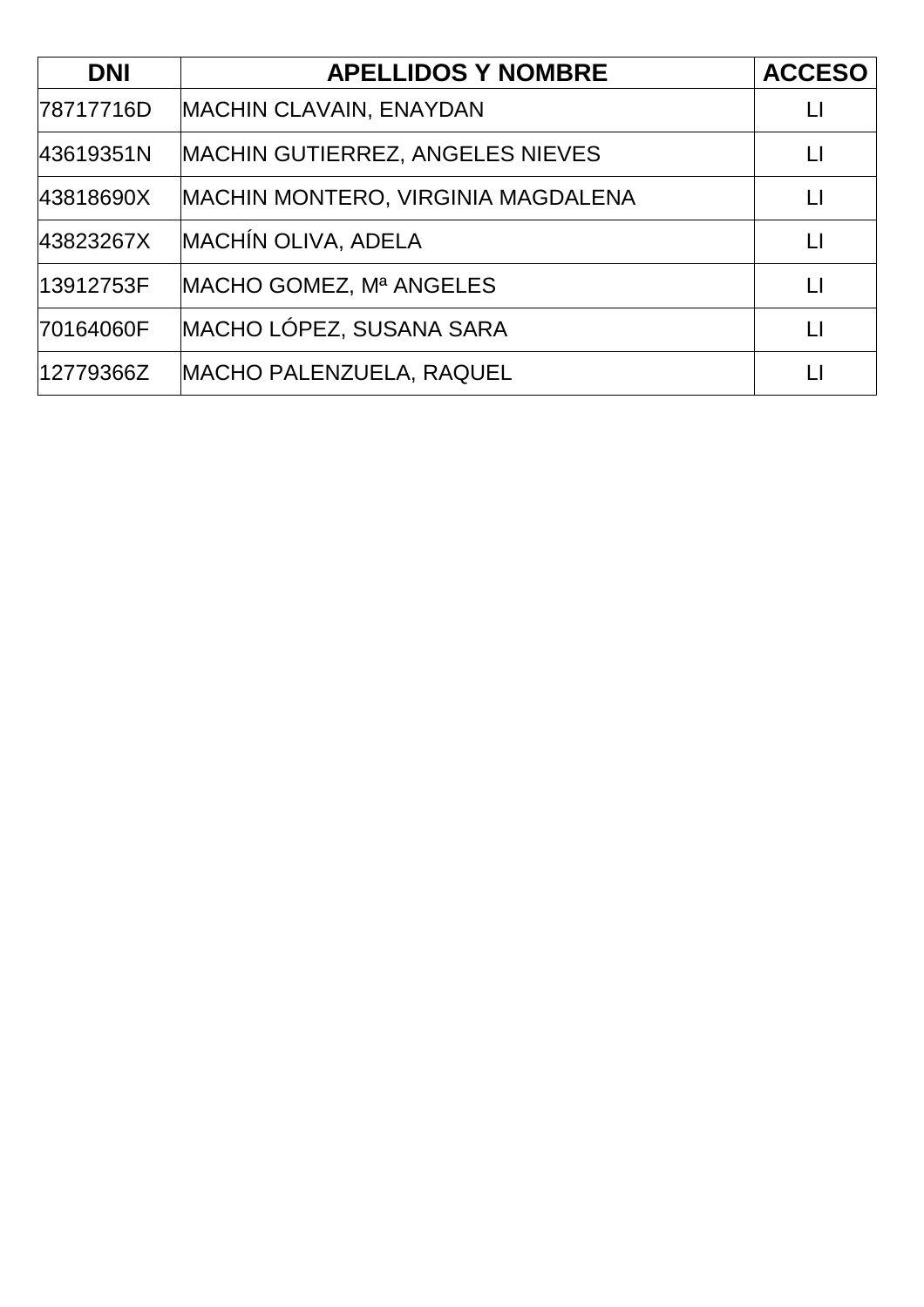| DNI | APELLIDOS Y NOMBRE | ACCESO |
|---|---|---|
| 78717716D | MACHIN CLAVAIN, ENAYDAN | LI |
| 43619351N | MACHIN GUTIERREZ, ANGELES NIEVES | LI |
| 43818690X | MACHIN MONTERO, VIRGINIA MAGDALENA | LI |
| 43823267X | MACHÍN OLIVA, ADELA | LI |
| 13912753F | MACHO GOMEZ, Mª ANGELES | LI |
| 70164060F | MACHO LÓPEZ, SUSANA SARA | LI |
| 12779366Z | MACHO PALENZUELA, RAQUEL | LI |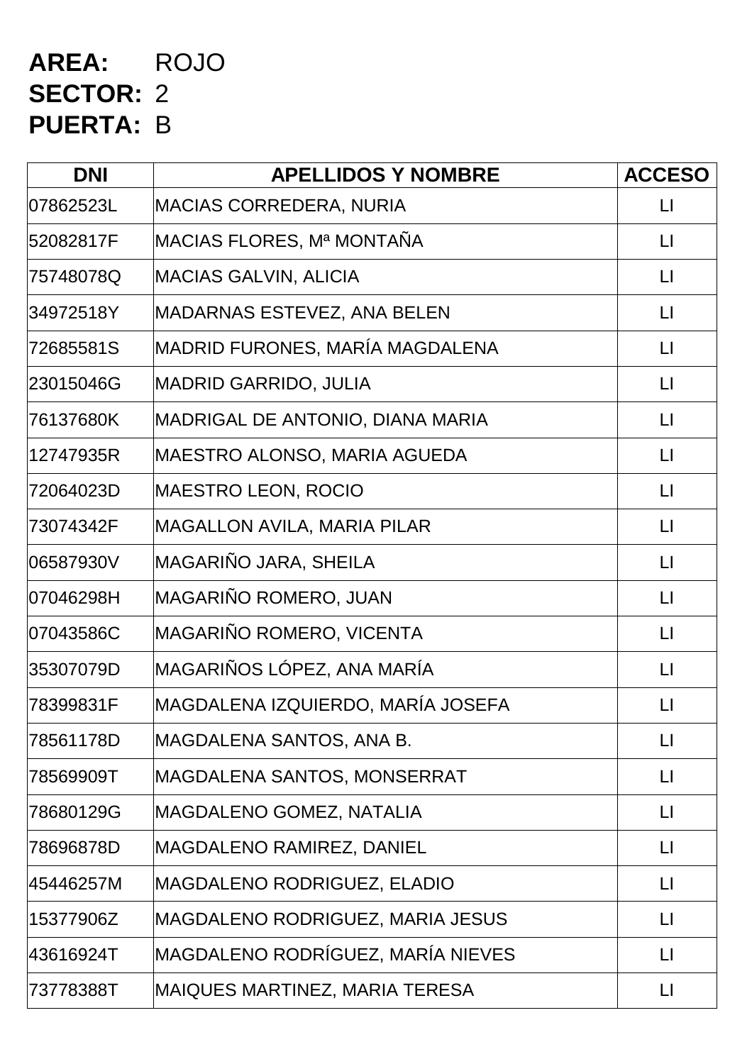**AREA:** ROJO
**SECTOR:** 2
**PUERTA:** B

| DNI | APELLIDOS Y NOMBRE | ACCESO |
|---|---|---|
| 07862523L | MACIAS CORREDERA, NURIA | LI |
| 52082817F | MACIAS FLORES, Mª MONTAÑA | LI |
| 75748078Q | MACIAS GALVIN, ALICIA | LI |
| 34972518Y | MADARNAS ESTEVEZ, ANA BELEN | LI |
| 72685581S | MADRID FURONES, MARÍA MAGDALENA | LI |
| 23015046G | MADRID GARRIDO, JULIA | LI |
| 76137680K | MADRIGAL DE ANTONIO, DIANA MARIA | LI |
| 12747935R | MAESTRO ALONSO, MARIA AGUEDA | LI |
| 72064023D | MAESTRO LEON, ROCIO | LI |
| 73074342F | MAGALLON AVILA, MARIA PILAR | LI |
| 06587930V | MAGARIÑO JARA, SHEILA | LI |
| 07046298H | MAGARIÑO ROMERO, JUAN | LI |
| 07043586C | MAGARIÑO ROMERO, VICENTA | LI |
| 35307079D | MAGARIÑOS LÓPEZ, ANA MARÍA | LI |
| 78399831F | MAGDALENA IZQUIERDO, MARÍA JOSEFA | LI |
| 78561178D | MAGDALENA SANTOS, ANA B. | LI |
| 78569909T | MAGDALENA SANTOS, MONSERRAT | LI |
| 78680129G | MAGDALENO GOMEZ, NATALIA | LI |
| 78696878D | MAGDALENO RAMIREZ, DANIEL | LI |
| 45446257M | MAGDALENO RODRIGUEZ, ELADIO | LI |
| 15377906Z | MAGDALENO RODRIGUEZ, MARIA JESUS | LI |
| 43616924T | MAGDALENO RODRÍGUEZ, MARÍA NIEVES | LI |
| 73778388T | MAIQUES MARTINEZ, MARIA TERESA | LI |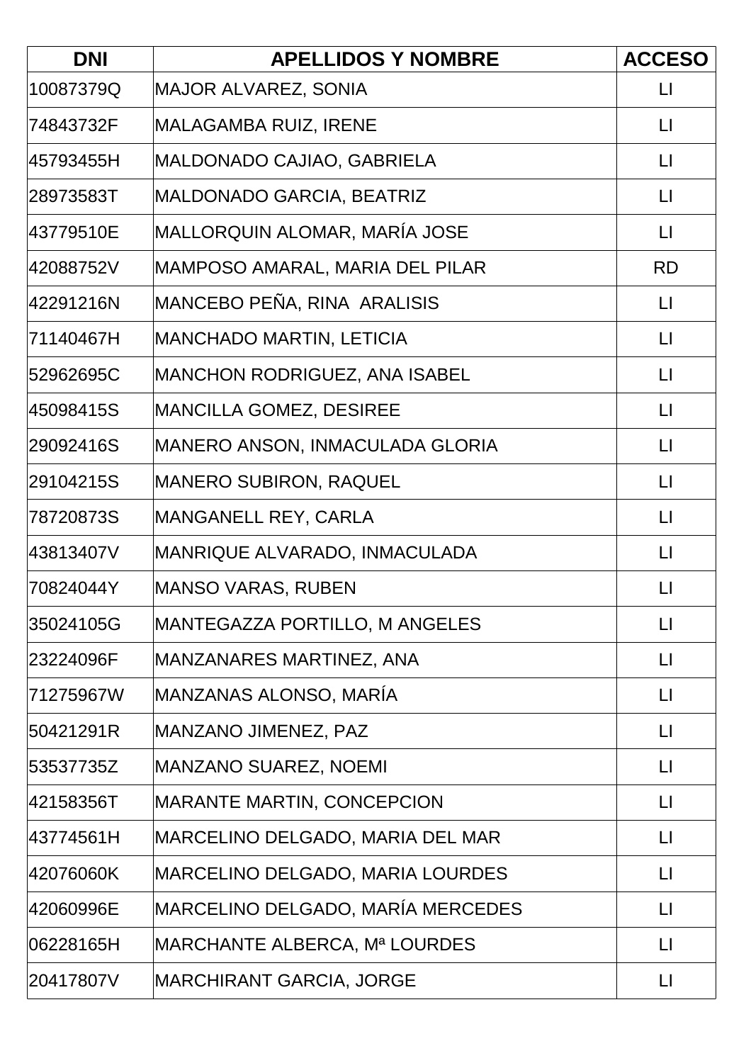| DNI | APELLIDOS Y NOMBRE | ACCESO |
|---|---|---|
| 10087379Q | MAJOR ALVAREZ, SONIA | LI |
| 74843732F | MALAGAMBA RUIZ, IRENE | LI |
| 45793455H | MALDONADO CAJIAO, GABRIELA | LI |
| 28973583T | MALDONADO GARCIA, BEATRIZ | LI |
| 43779510E | MALLORQUIN ALOMAR, MARÍA JOSE | LI |
| 42088752V | MAMPOSO AMARAL, MARIA DEL PILAR | RD |
| 42291216N | MANCEBO PEÑA, RINA ARALISIS | LI |
| 71140467H | MANCHADO MARTIN, LETICIA | LI |
| 52962695C | MANCHON RODRIGUEZ, ANA ISABEL | LI |
| 45098415S | MANCILLA GOMEZ, DESIREE | LI |
| 29092416S | MANERO ANSON, INMACULADA GLORIA | LI |
| 29104215S | MANERO SUBIRON, RAQUEL | LI |
| 78720873S | MANGANELL REY, CARLA | LI |
| 43813407V | MANRIQUE ALVARADO, INMACULADA | LI |
| 70824044Y | MANSO VARAS, RUBEN | LI |
| 35024105G | MANTEGAZZA PORTILLO, M ANGELES | LI |
| 23224096F | MANZANARES MARTINEZ, ANA | LI |
| 71275967W | MANZANAS ALONSO, MARÍA | LI |
| 50421291R | MANZANO JIMENEZ, PAZ | LI |
| 53537735Z | MANZANO SUAREZ, NOEMI | LI |
| 42158356T | MARANTE MARTIN, CONCEPCION | LI |
| 43774561H | MARCELINO DELGADO, MARIA DEL MAR | LI |
| 42076060K | MARCELINO DELGADO, MARIA LOURDES | LI |
| 42060996E | MARCELINO DELGADO, MARÍA MERCEDES | LI |
| 06228165H | MARCHANTE ALBERCA, Mª LOURDES | LI |
| 20417807V | MARCHIRANT GARCIA, JORGE | LI |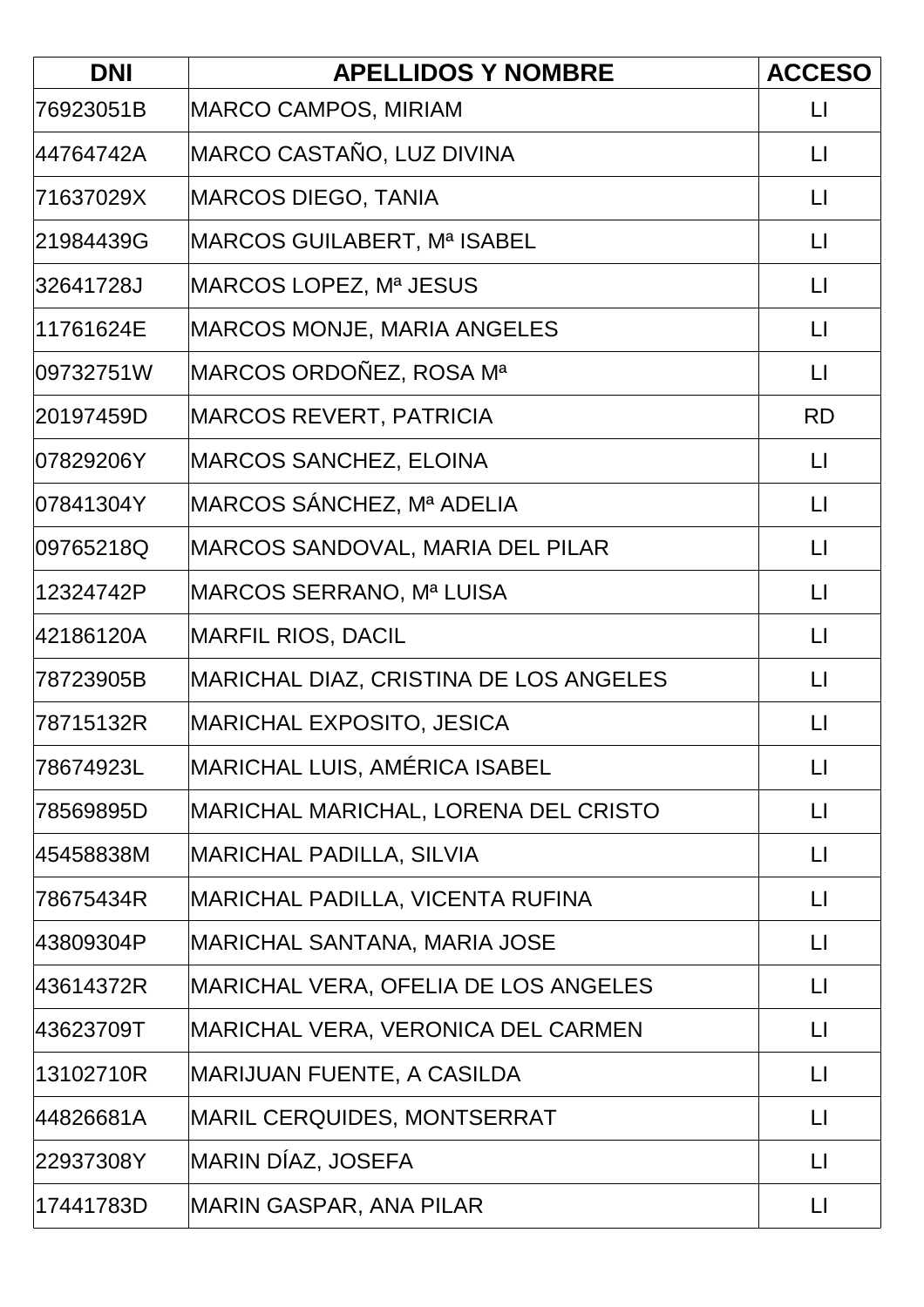| DNI | APELLIDOS Y NOMBRE | ACCESO |
|---|---|---|
| 76923051B | MARCO CAMPOS, MIRIAM | LI |
| 44764742A | MARCO CASTAÑO, LUZ DIVINA | LI |
| 71637029X | MARCOS DIEGO, TANIA | LI |
| 21984439G | MARCOS GUILABERT, Mª ISABEL | LI |
| 32641728J | MARCOS LOPEZ, Mª JESUS | LI |
| 11761624E | MARCOS MONJE, MARIA ANGELES | LI |
| 09732751W | MARCOS ORDOÑEZ, ROSA Mª | LI |
| 20197459D | MARCOS REVERT, PATRICIA | RD |
| 07829206Y | MARCOS SANCHEZ, ELOINA | LI |
| 07841304Y | MARCOS SÁNCHEZ, Mª ADELIA | LI |
| 09765218Q | MARCOS SANDOVAL, MARIA DEL PILAR | LI |
| 12324742P | MARCOS SERRANO, Mª LUISA | LI |
| 42186120A | MARFIL RIOS, DACIL | LI |
| 78723905B | MARICHAL DIAZ, CRISTINA DE LOS ANGELES | LI |
| 78715132R | MARICHAL EXPOSITO, JESICA | LI |
| 78674923L | MARICHAL LUIS, AMÉRICA ISABEL | LI |
| 78569895D | MARICHAL MARICHAL, LORENA DEL CRISTO | LI |
| 45458838M | MARICHAL PADILLA, SILVIA | LI |
| 78675434R | MARICHAL PADILLA, VICENTA RUFINA | LI |
| 43809304P | MARICHAL SANTANA, MARIA JOSE | LI |
| 43614372R | MARICHAL VERA, OFELIA DE LOS ANGELES | LI |
| 43623709T | MARICHAL VERA, VERONICA DEL CARMEN | LI |
| 13102710R | MARIJUAN FUENTE, A CASILDA | LI |
| 44826681A | MARIL CERQUIDES, MONTSERRAT | LI |
| 22937308Y | MARIN DÍAZ, JOSEFA | LI |
| 17441783D | MARIN GASPAR, ANA PILAR | LI |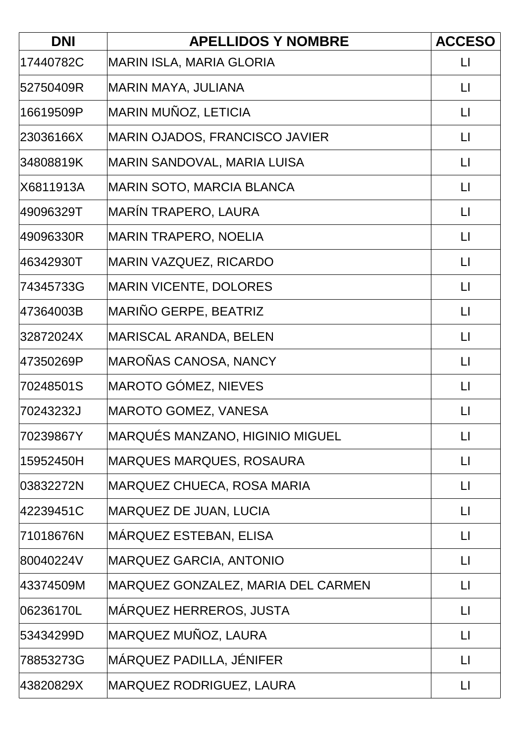| DNI | APELLIDOS Y NOMBRE | ACCESO |
|---|---|---|
| 17440782C | MARIN ISLA, MARIA GLORIA | LI |
| 52750409R | MARIN MAYA, JULIANA | LI |
| 16619509P | MARIN MUÑOZ, LETICIA | LI |
| 23036166X | MARIN OJADOS, FRANCISCO JAVIER | LI |
| 34808819K | MARIN SANDOVAL, MARIA LUISA | LI |
| X6811913A | MARIN SOTO, MARCIA BLANCA | LI |
| 49096329T | MARÍN TRAPERO, LAURA | LI |
| 49096330R | MARIN TRAPERO, NOELIA | LI |
| 46342930T | MARIN VAZQUEZ, RICARDO | LI |
| 74345733G | MARIN VICENTE, DOLORES | LI |
| 47364003B | MARIÑO GERPE, BEATRIZ | LI |
| 32872024X | MARISCAL ARANDA, BELEN | LI |
| 47350269P | MAROÑAS CANOSA, NANCY | LI |
| 70248501S | MAROTO GÓMEZ, NIEVES | LI |
| 70243232J | MAROTO GOMEZ, VANESA | LI |
| 70239867Y | MARQUÉS MANZANO, HIGINIO MIGUEL | LI |
| 15952450H | MARQUES MARQUES, ROSAURA | LI |
| 03832272N | MARQUEZ CHUECA, ROSA MARIA | LI |
| 42239451C | MARQUEZ DE JUAN, LUCIA | LI |
| 71018676N | MÁRQUEZ ESTEBAN, ELISA | LI |
| 80040224V | MARQUEZ GARCIA, ANTONIO | LI |
| 43374509M | MARQUEZ GONZALEZ, MARIA DEL CARMEN | LI |
| 06236170L | MÁRQUEZ HERREROS, JUSTA | LI |
| 53434299D | MARQUEZ MUÑOZ, LAURA | LI |
| 78853273G | MÁRQUEZ PADILLA, JÉNIFER | LI |
| 43820829X | MARQUEZ RODRIGUEZ, LAURA | LI |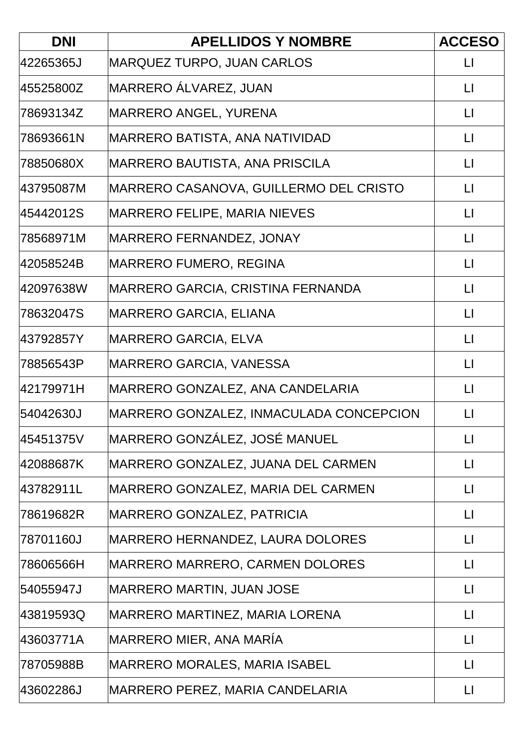| DNI | APELLIDOS Y NOMBRE | ACCESO |
| --- | --- | --- |
| 42265365J | MARQUEZ TURPO, JUAN CARLOS | LI |
| 45525800Z | MARRERO ÁLVAREZ, JUAN | LI |
| 78693134Z | MARRERO ANGEL, YURENA | LI |
| 78693661N | MARRERO BATISTA, ANA NATIVIDAD | LI |
| 78850680X | MARRERO BAUTISTA, ANA PRISCILA | LI |
| 43795087M | MARRERO CASANOVA, GUILLERMO DEL CRISTO | LI |
| 45442012S | MARRERO FELIPE, MARIA NIEVES | LI |
| 78568971M | MARRERO FERNANDEZ, JONAY | LI |
| 42058524B | MARRERO FUMERO, REGINA | LI |
| 42097638W | MARRERO GARCIA, CRISTINA FERNANDA | LI |
| 78632047S | MARRERO GARCIA, ELIANA | LI |
| 43792857Y | MARRERO GARCIA, ELVA | LI |
| 78856543P | MARRERO GARCIA, VANESSA | LI |
| 42179971H | MARRERO GONZALEZ, ANA CANDELARIA | LI |
| 54042630J | MARRERO GONZALEZ, INMACULADA CONCEPCION | LI |
| 45451375V | MARRERO GONZÁLEZ, JOSÉ MANUEL | LI |
| 42088687K | MARRERO GONZALEZ, JUANA DEL CARMEN | LI |
| 43782911L | MARRERO GONZALEZ, MARIA DEL CARMEN | LI |
| 78619682R | MARRERO GONZALEZ, PATRICIA | LI |
| 78701160J | MARRERO HERNANDEZ, LAURA DOLORES | LI |
| 78606566H | MARRERO MARRERO, CARMEN DOLORES | LI |
| 54055947J | MARRERO MARTIN, JUAN JOSE | LI |
| 43819593Q | MARRERO MARTINEZ, MARIA LORENA | LI |
| 43603771A | MARRERO MIER, ANA MARÍA | LI |
| 78705988B | MARRERO MORALES, MARIA ISABEL | LI |
| 43602286J | MARRERO PEREZ, MARIA CANDELARIA | LI |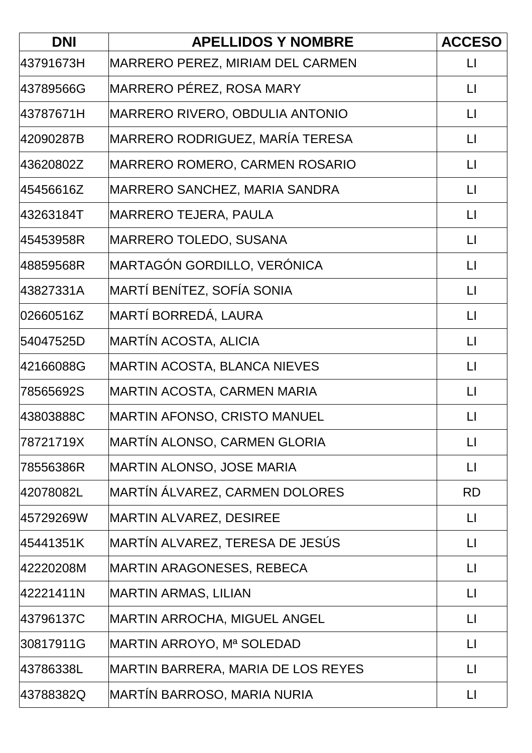| DNI | APELLIDOS Y NOMBRE | ACCESO |
|---|---|---|
| 43791673H | MARRERO PEREZ, MIRIAM DEL CARMEN | LI |
| 43789566G | MARRERO PÉREZ, ROSA MARY | LI |
| 43787671H | MARRERO RIVERO, OBDULIA ANTONIO | LI |
| 42090287B | MARRERO RODRIGUEZ, MARÍA TERESA | LI |
| 43620802Z | MARRERO ROMERO, CARMEN ROSARIO | LI |
| 45456616Z | MARRERO SANCHEZ, MARIA SANDRA | LI |
| 43263184T | MARRERO TEJERA, PAULA | LI |
| 45453958R | MARRERO TOLEDO, SUSANA | LI |
| 48859568R | MARTAGÓN GORDILLO, VERÓNICA | LI |
| 43827331A | MARTÍ BENÍTEZ, SOFÍA SONIA | LI |
| 02660516Z | MARTÍ BORREDÁ, LAURA | LI |
| 54047525D | MARTÍN ACOSTA, ALICIA | LI |
| 42166088G | MARTIN ACOSTA, BLANCA NIEVES | LI |
| 78565692S | MARTIN ACOSTA, CARMEN MARIA | LI |
| 43803888C | MARTIN AFONSO, CRISTO MANUEL | LI |
| 78721719X | MARTÍN ALONSO, CARMEN GLORIA | LI |
| 78556386R | MARTIN ALONSO, JOSE MARIA | LI |
| 42078082L | MARTÍN ÁLVAREZ, CARMEN DOLORES | RD |
| 45729269W | MARTIN ALVAREZ, DESIREE | LI |
| 45441351K | MARTÍN ALVAREZ, TERESA DE JESÚS | LI |
| 42220208M | MARTIN ARAGONESES, REBECA | LI |
| 42221411N | MARTIN ARMAS, LILIAN | LI |
| 43796137C | MARTIN ARROCHA, MIGUEL ANGEL | LI |
| 30817911G | MARTIN ARROYO, Mª SOLEDAD | LI |
| 43786338L | MARTIN BARRERA, MARIA DE LOS REYES | LI |
| 43788382Q | MARTÍN BARROSO, MARIA NURIA | LI |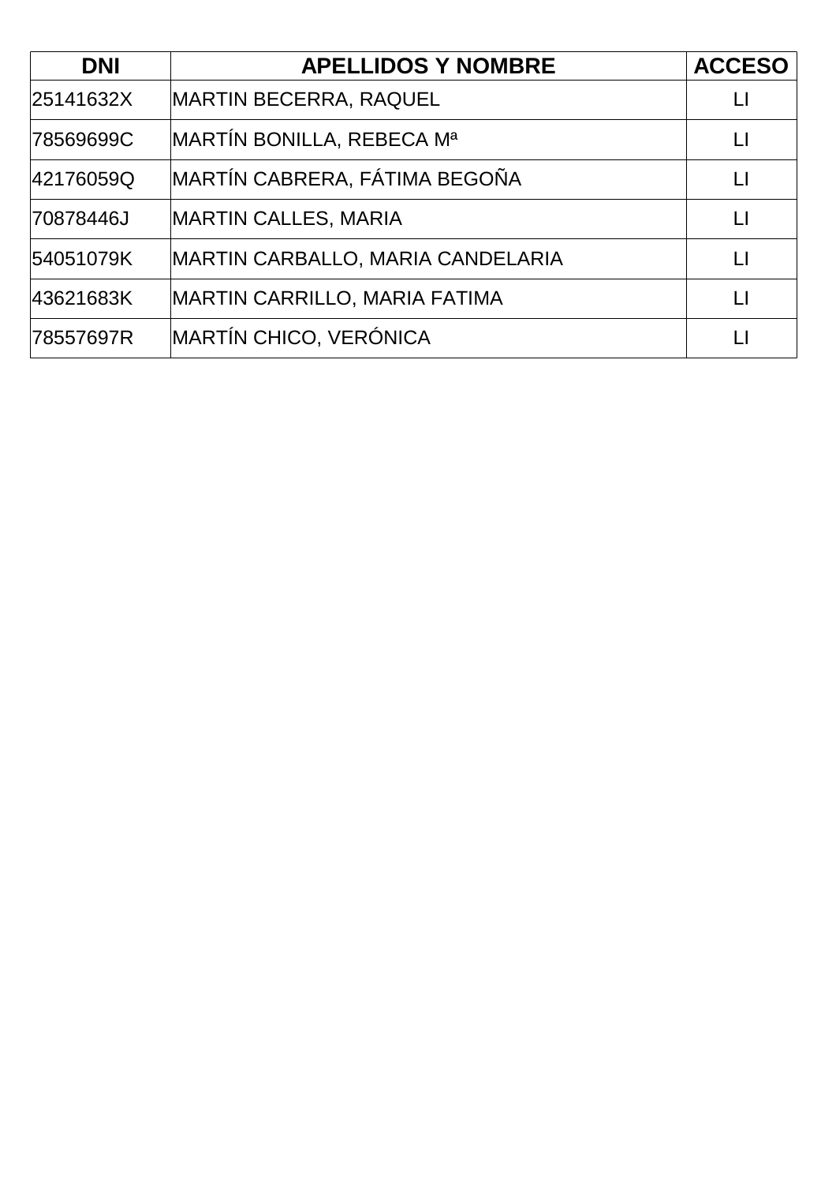| DNI | APELLIDOS Y NOMBRE | ACCESO |
|---|---|---|
| 25141632X | MARTIN BECERRA, RAQUEL | LI |
| 78569699C | MARTÍN BONILLA, REBECA Mª | LI |
| 42176059Q | MARTÍN CABRERA, FÁTIMA BEGOÑA | LI |
| 70878446J | MARTIN CALLES, MARIA | LI |
| 54051079K | MARTIN CARBALLO, MARIA CANDELARIA | LI |
| 43621683K | MARTIN CARRILLO, MARIA FATIMA | LI |
| 78557697R | MARTÍN CHICO, VERÓNICA | LI |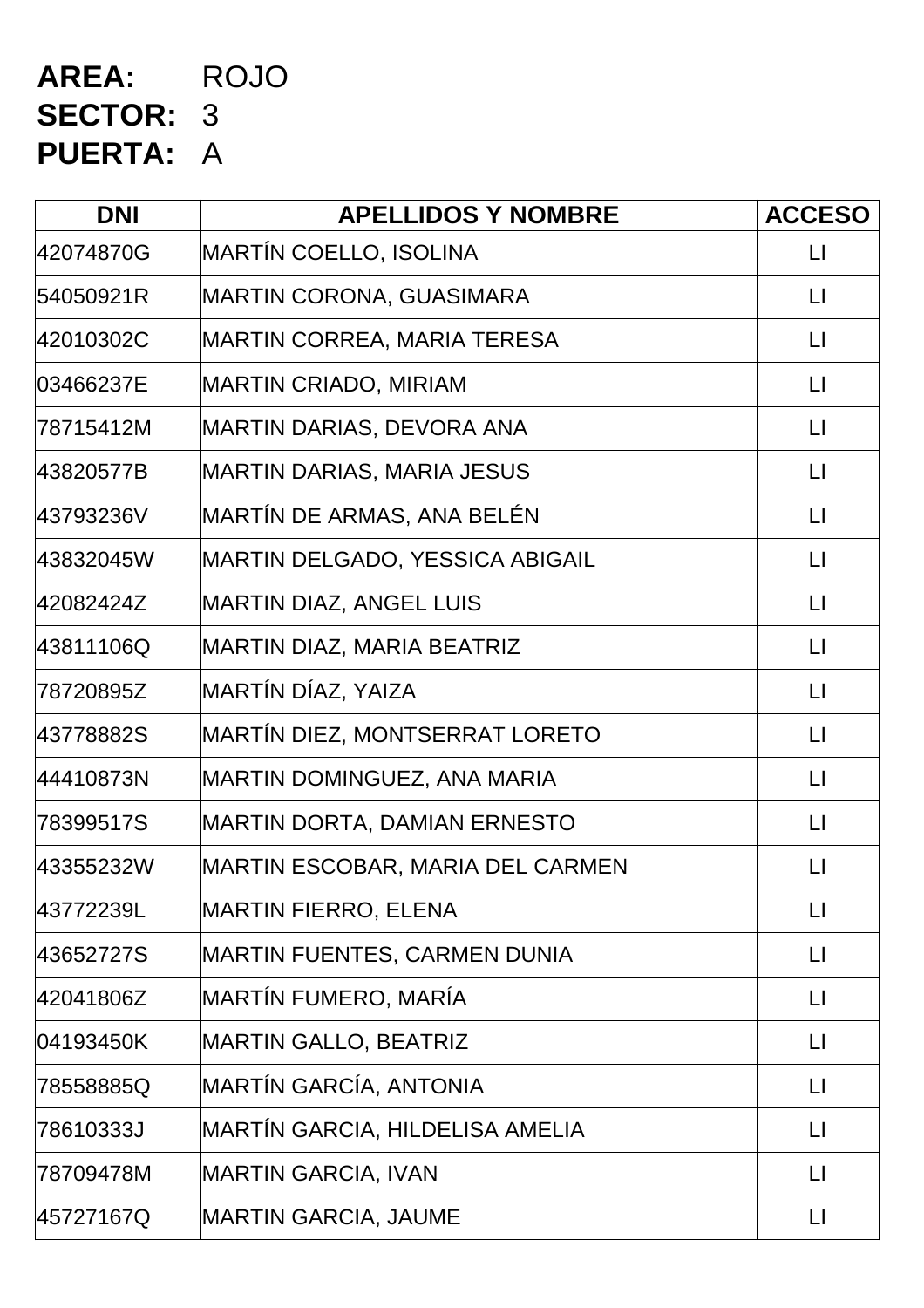**AREA:** ROJO
**SECTOR:** 3
**PUERTA:** A

| DNI | APELLIDOS Y NOMBRE | ACCESO |
|---|---|---|
| 42074870G | MARTÍN COELLO, ISOLINA | LI |
| 54050921R | MARTIN CORONA, GUASIMARA | LI |
| 42010302C | MARTIN CORREA, MARIA TERESA | LI |
| 03466237E | MARTIN CRIADO, MIRIAM | LI |
| 78715412M | MARTIN DARIAS, DEVORA ANA | LI |
| 43820577B | MARTIN DARIAS, MARIA JESUS | LI |
| 43793236V | MARTÍN DE ARMAS, ANA BELÉN | LI |
| 43832045W | MARTIN DELGADO, YESSICA ABIGAIL | LI |
| 42082424Z | MARTIN DIAZ, ANGEL LUIS | LI |
| 43811106Q | MARTIN DIAZ, MARIA BEATRIZ | LI |
| 78720895Z | MARTÍN DÍAZ, YAIZA | LI |
| 43778882S | MARTÍN DIEZ, MONTSERRAT LORETO | LI |
| 44410873N | MARTIN DOMINGUEZ, ANA MARIA | LI |
| 78399517S | MARTIN DORTA, DAMIAN ERNESTO | LI |
| 43355232W | MARTIN ESCOBAR, MARIA DEL CARMEN | LI |
| 43772239L | MARTIN FIERRO, ELENA | LI |
| 43652727S | MARTIN FUENTES, CARMEN DUNIA | LI |
| 42041806Z | MARTÍN FUMERO, MARÍA | LI |
| 04193450K | MARTIN GALLO, BEATRIZ | LI |
| 78558885Q | MARTÍN GARCÍA, ANTONIA | LI |
| 78610333J | MARTÍN GARCIA, HILDELISA AMELIA | LI |
| 78709478M | MARTIN GARCIA, IVAN | LI |
| 45727167Q | MARTIN GARCIA, JAUME | LI |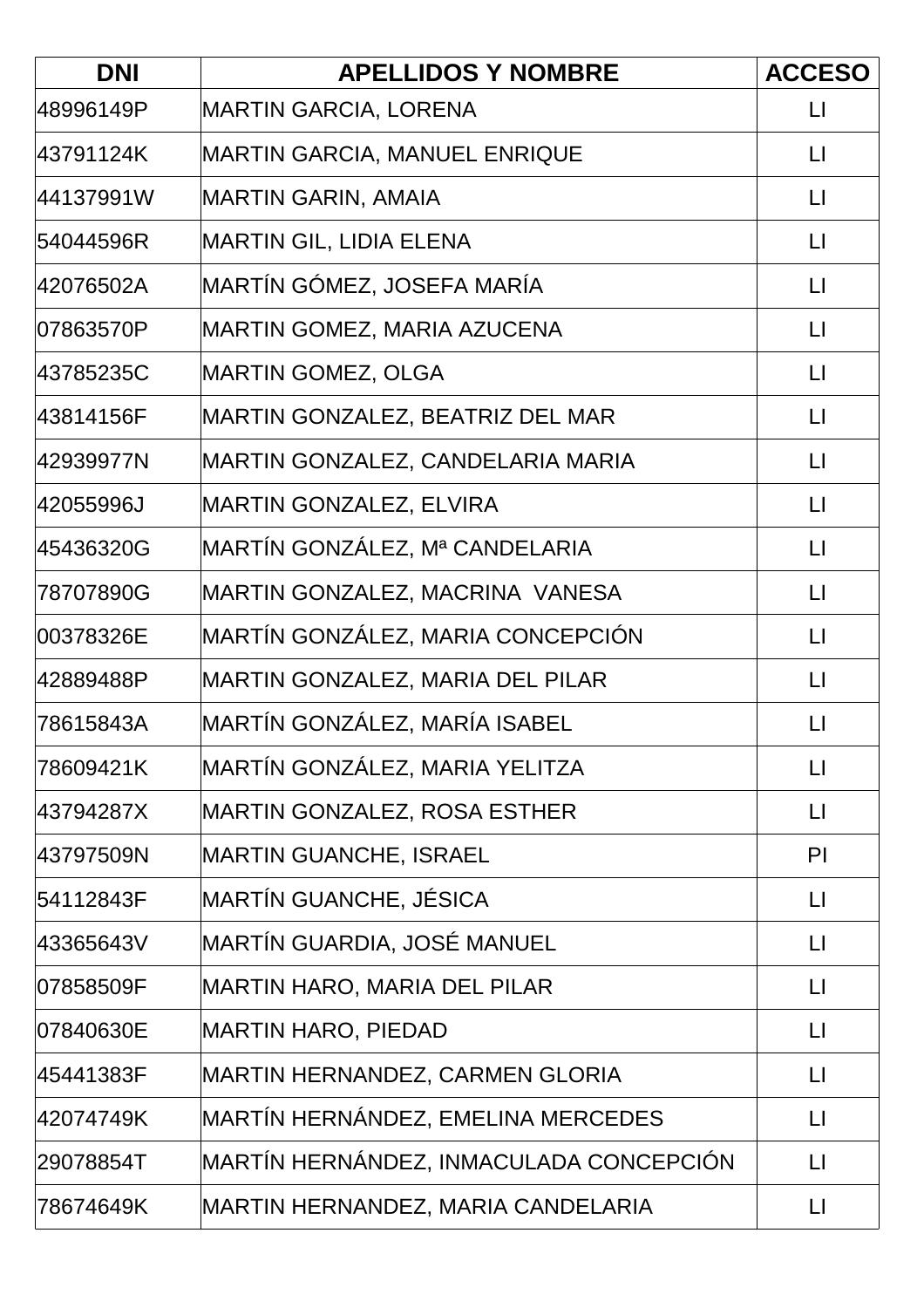| DNI | APELLIDOS Y NOMBRE | ACCESO |
|---|---|---|
| 48996149P | MARTIN GARCIA, LORENA | LI |
| 43791124K | MARTIN GARCIA, MANUEL ENRIQUE | LI |
| 44137991W | MARTIN GARIN, AMAIA | LI |
| 54044596R | MARTIN GIL, LIDIA ELENA | LI |
| 42076502A | MARTÍN GÓMEZ, JOSEFA MARÍA | LI |
| 07863570P | MARTIN GOMEZ, MARIA AZUCENA | LI |
| 43785235C | MARTIN GOMEZ, OLGA | LI |
| 43814156F | MARTIN GONZALEZ, BEATRIZ DEL MAR | LI |
| 42939977N | MARTIN GONZALEZ, CANDELARIA MARIA | LI |
| 42055996J | MARTIN GONZALEZ, ELVIRA | LI |
| 45436320G | MARTÍN GONZÁLEZ, Mª CANDELARIA | LI |
| 78707890G | MARTIN GONZALEZ, MACRINA VANESA | LI |
| 00378326E | MARTÍN GONZÁLEZ, MARIA CONCEPCIÓN | LI |
| 42889488P | MARTIN GONZALEZ, MARIA DEL PILAR | LI |
| 78615843A | MARTÍN GONZÁLEZ, MARÍA ISABEL | LI |
| 78609421K | MARTÍN GONZÁLEZ, MARIA YELITZA | LI |
| 43794287X | MARTIN GONZALEZ, ROSA ESTHER | LI |
| 43797509N | MARTIN GUANCHE, ISRAEL | PI |
| 54112843F | MARTÍN GUANCHE, JÉSICA | LI |
| 43365643V | MARTÍN GUARDIA, JOSÉ MANUEL | LI |
| 07858509F | MARTIN HARO, MARIA DEL PILAR | LI |
| 07840630E | MARTIN HARO, PIEDAD | LI |
| 45441383F | MARTIN HERNANDEZ, CARMEN GLORIA | LI |
| 42074749K | MARTÍN HERNÁNDEZ, EMELINA MERCEDES | LI |
| 29078854T | MARTÍN HERNÁNDEZ, INMACULADA CONCEPCIÓN | LI |
| 78674649K | MARTIN HERNANDEZ, MARIA CANDELARIA | LI |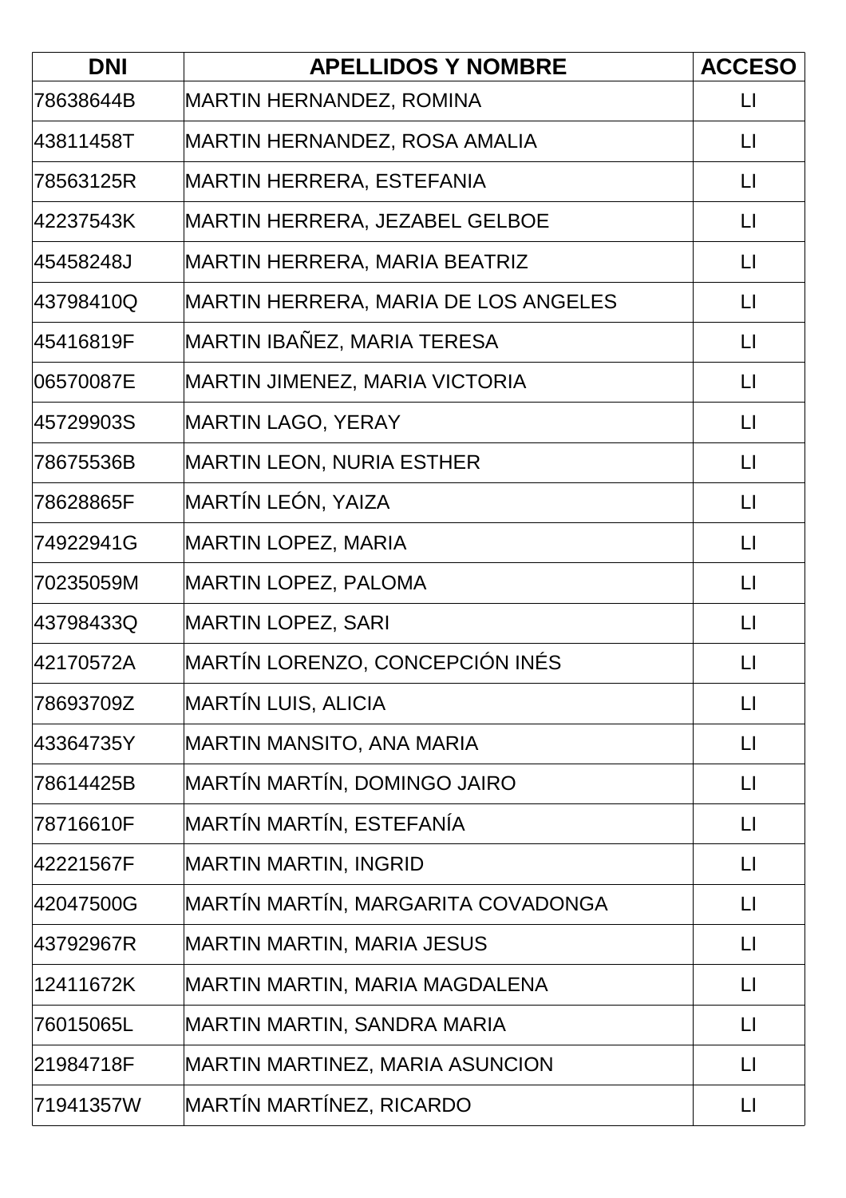| DNI | APELLIDOS Y NOMBRE | ACCESO |
|---|---|---|
| 78638644B | MARTIN HERNANDEZ, ROMINA | LI |
| 43811458T | MARTIN HERNANDEZ, ROSA AMALIA | LI |
| 78563125R | MARTIN HERRERA, ESTEFANIA | LI |
| 42237543K | MARTIN HERRERA, JEZABEL GELBOE | LI |
| 45458248J | MARTIN HERRERA, MARIA BEATRIZ | LI |
| 43798410Q | MARTIN HERRERA, MARIA DE LOS ANGELES | LI |
| 45416819F | MARTIN IBAÑEZ, MARIA TERESA | LI |
| 06570087E | MARTIN JIMENEZ, MARIA VICTORIA | LI |
| 45729903S | MARTIN LAGO, YERAY | LI |
| 78675536B | MARTIN LEON, NURIA ESTHER | LI |
| 78628865F | MARTÍN LEÓN, YAIZA | LI |
| 74922941G | MARTIN LOPEZ, MARIA | LI |
| 70235059M | MARTIN LOPEZ, PALOMA | LI |
| 43798433Q | MARTIN LOPEZ, SARI | LI |
| 42170572A | MARTÍN LORENZO, CONCEPCIÓN INÉS | LI |
| 78693709Z | MARTÍN LUIS, ALICIA | LI |
| 43364735Y | MARTIN MANSITO, ANA MARIA | LI |
| 78614425B | MARTÍN MARTÍN, DOMINGO JAIRO | LI |
| 78716610F | MARTÍN MARTÍN, ESTEFANÍA | LI |
| 42221567F | MARTIN MARTIN, INGRID | LI |
| 42047500G | MARTÍN MARTÍN, MARGARITA COVADONGA | LI |
| 43792967R | MARTIN MARTIN, MARIA JESUS | LI |
| 12411672K | MARTIN MARTIN, MARIA MAGDALENA | LI |
| 76015065L | MARTIN MARTIN, SANDRA MARIA | LI |
| 21984718F | MARTIN MARTINEZ, MARIA ASUNCION | LI |
| 71941357W | MARTÍN MARTÍNEZ, RICARDO | LI |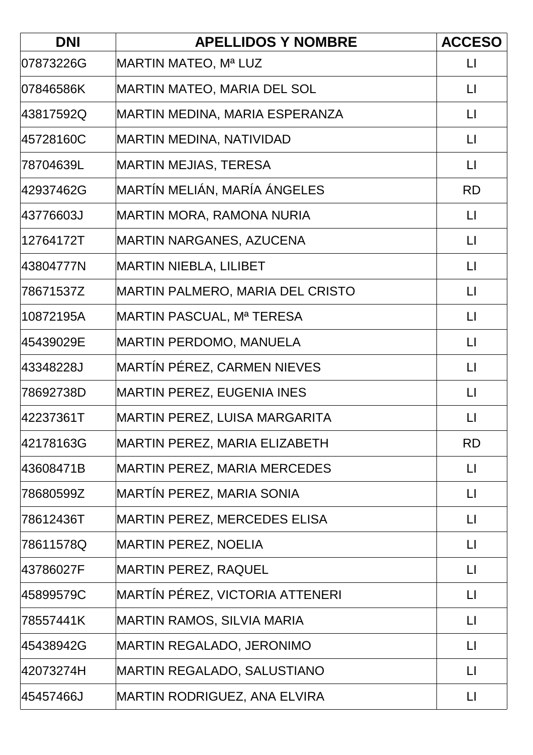| DNI | APELLIDOS Y NOMBRE | ACCESO |
|---|---|---|
| 07873226G | MARTIN MATEO, Mª LUZ | LI |
| 07846586K | MARTIN MATEO, MARIA DEL SOL | LI |
| 43817592Q | MARTIN MEDINA, MARIA ESPERANZA | LI |
| 45728160C | MARTIN MEDINA, NATIVIDAD | LI |
| 78704639L | MARTIN MEJIAS, TERESA | LI |
| 42937462G | MARTÍN MELIÁN, MARÍA ÁNGELES | RD |
| 43776603J | MARTIN MORA, RAMONA NURIA | LI |
| 12764172T | MARTIN NARGANES, AZUCENA | LI |
| 43804777N | MARTIN NIEBLA, LILIBET | LI |
| 78671537Z | MARTIN PALMERO, MARIA DEL CRISTO | LI |
| 10872195A | MARTIN PASCUAL, Mª TERESA | LI |
| 45439029E | MARTIN PERDOMO, MANUELA | LI |
| 43348228J | MARTÍN PÉREZ, CARMEN NIEVES | LI |
| 78692738D | MARTIN PEREZ, EUGENIA INES | LI |
| 42237361T | MARTIN PEREZ, LUISA MARGARITA | LI |
| 42178163G | MARTIN PEREZ, MARIA ELIZABETH | RD |
| 43608471B | MARTIN PEREZ, MARIA MERCEDES | LI |
| 78680599Z | MARTÍN PEREZ, MARIA SONIA | LI |
| 78612436T | MARTIN PEREZ, MERCEDES ELISA | LI |
| 78611578Q | MARTIN PEREZ, NOELIA | LI |
| 43786027F | MARTIN PEREZ, RAQUEL | LI |
| 45899579C | MARTÍN PÉREZ, VICTORIA ATTENERI | LI |
| 78557441K | MARTIN RAMOS, SILVIA MARIA | LI |
| 45438942G | MARTIN REGALADO, JERONIMO | LI |
| 42073274H | MARTIN REGALADO, SALUSTIANO | LI |
| 45457466J | MARTIN RODRIGUEZ, ANA ELVIRA | LI |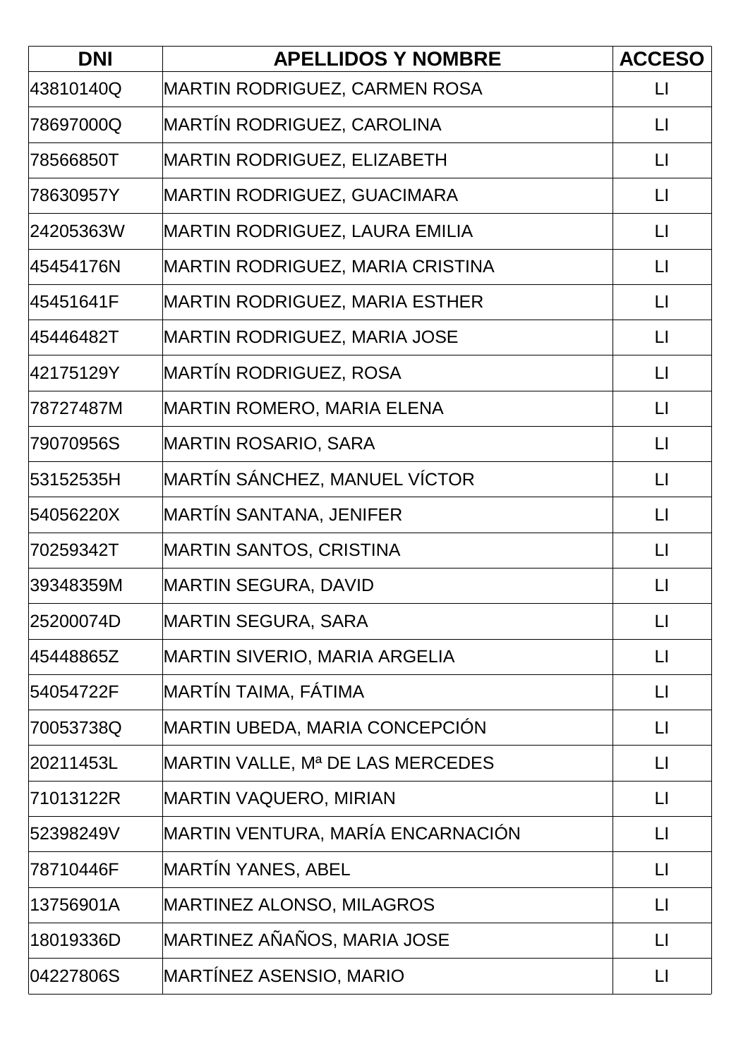| DNI | APELLIDOS Y NOMBRE | ACCESO |
| --- | --- | --- |
| 43810140Q | MARTIN RODRIGUEZ, CARMEN ROSA | LI |
| 78697000Q | MARTÍN RODRIGUEZ, CAROLINA | LI |
| 78566850T | MARTIN RODRIGUEZ, ELIZABETH | LI |
| 78630957Y | MARTIN RODRIGUEZ, GUACIMARA | LI |
| 24205363W | MARTIN RODRIGUEZ, LAURA EMILIA | LI |
| 45454176N | MARTIN RODRIGUEZ, MARIA CRISTINA | LI |
| 45451641F | MARTIN RODRIGUEZ, MARIA ESTHER | LI |
| 45446482T | MARTIN RODRIGUEZ, MARIA JOSE | LI |
| 42175129Y | MARTÍN RODRIGUEZ, ROSA | LI |
| 78727487M | MARTIN ROMERO, MARIA ELENA | LI |
| 79070956S | MARTIN ROSARIO, SARA | LI |
| 53152535H | MARTÍN SÁNCHEZ, MANUEL VÍCTOR | LI |
| 54056220X | MARTÍN SANTANA, JENIFER | LI |
| 70259342T | MARTIN SANTOS, CRISTINA | LI |
| 39348359M | MARTIN SEGURA, DAVID | LI |
| 25200074D | MARTIN SEGURA, SARA | LI |
| 45448865Z | MARTIN SIVERIO, MARIA ARGELIA | LI |
| 54054722F | MARTÍN TAIMA, FÁTIMA | LI |
| 70053738Q | MARTIN UBEDA, MARIA CONCEPCIÓN | LI |
| 20211453L | MARTIN VALLE, Mª DE LAS MERCEDES | LI |
| 71013122R | MARTIN VAQUERO, MIRIAN | LI |
| 52398249V | MARTIN VENTURA, MARÍA ENCARNACIÓN | LI |
| 78710446F | MARTÍN YANES, ABEL | LI |
| 13756901A | MARTINEZ ALONSO, MILAGROS | LI |
| 18019336D | MARTINEZ AÑAÑOS, MARIA JOSE | LI |
| 04227806S | MARTÍNEZ ASENSIO, MARIO | LI |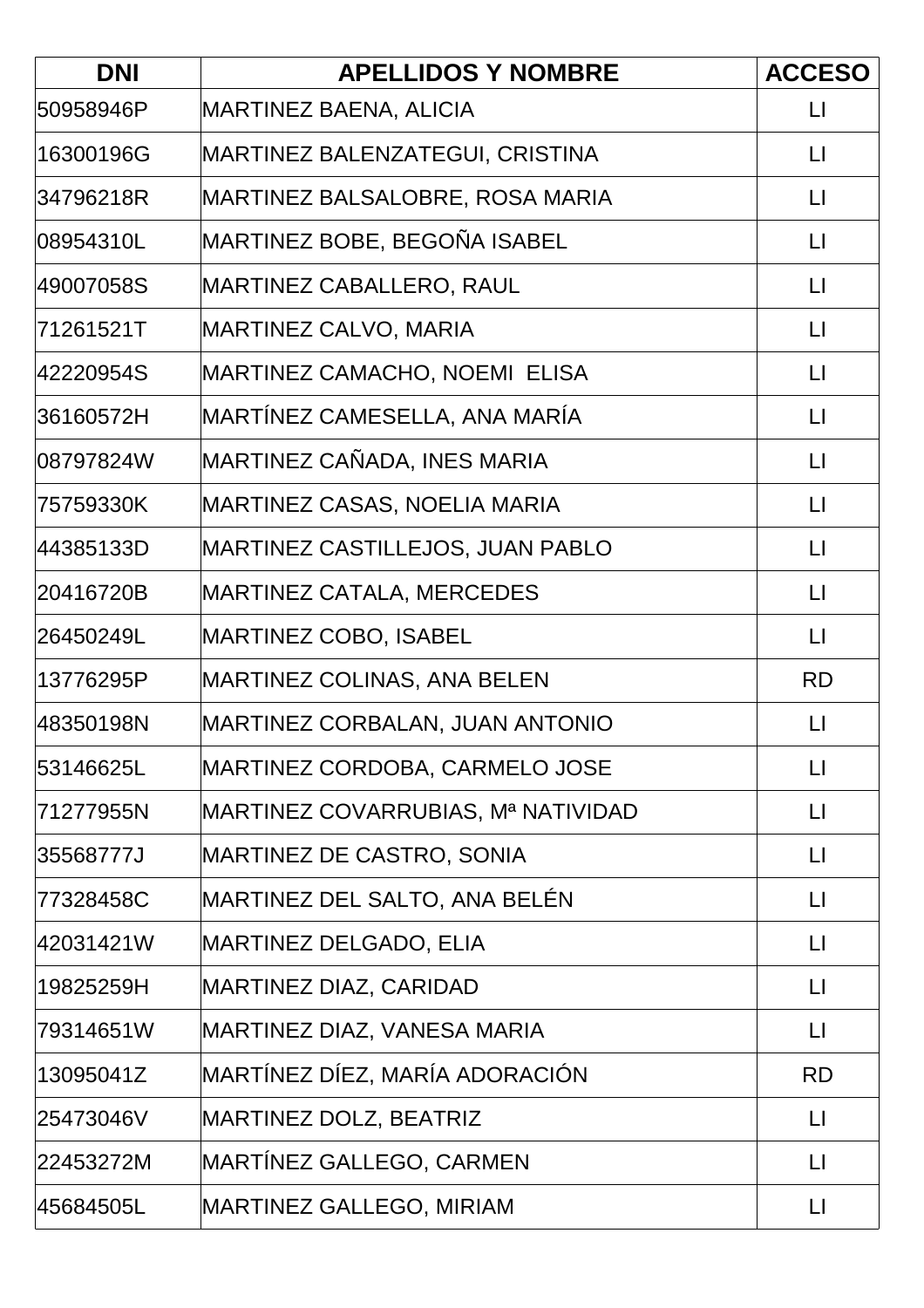| DNI | APELLIDOS Y NOMBRE | ACCESO |
| --- | --- | --- |
| 50958946P | MARTINEZ BAENA, ALICIA | LI |
| 16300196G | MARTINEZ BALENZATEGUI, CRISTINA | LI |
| 34796218R | MARTINEZ BALSALOBRE, ROSA MARIA | LI |
| 08954310L | MARTINEZ BOBE, BEGOÑA ISABEL | LI |
| 49007058S | MARTINEZ CABALLERO, RAUL | LI |
| 71261521T | MARTINEZ CALVO, MARIA | LI |
| 42220954S | MARTINEZ CAMACHO, NOEMI ELISA | LI |
| 36160572H | MARTÍNEZ CAMESELLA, ANA MARÍA | LI |
| 08797824W | MARTINEZ CAÑADA, INES MARIA | LI |
| 75759330K | MARTINEZ CASAS, NOELIA MARIA | LI |
| 44385133D | MARTINEZ CASTILLEJOS, JUAN PABLO | LI |
| 20416720B | MARTINEZ CATALA, MERCEDES | LI |
| 26450249L | MARTINEZ COBO, ISABEL | LI |
| 13776295P | MARTINEZ COLINAS, ANA BELEN | RD |
| 48350198N | MARTINEZ CORBALAN, JUAN ANTONIO | LI |
| 53146625L | MARTINEZ CORDOBA, CARMELO JOSE | LI |
| 71277955N | MARTINEZ COVARRUBIAS, Mª NATIVIDAD | LI |
| 35568777J | MARTINEZ DE CASTRO, SONIA | LI |
| 77328458C | MARTINEZ DEL SALTO, ANA BELÉN | LI |
| 42031421W | MARTINEZ DELGADO, ELIA | LI |
| 19825259H | MARTINEZ DIAZ, CARIDAD | LI |
| 79314651W | MARTINEZ DIAZ, VANESA MARIA | LI |
| 13095041Z | MARTÍNEZ DÍEZ, MARÍA ADORACIÓN | RD |
| 25473046V | MARTINEZ DOLZ, BEATRIZ | LI |
| 22453272M | MARTÍNEZ GALLEGO, CARMEN | LI |
| 45684505L | MARTINEZ GALLEGO, MIRIAM | LI |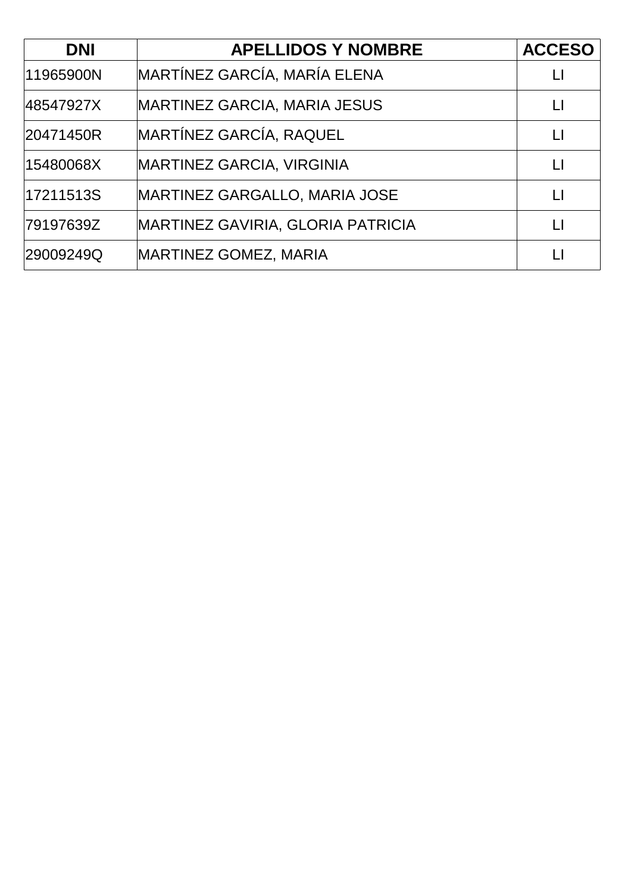| DNI | APELLIDOS Y NOMBRE | ACCESO |
| --- | --- | --- |
| 11965900N | MARTÍNEZ GARCÍA, MARÍA ELENA | LI |
| 48547927X | MARTINEZ GARCIA, MARIA JESUS | LI |
| 20471450R | MARTÍNEZ GARCÍA, RAQUEL | LI |
| 15480068X | MARTINEZ GARCIA, VIRGINIA | LI |
| 17211513S | MARTINEZ GARGALLO, MARIA JOSE | LI |
| 79197639Z | MARTINEZ GAVIRIA, GLORIA PATRICIA | LI |
| 29009249Q | MARTINEZ GOMEZ, MARIA | LI |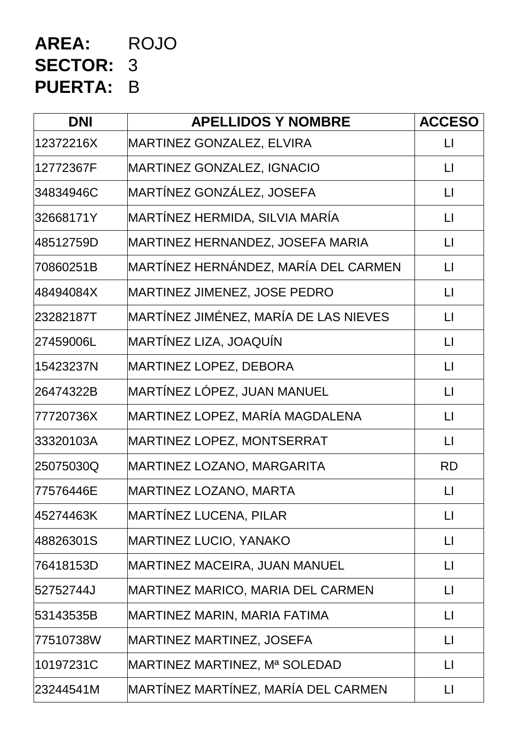**AREA:** ROJO
**SECTOR:** 3
**PUERTA:** B

| DNI | APELLIDOS Y NOMBRE | ACCESO |
|---|---|---|
| 12372216X | MARTINEZ GONZALEZ, ELVIRA | LI |
| 12772367F | MARTINEZ GONZALEZ, IGNACIO | LI |
| 34834946C | MARTÍNEZ GONZÁLEZ, JOSEFA | LI |
| 32668171Y | MARTÍNEZ HERMIDA, SILVIA MARÍA | LI |
| 48512759D | MARTINEZ HERNANDEZ, JOSEFA MARIA | LI |
| 70860251B | MARTÍNEZ HERNÁNDEZ, MARÍA DEL CARMEN | LI |
| 48494084X | MARTINEZ JIMENEZ, JOSE PEDRO | LI |
| 23282187T | MARTÍNEZ JIMÉNEZ, MARÍA DE LAS NIEVES | LI |
| 27459006L | MARTÍNEZ LIZA, JOAQUÍN | LI |
| 15423237N | MARTINEZ LOPEZ, DEBORA | LI |
| 26474322B | MARTÍNEZ LÓPEZ, JUAN MANUEL | LI |
| 77720736X | MARTINEZ LOPEZ, MARÍA MAGDALENA | LI |
| 33320103A | MARTINEZ LOPEZ, MONTSERRAT | LI |
| 25075030Q | MARTINEZ LOZANO, MARGARITA | RD |
| 77576446E | MARTINEZ LOZANO, MARTA | LI |
| 45274463K | MARTÍNEZ LUCENA, PILAR | LI |
| 48826301S | MARTINEZ LUCIO, YANAKO | LI |
| 76418153D | MARTINEZ MACEIRA, JUAN MANUEL | LI |
| 52752744J | MARTINEZ MARICO, MARIA DEL CARMEN | LI |
| 53143535B | MARTINEZ MARIN, MARIA FATIMA | LI |
| 77510738W | MARTINEZ MARTINEZ, JOSEFA | LI |
| 10197231C | MARTINEZ MARTINEZ, Mª SOLEDAD | LI |
| 23244541M | MARTÍNEZ MARTÍNEZ, MARÍA DEL CARMEN | LI |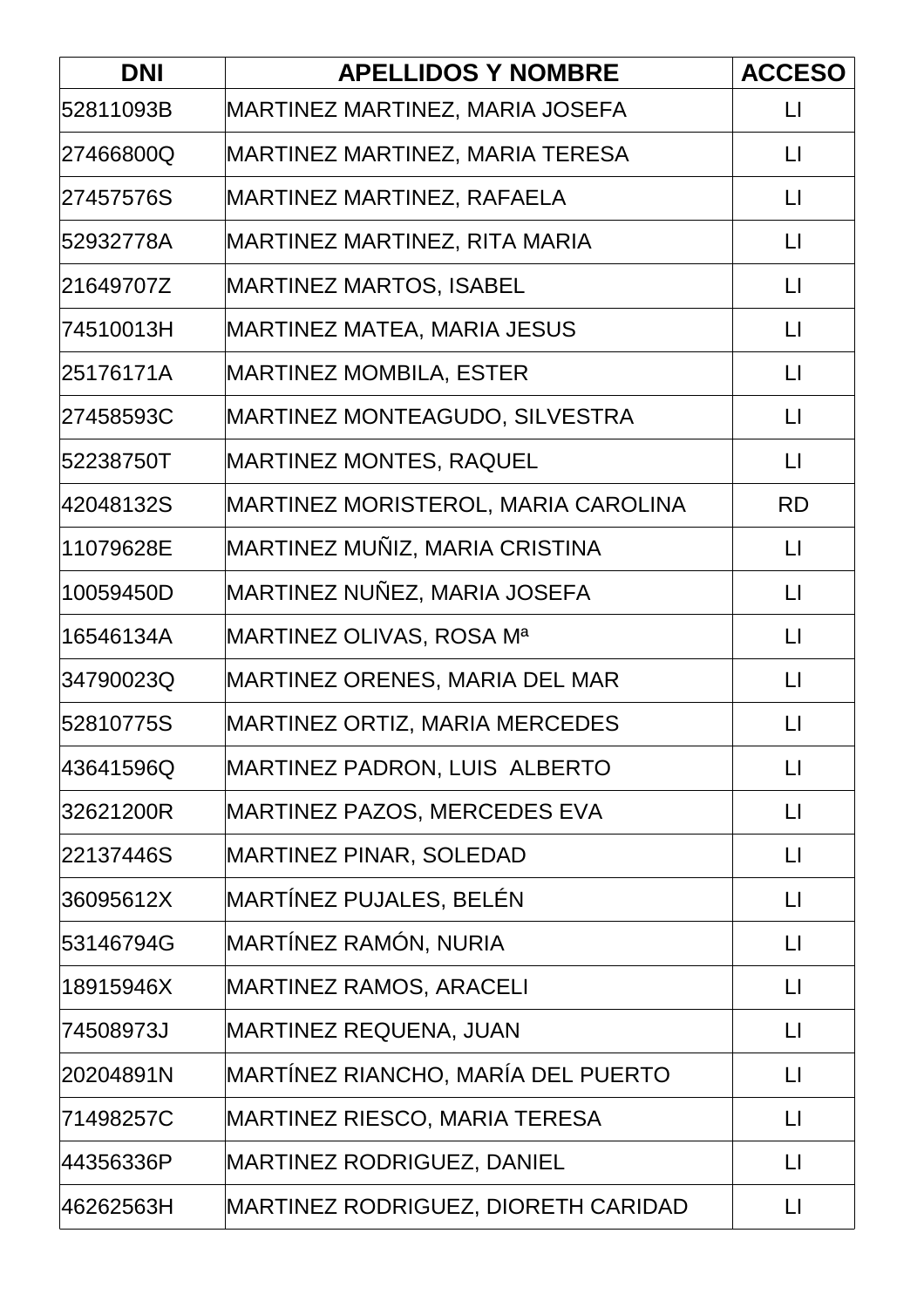| DNI | APELLIDOS Y NOMBRE | ACCESO |
|---|---|---|
| 52811093B | MARTINEZ MARTINEZ, MARIA JOSEFA | LI |
| 27466800Q | MARTINEZ MARTINEZ, MARIA TERESA | LI |
| 27457576S | MARTINEZ MARTINEZ, RAFAELA | LI |
| 52932778A | MARTINEZ MARTINEZ, RITA MARIA | LI |
| 21649707Z | MARTINEZ MARTOS, ISABEL | LI |
| 74510013H | MARTINEZ MATEA, MARIA JESUS | LI |
| 25176171A | MARTINEZ MOMBILA, ESTER | LI |
| 27458593C | MARTINEZ MONTEAGUDO, SILVESTRA | LI |
| 52238750T | MARTINEZ MONTES, RAQUEL | LI |
| 42048132S | MARTINEZ MORISTEROL, MARIA CAROLINA | RD |
| 11079628E | MARTINEZ MUÑIZ, MARIA CRISTINA | LI |
| 10059450D | MARTINEZ NUÑEZ, MARIA JOSEFA | LI |
| 16546134A | MARTINEZ OLIVAS, ROSA Mª | LI |
| 34790023Q | MARTINEZ ORENES, MARIA DEL MAR | LI |
| 52810775S | MARTINEZ ORTIZ, MARIA MERCEDES | LI |
| 43641596Q | MARTINEZ PADRON, LUIS ALBERTO | LI |
| 32621200R | MARTINEZ PAZOS, MERCEDES EVA | LI |
| 22137446S | MARTINEZ PINAR, SOLEDAD | LI |
| 36095612X | MARTÍNEZ PUJALES, BELÉN | LI |
| 53146794G | MARTÍNEZ RAMÓN, NURIA | LI |
| 18915946X | MARTINEZ RAMOS, ARACELI | LI |
| 74508973J | MARTINEZ REQUENA, JUAN | LI |
| 20204891N | MARTÍNEZ RIANCHO, MARÍA DEL PUERTO | LI |
| 71498257C | MARTINEZ RIESCO, MARIA TERESA | LI |
| 44356336P | MARTINEZ RODRIGUEZ, DANIEL | LI |
| 46262563H | MARTINEZ RODRIGUEZ, DIORETH CARIDAD | LI |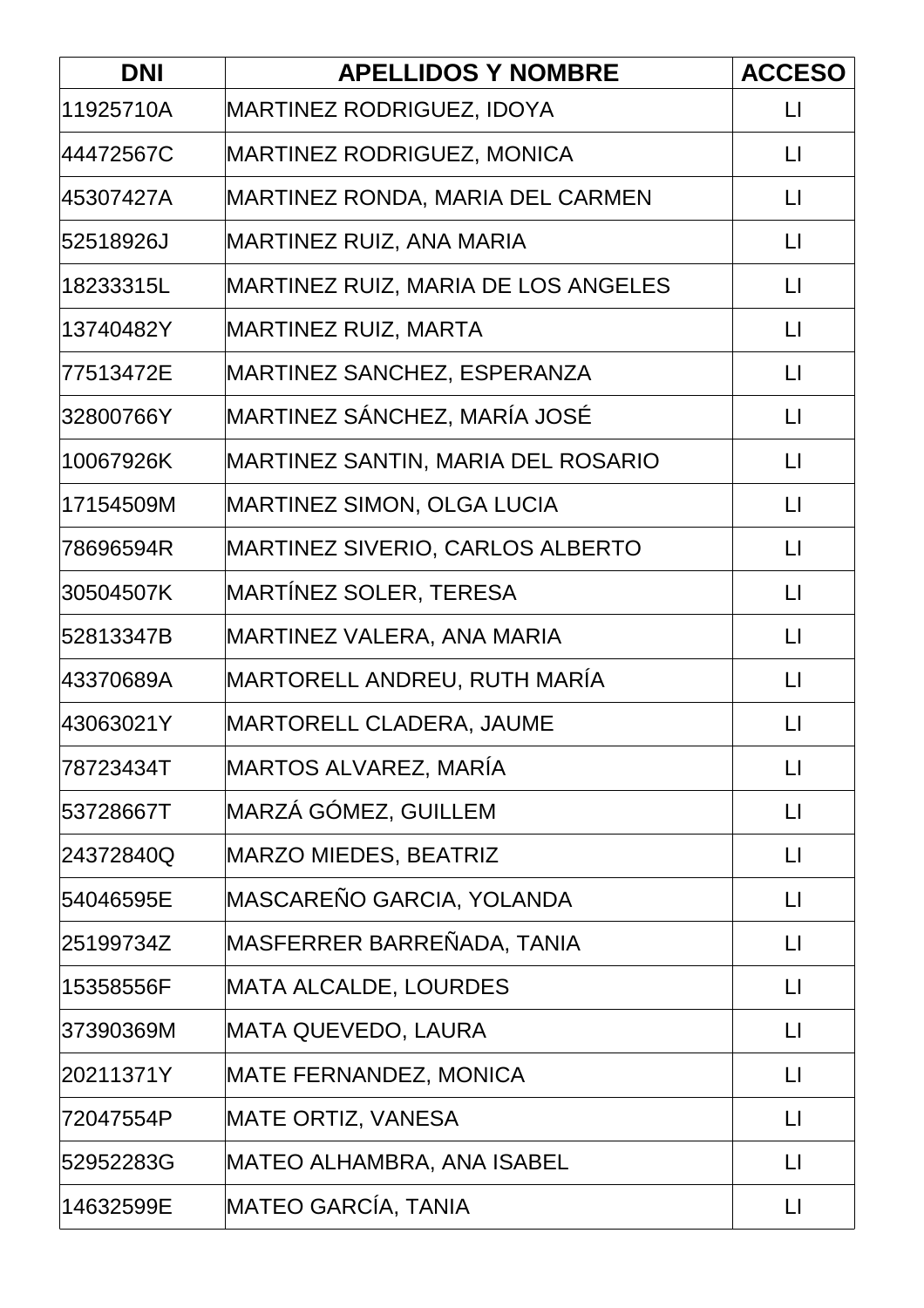| DNI | APELLIDOS Y NOMBRE | ACCESO |
| --- | --- | --- |
| 11925710A | MARTINEZ RODRIGUEZ, IDOYA | LI |
| 44472567C | MARTINEZ RODRIGUEZ, MONICA | LI |
| 45307427A | MARTINEZ RONDA, MARIA DEL CARMEN | LI |
| 52518926J | MARTINEZ RUIZ, ANA MARIA | LI |
| 18233315L | MARTINEZ RUIZ, MARIA DE LOS ANGELES | LI |
| 13740482Y | MARTINEZ RUIZ, MARTA | LI |
| 77513472E | MARTINEZ SANCHEZ, ESPERANZA | LI |
| 32800766Y | MARTINEZ SÁNCHEZ, MARÍA JOSÉ | LI |
| 10067926K | MARTINEZ SANTIN, MARIA DEL ROSARIO | LI |
| 17154509M | MARTINEZ SIMON, OLGA LUCIA | LI |
| 78696594R | MARTINEZ SIVERIO, CARLOS ALBERTO | LI |
| 30504507K | MARTÍNEZ SOLER, TERESA | LI |
| 52813347B | MARTINEZ VALERA, ANA MARIA | LI |
| 43370689A | MARTORELL ANDREU, RUTH MARÍA | LI |
| 43063021Y | MARTORELL CLADERA, JAUME | LI |
| 78723434T | MARTOS ALVAREZ, MARÍA | LI |
| 53728667T | MARZÁ GÓMEZ, GUILLEM | LI |
| 24372840Q | MARZO MIEDES, BEATRIZ | LI |
| 54046595E | MASCAREÑO GARCIA, YOLANDA | LI |
| 25199734Z | MASFERRER BARREÑADA, TANIA | LI |
| 15358556F | MATA ALCALDE, LOURDES | LI |
| 37390369M | MATA QUEVEDO, LAURA | LI |
| 20211371Y | MATE FERNANDEZ, MONICA | LI |
| 72047554P | MATE ORTIZ, VANESA | LI |
| 52952283G | MATEO ALHAMBRA, ANA ISABEL | LI |
| 14632599E | MATEO GARCÍA, TANIA | LI |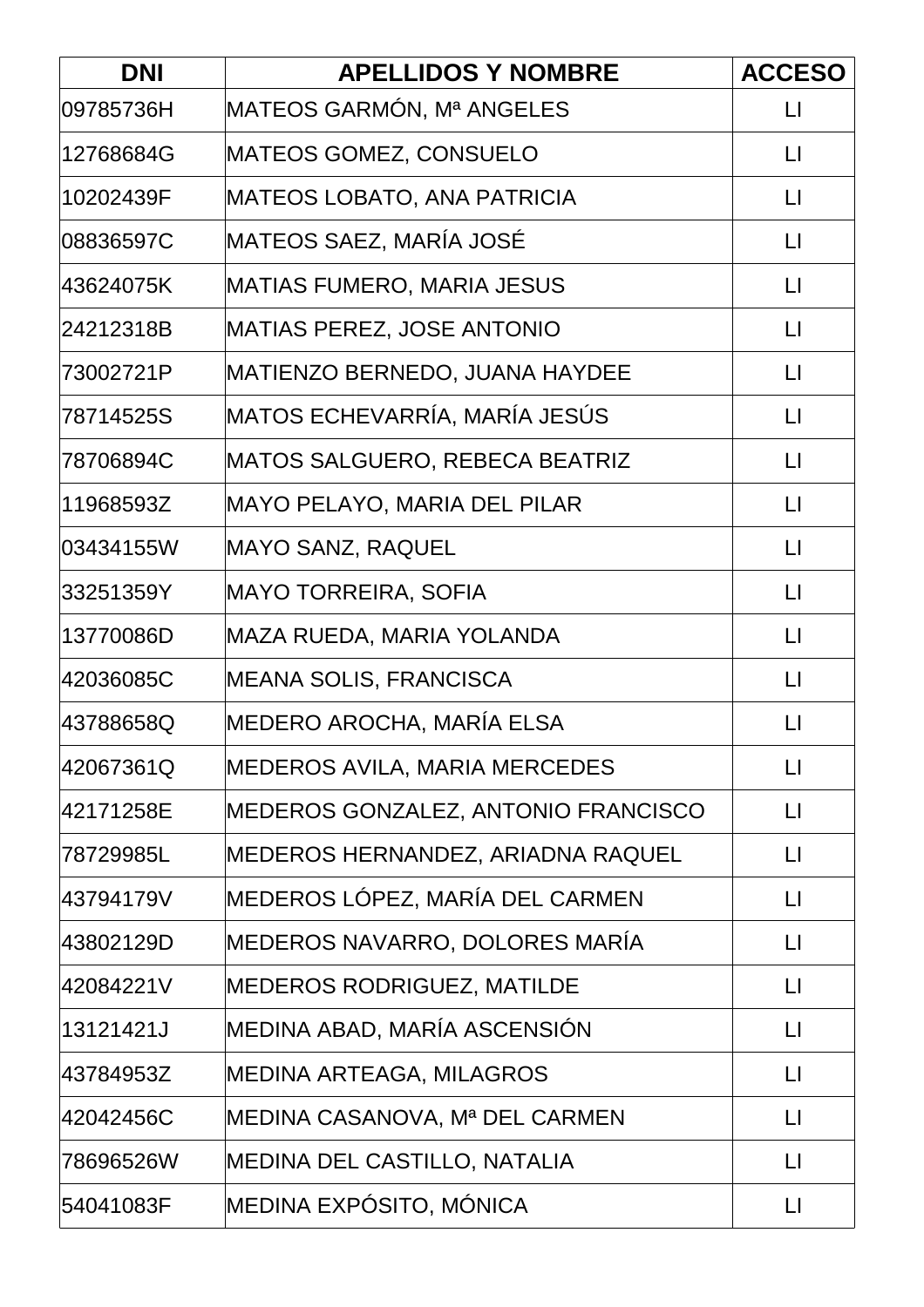| DNI | APELLIDOS Y NOMBRE | ACCESO |
| --- | --- | --- |
| 09785736H | MATEOS GARMÓN, Mª ANGELES | LI |
| 12768684G | MATEOS GOMEZ, CONSUELO | LI |
| 10202439F | MATEOS LOBATO, ANA PATRICIA | LI |
| 08836597C | MATEOS SAEZ, MARÍA JOSÉ | LI |
| 43624075K | MATIAS FUMERO, MARIA JESUS | LI |
| 24212318B | MATIAS PEREZ, JOSE ANTONIO | LI |
| 73002721P | MATIENZO BERNEDO, JUANA HAYDEE | LI |
| 78714525S | MATOS ECHEVARRÍA, MARÍA JESÚS | LI |
| 78706894C | MATOS SALGUERO, REBECA BEATRIZ | LI |
| 11968593Z | MAYO PELAYO, MARIA DEL PILAR | LI |
| 03434155W | MAYO SANZ, RAQUEL | LI |
| 33251359Y | MAYO TORREIRA, SOFIA | LI |
| 13770086D | MAZA RUEDA, MARIA YOLANDA | LI |
| 42036085C | MEANA SOLIS, FRANCISCA | LI |
| 43788658Q | MEDERO AROCHA, MARÍA ELSA | LI |
| 42067361Q | MEDEROS AVILA, MARIA MERCEDES | LI |
| 42171258E | MEDEROS GONZALEZ, ANTONIO FRANCISCO | LI |
| 78729985L | MEDEROS HERNANDEZ, ARIADNA RAQUEL | LI |
| 43794179V | MEDEROS LÓPEZ, MARÍA DEL CARMEN | LI |
| 43802129D | MEDEROS NAVARRO, DOLORES MARÍA | LI |
| 42084221V | MEDEROS RODRIGUEZ, MATILDE | LI |
| 13121421J | MEDINA ABAD, MARÍA ASCENSIÓN | LI |
| 43784953Z | MEDINA ARTEAGA, MILAGROS | LI |
| 42042456C | MEDINA CASANOVA, Mª DEL CARMEN | LI |
| 78696526W | MEDINA DEL CASTILLO, NATALIA | LI |
| 54041083F | MEDINA EXPÓSITO, MÓNICA | LI |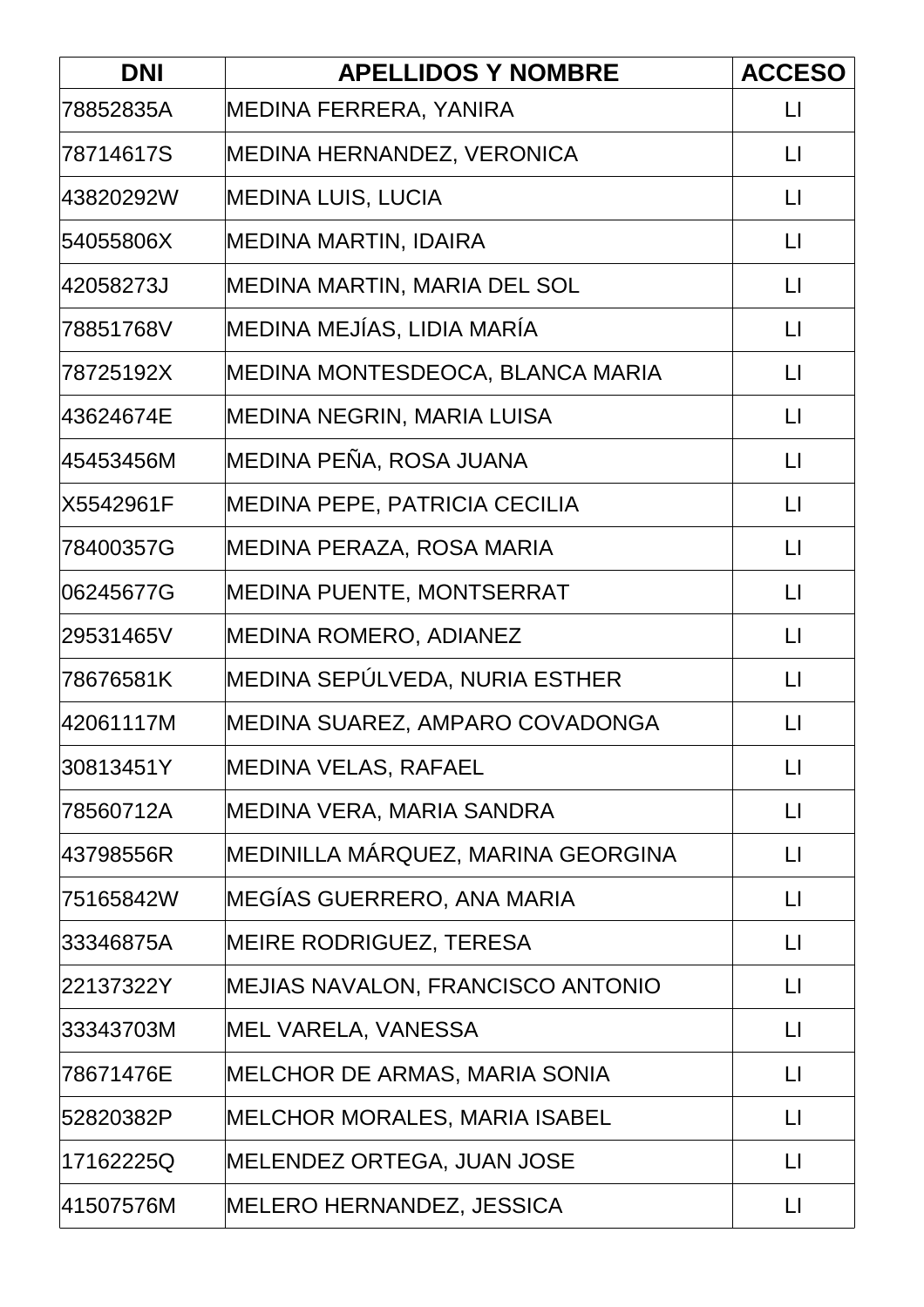| DNI | APELLIDOS Y NOMBRE | ACCESO |
|---|---|---|
| 78852835A | MEDINA FERRERA, YANIRA | LI |
| 78714617S | MEDINA HERNANDEZ, VERONICA | LI |
| 43820292W | MEDINA LUIS, LUCIA | LI |
| 54055806X | MEDINA MARTIN, IDAIRA | LI |
| 42058273J | MEDINA MARTIN, MARIA DEL SOL | LI |
| 78851768V | MEDINA MEJÍAS, LIDIA MARÍA | LI |
| 78725192X | MEDINA MONTESDEOCA, BLANCA MARIA | LI |
| 43624674E | MEDINA NEGRIN, MARIA LUISA | LI |
| 45453456M | MEDINA PEÑA, ROSA JUANA | LI |
| X5542961F | MEDINA PEPE, PATRICIA CECILIA | LI |
| 78400357G | MEDINA PERAZA, ROSA MARIA | LI |
| 06245677G | MEDINA PUENTE, MONTSERRAT | LI |
| 29531465V | MEDINA ROMERO, ADIANEZ | LI |
| 78676581K | MEDINA SEPÚLVEDA, NURIA ESTHER | LI |
| 42061117M | MEDINA SUAREZ, AMPARO COVADONGA | LI |
| 30813451Y | MEDINA VELAS, RAFAEL | LI |
| 78560712A | MEDINA VERA, MARIA SANDRA | LI |
| 43798556R | MEDINILLA MÁRQUEZ, MARINA GEORGINA | LI |
| 75165842W | MEGÍAS GUERRERO, ANA MARIA | LI |
| 33346875A | MEIRE RODRIGUEZ, TERESA | LI |
| 22137322Y | MEJIAS NAVALON, FRANCISCO ANTONIO | LI |
| 33343703M | MEL VARELA, VANESSA | LI |
| 78671476E | MELCHOR DE ARMAS, MARIA SONIA | LI |
| 52820382P | MELCHOR MORALES, MARIA ISABEL | LI |
| 17162225Q | MELENDEZ ORTEGA, JUAN JOSE | LI |
| 41507576M | MELERO HERNANDEZ, JESSICA | LI |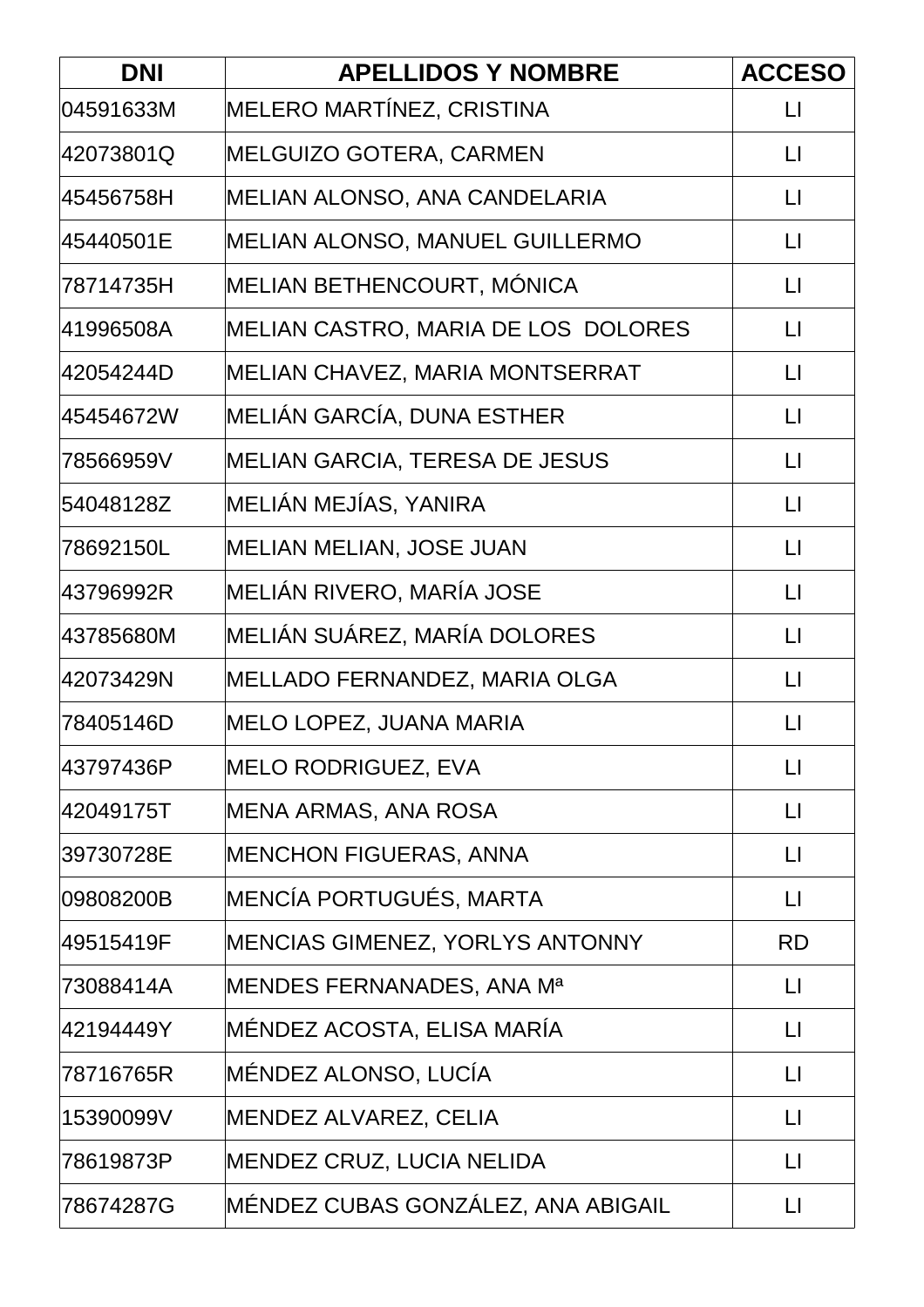| DNI | APELLIDOS Y NOMBRE | ACCESO |
| --- | --- | --- |
| 04591633M | MELERO MARTÍNEZ, CRISTINA | LI |
| 42073801Q | MELGUIZO GOTERA, CARMEN | LI |
| 45456758H | MELIAN ALONSO, ANA CANDELARIA | LI |
| 45440501E | MELIAN ALONSO, MANUEL GUILLERMO | LI |
| 78714735H | MELIAN BETHENCOURT, MÓNICA | LI |
| 41996508A | MELIAN CASTRO, MARIA DE LOS DOLORES | LI |
| 42054244D | MELIAN CHAVEZ, MARIA MONTSERRAT | LI |
| 45454672W | MELIÁN GARCÍA, DUNA ESTHER | LI |
| 78566959V | MELIAN GARCIA, TERESA DE JESUS | LI |
| 54048128Z | MELIÁN MEJÍAS, YANIRA | LI |
| 78692150L | MELIAN MELIAN, JOSE JUAN | LI |
| 43796992R | MELIÁN RIVERO, MARÍA JOSE | LI |
| 43785680M | MELIÁN SUÁREZ, MARÍA DOLORES | LI |
| 42073429N | MELLADO FERNANDEZ, MARIA OLGA | LI |
| 78405146D | MELO LOPEZ, JUANA MARIA | LI |
| 43797436P | MELO RODRIGUEZ, EVA | LI |
| 42049175T | MENA ARMAS, ANA ROSA | LI |
| 39730728E | MENCHON FIGUERAS, ANNA | LI |
| 09808200B | MENCÍA PORTUGUÉS, MARTA | LI |
| 49515419F | MENCIAS GIMENEZ, YORLYS ANTONNY | RD |
| 73088414A | MENDES FERNANADES, ANA Mª | LI |
| 42194449Y | MÉNDEZ ACOSTA, ELISA MARÍA | LI |
| 78716765R | MÉNDEZ ALONSO, LUCÍA | LI |
| 15390099V | MENDEZ ALVAREZ, CELIA | LI |
| 78619873P | MENDEZ CRUZ, LUCIA NELIDA | LI |
| 78674287G | MÉNDEZ CUBAS GONZÁLEZ, ANA ABIGAIL | LI |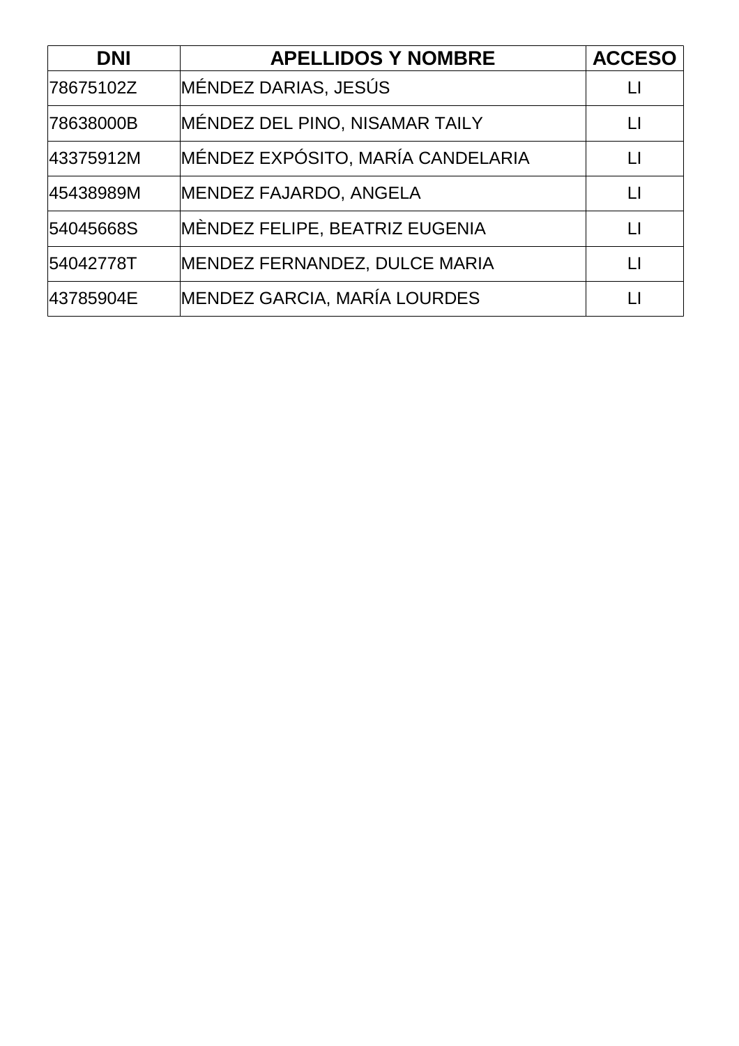| DNI | APELLIDOS Y NOMBRE | ACCESO |
| --- | --- | --- |
| 78675102Z | MÉNDEZ DARIAS, JESÚS | LI |
| 78638000B | MÉNDEZ DEL PINO, NISAMAR TAILY | LI |
| 43375912M | MÉNDEZ EXPÓSITO, MARÍA CANDELARIA | LI |
| 45438989M | MENDEZ FAJARDO, ANGELA | LI |
| 54045668S | MÈNDEZ FELIPE, BEATRIZ EUGENIA | LI |
| 54042778T | MENDEZ FERNANDEZ, DULCE MARIA | LI |
| 43785904E | MENDEZ GARCIA, MARÍA LOURDES | LI |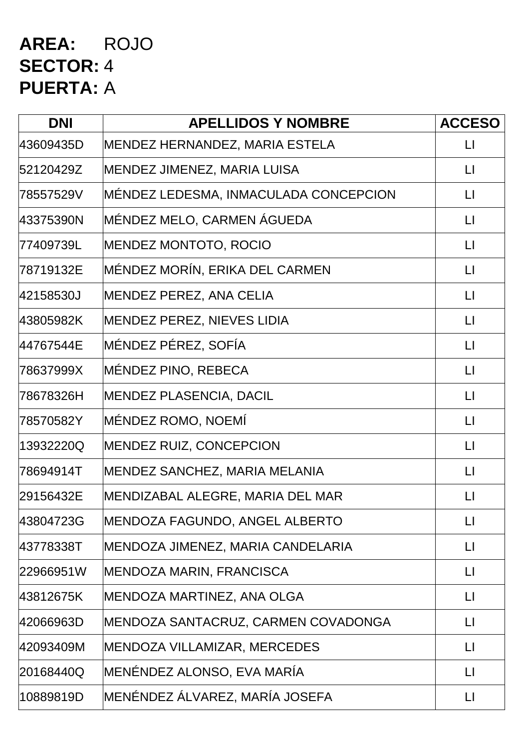**AREA:** ROJO
**SECTOR:** 4
**PUERTA:** A

| DNI | APELLIDOS Y NOMBRE | ACCESO |
|---|---|---|
| 43609435D | MENDEZ HERNANDEZ, MARIA ESTELA | LI |
| 52120429Z | MENDEZ JIMENEZ, MARIA LUISA | LI |
| 78557529V | MÉNDEZ LEDESMA, INMACULADA CONCEPCION | LI |
| 43375390N | MÉNDEZ MELO, CARMEN ÁGUEDA | LI |
| 77409739L | MENDEZ MONTOTO, ROCIO | LI |
| 78719132E | MÉNDEZ MORÍN, ERIKA DEL CARMEN | LI |
| 42158530J | MENDEZ PEREZ, ANA CELIA | LI |
| 43805982K | MENDEZ PEREZ, NIEVES LIDIA | LI |
| 44767544E | MÉNDEZ PÉREZ, SOFÍA | LI |
| 78637999X | MÉNDEZ PINO, REBECA | LI |
| 78678326H | MENDEZ PLASENCIA, DACIL | LI |
| 78570582Y | MÉNDEZ ROMO, NOEMÍ | LI |
| 13932220Q | MENDEZ RUIZ, CONCEPCION | LI |
| 78694914T | MENDEZ SANCHEZ, MARIA MELANIA | LI |
| 29156432E | MENDIZABAL ALEGRE, MARIA DEL MAR | LI |
| 43804723G | MENDOZA FAGUNDO, ANGEL ALBERTO | LI |
| 43778338T | MENDOZA JIMENEZ, MARIA CANDELARIA | LI |
| 22966951W | MENDOZA MARIN, FRANCISCA | LI |
| 43812675K | MENDOZA MARTINEZ, ANA OLGA | LI |
| 42066963D | MENDOZA SANTACRUZ, CARMEN COVADONGA | LI |
| 42093409M | MENDOZA VILLAMIZAR, MERCEDES | LI |
| 20168440Q | MENÉNDEZ ALONSO, EVA MARÍA | LI |
| 10889819D | MENÉNDEZ ÁLVAREZ, MARÍA JOSEFA | LI |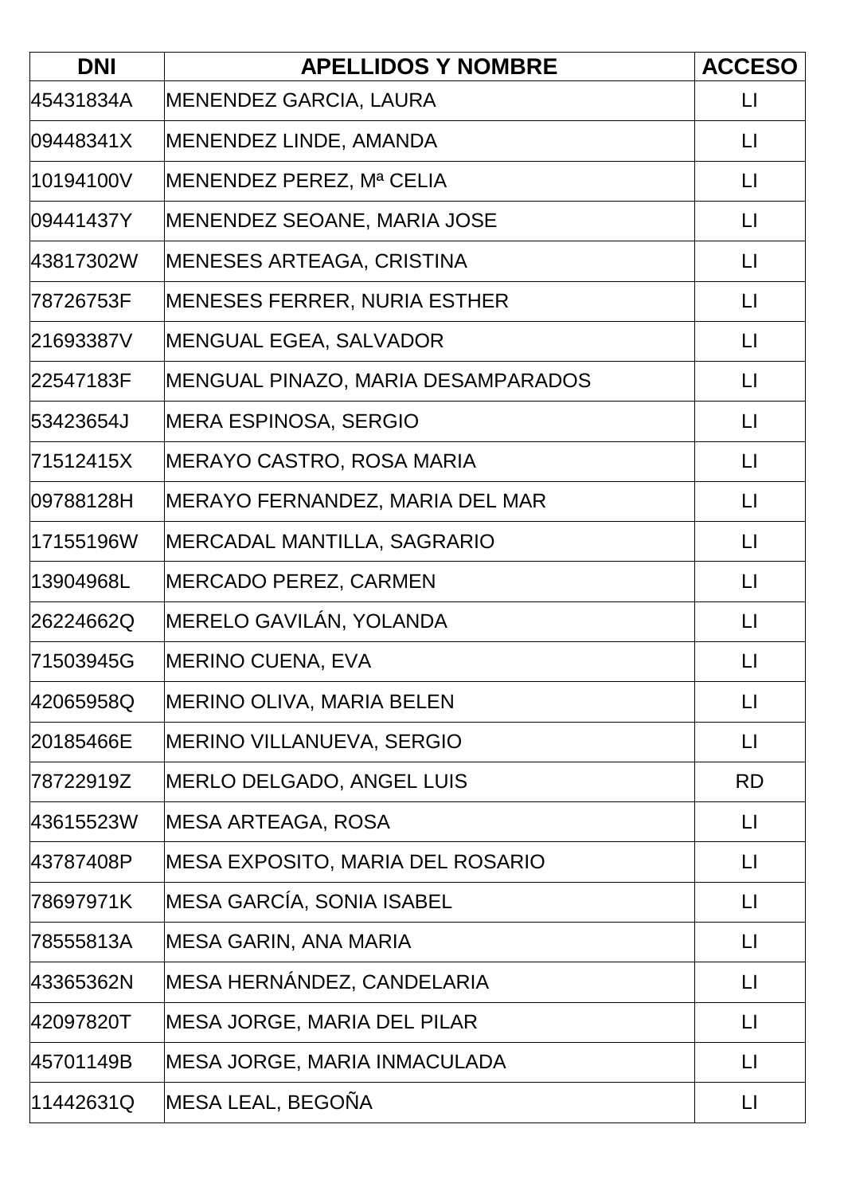| DNI | APELLIDOS Y NOMBRE | ACCESO |
|---|---|---|
| 45431834A | MENENDEZ GARCIA, LAURA | LI |
| 09448341X | MENENDEZ LINDE, AMANDA | LI |
| 10194100V | MENENDEZ PEREZ, Mª CELIA | LI |
| 09441437Y | MENENDEZ SEOANE, MARIA JOSE | LI |
| 43817302W | MENESES ARTEAGA, CRISTINA | LI |
| 78726753F | MENESES FERRER, NURIA ESTHER | LI |
| 21693387V | MENGUAL EGEA, SALVADOR | LI |
| 22547183F | MENGUAL PINAZO, MARIA DESAMPARADOS | LI |
| 53423654J | MERA ESPINOSA, SERGIO | LI |
| 71512415X | MERAYO CASTRO, ROSA MARIA | LI |
| 09788128H | MERAYO FERNANDEZ, MARIA DEL MAR | LI |
| 17155196W | MERCADAL MANTILLA, SAGRARIO | LI |
| 13904968L | MERCADO PEREZ, CARMEN | LI |
| 26224662Q | MERELO GAVILÁN, YOLANDA | LI |
| 71503945G | MERINO CUENA, EVA | LI |
| 42065958Q | MERINO OLIVA, MARIA BELEN | LI |
| 20185466E | MERINO VILLANUEVA, SERGIO | LI |
| 78722919Z | MERLO DELGADO, ANGEL LUIS | RD |
| 43615523W | MESA ARTEAGA, ROSA | LI |
| 43787408P | MESA EXPOSITO, MARIA DEL ROSARIO | LI |
| 78697971K | MESA GARCÍA, SONIA ISABEL | LI |
| 78555813A | MESA GARIN, ANA MARIA | LI |
| 43365362N | MESA HERNÁNDEZ, CANDELARIA | LI |
| 42097820T | MESA JORGE, MARIA DEL PILAR | LI |
| 45701149B | MESA JORGE, MARIA INMACULADA | LI |
| 11442631Q | MESA LEAL, BEGOÑA | LI |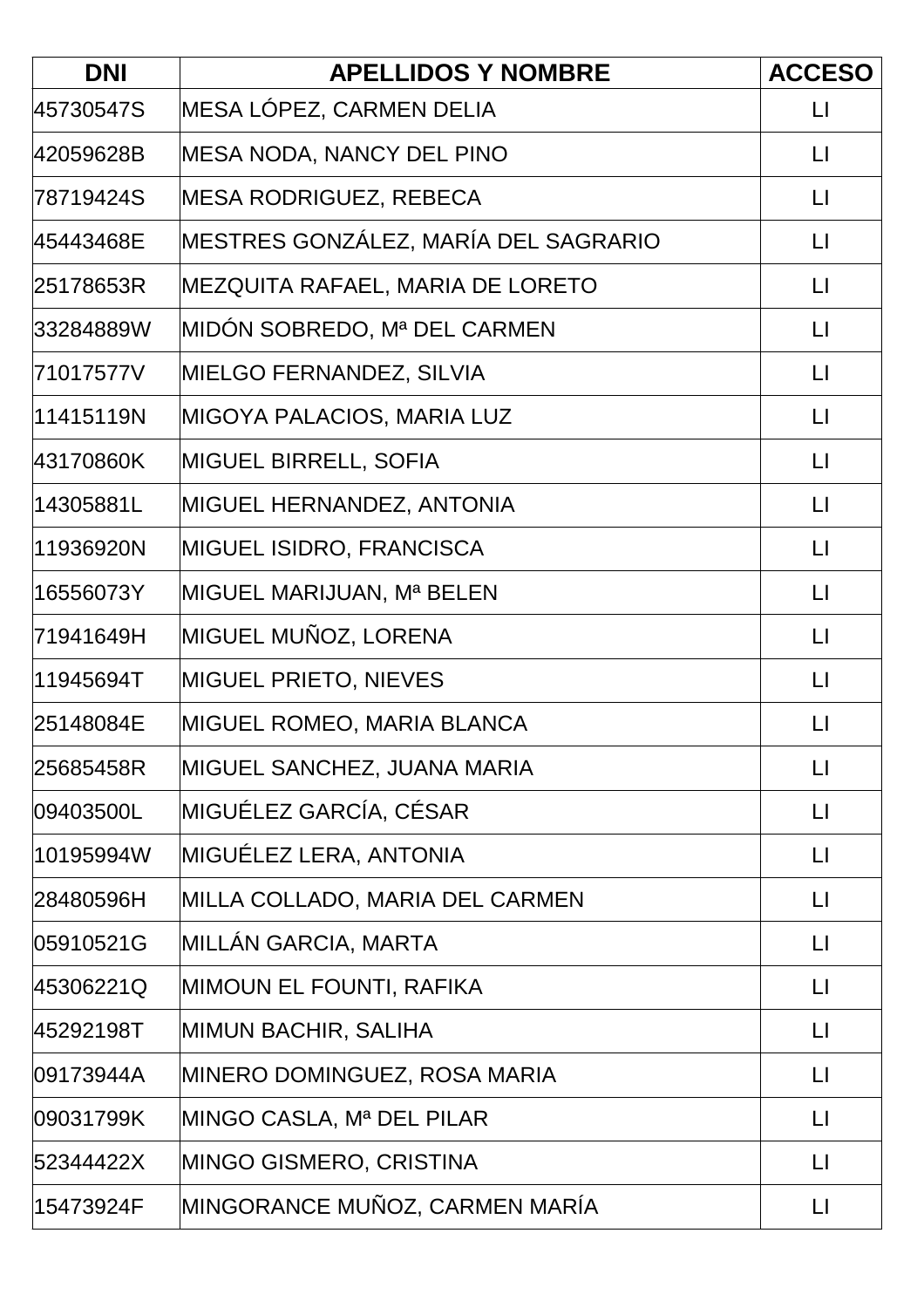| DNI | APELLIDOS Y NOMBRE | ACCESO |
|---|---|---|
| 45730547S | MESA LÓPEZ, CARMEN DELIA | LI |
| 42059628B | MESA NODA, NANCY DEL PINO | LI |
| 78719424S | MESA RODRIGUEZ, REBECA | LI |
| 45443468E | MESTRES GONZÁLEZ, MARÍA DEL SAGRARIO | LI |
| 25178653R | MEZQUITA RAFAEL, MARIA DE LORETO | LI |
| 33284889W | MIDÓN SOBREDO, Mª DEL CARMEN | LI |
| 71017577V | MIELGO FERNANDEZ, SILVIA | LI |
| 11415119N | MIGOYA PALACIOS, MARIA LUZ | LI |
| 43170860K | MIGUEL BIRRELL, SOFIA | LI |
| 14305881L | MIGUEL HERNANDEZ, ANTONIA | LI |
| 11936920N | MIGUEL ISIDRO, FRANCISCA | LI |
| 16556073Y | MIGUEL MARIJUAN, Mª BELEN | LI |
| 71941649H | MIGUEL MUÑOZ, LORENA | LI |
| 11945694T | MIGUEL PRIETO, NIEVES | LI |
| 25148084E | MIGUEL ROMEO, MARIA BLANCA | LI |
| 25685458R | MIGUEL SANCHEZ, JUANA MARIA | LI |
| 09403500L | MIGUÉLEZ GARCÍA, CÉSAR | LI |
| 10195994W | MIGUÉLEZ LERA, ANTONIA | LI |
| 28480596H | MILLA COLLADO, MARIA DEL CARMEN | LI |
| 05910521G | MILLÁN GARCIA, MARTA | LI |
| 45306221Q | MIMOUN EL FOUNTI, RAFIKA | LI |
| 45292198T | MIMUN BACHIR, SALIHA | LI |
| 09173944A | MINERO DOMINGUEZ, ROSA MARIA | LI |
| 09031799K | MINGO CASLA, Mª DEL PILAR | LI |
| 52344422X | MINGO GISMERO, CRISTINA | LI |
| 15473924F | MINGORANCE MUÑOZ, CARMEN MARÍA | LI |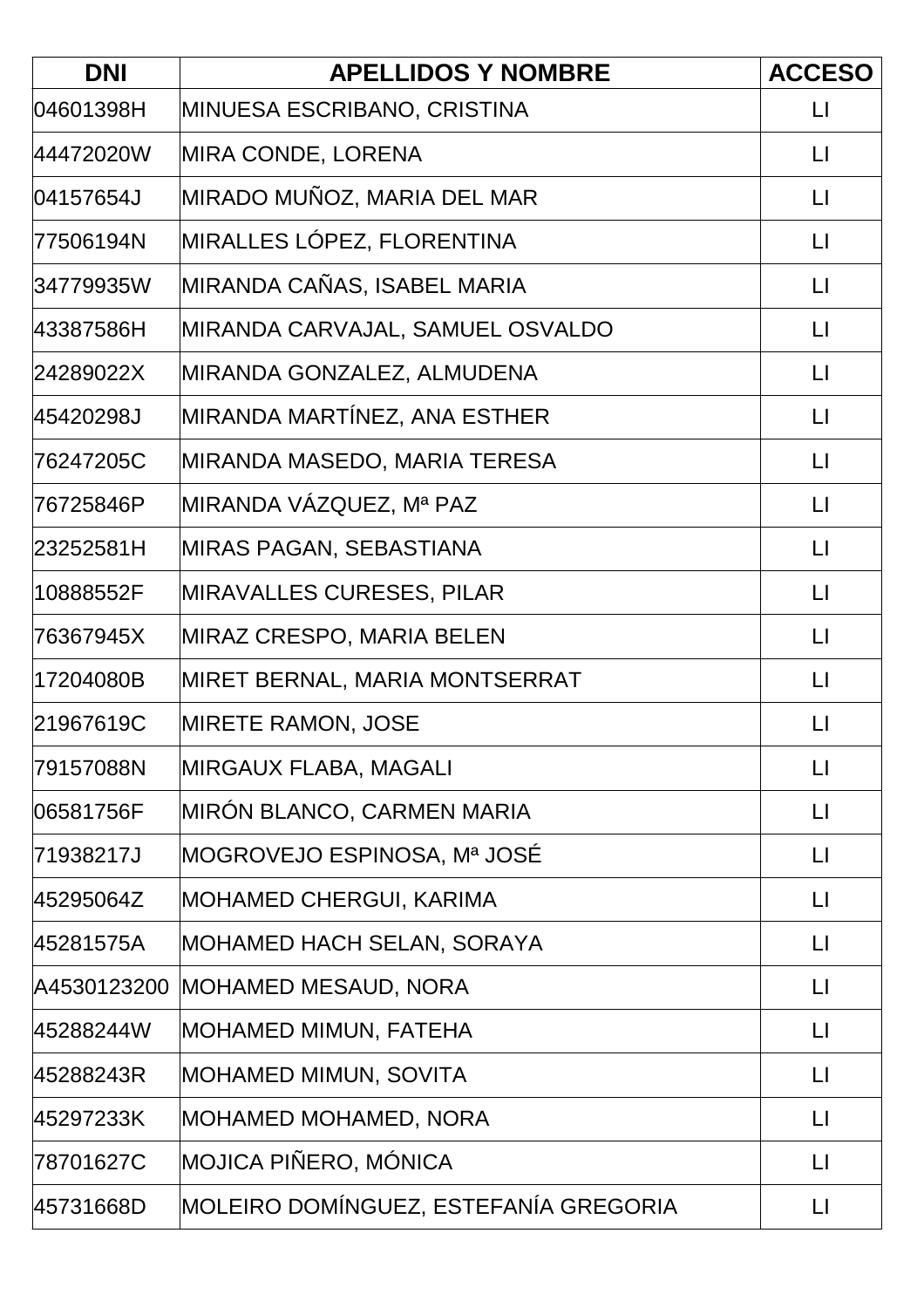| DNI | APELLIDOS Y NOMBRE | ACCESO |
|---|---|---|
| 04601398H | MINUESA ESCRIBANO, CRISTINA | LI |
| 44472020W | MIRA CONDE, LORENA | LI |
| 04157654J | MIRADO MUÑOZ, MARIA DEL MAR | LI |
| 77506194N | MIRALLES LÓPEZ, FLORENTINA | LI |
| 34779935W | MIRANDA CAÑAS, ISABEL MARIA | LI |
| 43387586H | MIRANDA CARVAJAL, SAMUEL OSVALDO | LI |
| 24289022X | MIRANDA GONZALEZ, ALMUDENA | LI |
| 45420298J | MIRANDA MARTÍNEZ, ANA ESTHER | LI |
| 76247205C | MIRANDA MASEDO, MARIA TERESA | LI |
| 76725846P | MIRANDA VÁZQUEZ, Mª PAZ | LI |
| 23252581H | MIRAS PAGAN, SEBASTIANA | LI |
| 10888552F | MIRAVALLES CURESES, PILAR | LI |
| 76367945X | MIRAZ CRESPO, MARIA BELEN | LI |
| 17204080B | MIRET BERNAL, MARIA MONTSERRAT | LI |
| 21967619C | MIRETE RAMON, JOSE | LI |
| 79157088N | MIRGAUX FLABA, MAGALI | LI |
| 06581756F | MIRÓN BLANCO, CARMEN MARIA | LI |
| 71938217J | MOGROVEJO ESPINOSA, Mª JOSÉ | LI |
| 45295064Z | MOHAMED CHERGUI, KARIMA | LI |
| 45281575A | MOHAMED HACH SELAN, SORAYA | LI |
| A4530123200 | MOHAMED MESAUD, NORA | LI |
| 45288244W | MOHAMED MIMUN, FATEHA | LI |
| 45288243R | MOHAMED MIMUN, SOVITA | LI |
| 45297233K | MOHAMED MOHAMED, NORA | LI |
| 78701627C | MOJICA PIÑERO, MÓNICA | LI |
| 45731668D | MOLEIRO DOMÍNGUEZ, ESTEFANÍA GREGORIA | LI |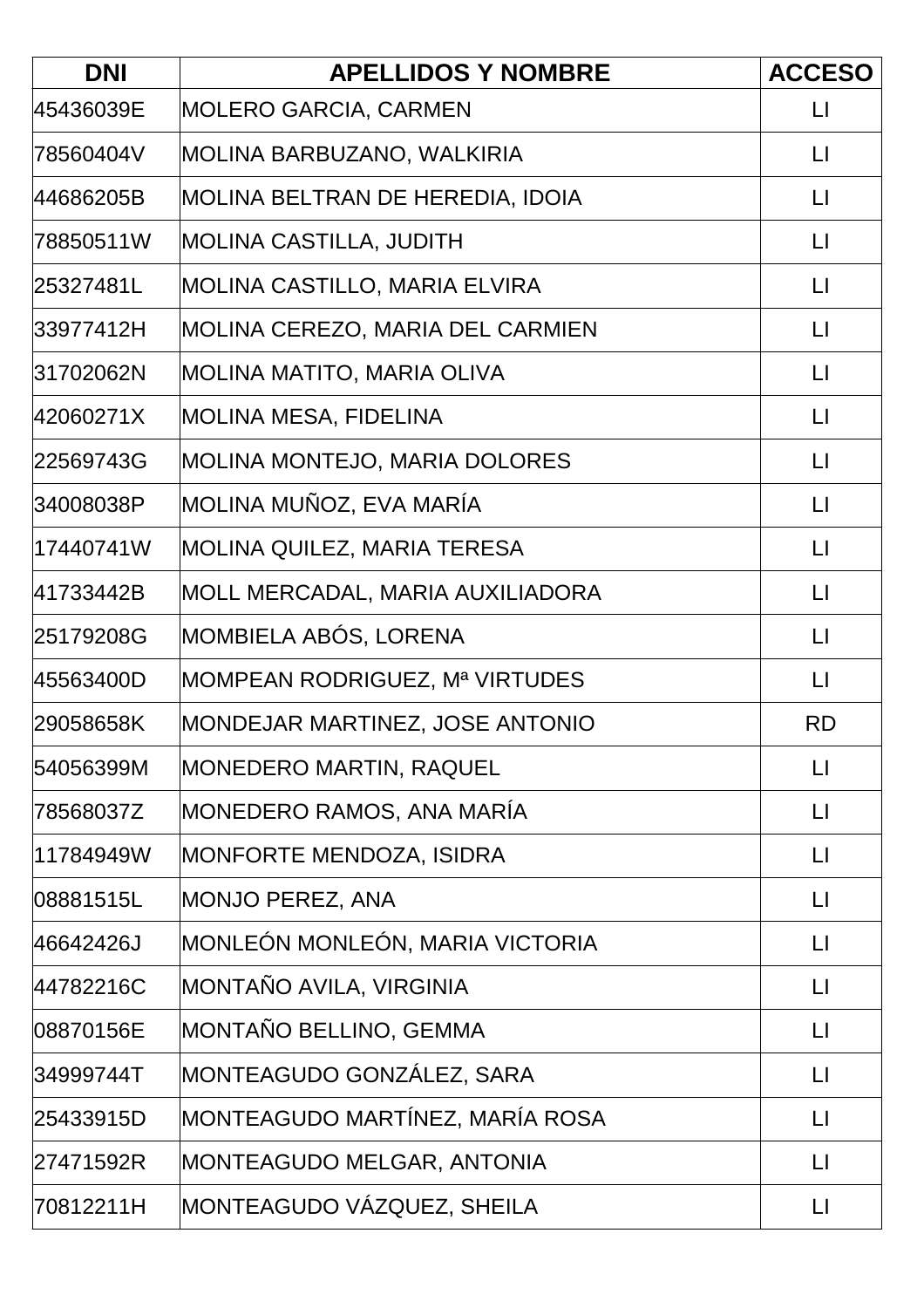| DNI | APELLIDOS Y NOMBRE | ACCESO |
|---|---|---|
| 45436039E | MOLERO GARCIA, CARMEN | LI |
| 78560404V | MOLINA BARBUZANO, WALKIRIA | LI |
| 44686205B | MOLINA BELTRAN DE HEREDIA, IDOIA | LI |
| 78850511W | MOLINA CASTILLA, JUDITH | LI |
| 25327481L | MOLINA CASTILLO, MARIA ELVIRA | LI |
| 33977412H | MOLINA CEREZO, MARIA DEL CARMIEN | LI |
| 31702062N | MOLINA MATITO, MARIA OLIVA | LI |
| 42060271X | MOLINA MESA, FIDELINA | LI |
| 22569743G | MOLINA MONTEJO, MARIA DOLORES | LI |
| 34008038P | MOLINA MUÑOZ, EVA MARÍA | LI |
| 17440741W | MOLINA QUILEZ, MARIA TERESA | LI |
| 41733442B | MOLL MERCADAL, MARIA AUXILIADORA | LI |
| 25179208G | MOMBIELA ABÓS, LORENA | LI |
| 45563400D | MOMPEAN RODRIGUEZ, Mª VIRTUDES | LI |
| 29058658K | MONDEJAR MARTINEZ, JOSE ANTONIO | RD |
| 54056399M | MONEDERO MARTIN, RAQUEL | LI |
| 78568037Z | MONEDERO RAMOS, ANA MARÍA | LI |
| 11784949W | MONFORTE MENDOZA, ISIDRA | LI |
| 08881515L | MONJO PEREZ, ANA | LI |
| 46642426J | MONLEÓN MONLEÓN, MARIA VICTORIA | LI |
| 44782216C | MONTAÑO AVILA, VIRGINIA | LI |
| 08870156E | MONTAÑO BELLINO, GEMMA | LI |
| 34999744T | MONTEAGUDO GONZÁLEZ, SARA | LI |
| 25433915D | MONTEAGUDO MARTÍNEZ, MARÍA ROSA | LI |
| 27471592R | MONTEAGUDO MELGAR, ANTONIA | LI |
| 70812211H | MONTEAGUDO VÁZQUEZ, SHEILA | LI |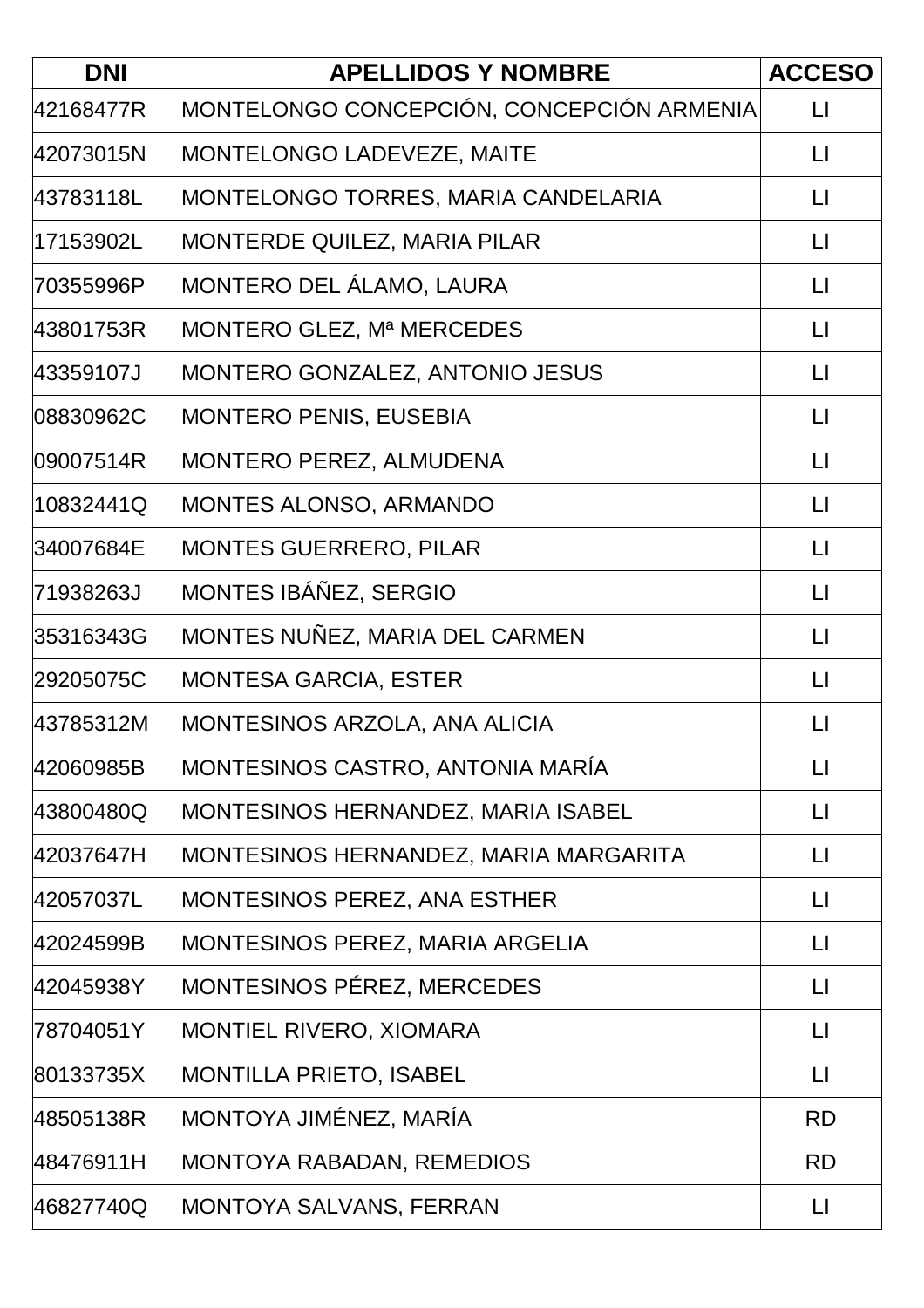| DNI | APELLIDOS Y NOMBRE | ACCESO |
|---|---|---|
| 42168477R | MONTELONGO CONCEPCIÓN, CONCEPCIÓN ARMENIA | LI |
| 42073015N | MONTELONGO LADEVEZE, MAITE | LI |
| 43783118L | MONTELONGO TORRES, MARIA CANDELARIA | LI |
| 17153902L | MONTERDE QUILEZ, MARIA PILAR | LI |
| 70355996P | MONTERO DEL ÁLAMO, LAURA | LI |
| 43801753R | MONTERO GLEZ, Mª MERCEDES | LI |
| 43359107J | MONTERO GONZALEZ, ANTONIO JESUS | LI |
| 08830962C | MONTERO PENIS, EUSEBIA | LI |
| 09007514R | MONTERO PEREZ, ALMUDENA | LI |
| 10832441Q | MONTES ALONSO, ARMANDO | LI |
| 34007684E | MONTES GUERRERO, PILAR | LI |
| 71938263J | MONTES IBÁÑEZ, SERGIO | LI |
| 35316343G | MONTES NUÑEZ, MARIA DEL CARMEN | LI |
| 29205075C | MONTESA GARCIA, ESTER | LI |
| 43785312M | MONTESINOS ARZOLA, ANA ALICIA | LI |
| 42060985B | MONTESINOS CASTRO, ANTONIA MARÍA | LI |
| 43800480Q | MONTESINOS HERNANDEZ, MARIA ISABEL | LI |
| 42037647H | MONTESINOS HERNANDEZ, MARIA MARGARITA | LI |
| 42057037L | MONTESINOS PEREZ, ANA ESTHER | LI |
| 42024599B | MONTESINOS PEREZ, MARIA ARGELIA | LI |
| 42045938Y | MONTESINOS PÉREZ, MERCEDES | LI |
| 78704051Y | MONTIEL RIVERO, XIOMARA | LI |
| 80133735X | MONTILLA PRIETO, ISABEL | LI |
| 48505138R | MONTOYA JIMÉNEZ, MARÍA | RD |
| 48476911H | MONTOYA RABADAN, REMEDIOS | RD |
| 46827740Q | MONTOYA SALVANS, FERRAN | LI |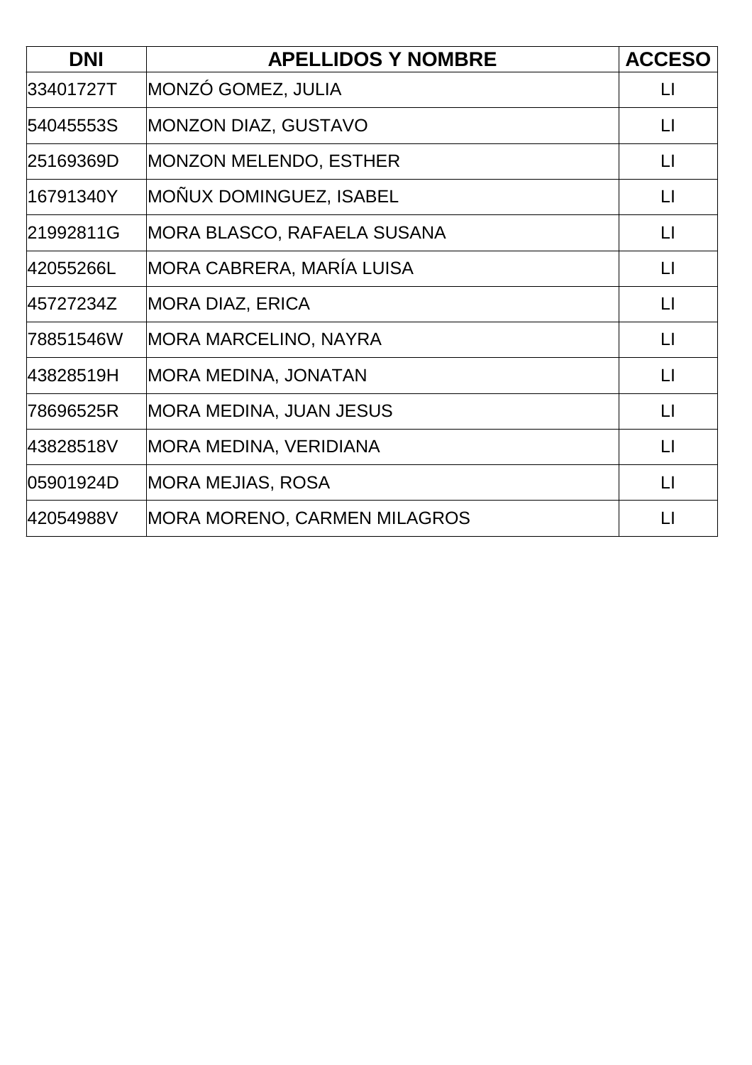| DNI | APELLIDOS Y NOMBRE | ACCESO |
| --- | --- | --- |
| 33401727T | MONZÓ GOMEZ, JULIA | LI |
| 54045553S | MONZON DIAZ, GUSTAVO | LI |
| 25169369D | MONZON MELENDO, ESTHER | LI |
| 16791340Y | MOÑUX DOMINGUEZ, ISABEL | LI |
| 21992811G | MORA BLASCO, RAFAELA SUSANA | LI |
| 42055266L | MORA CABRERA, MARÍA LUISA | LI |
| 45727234Z | MORA DIAZ, ERICA | LI |
| 78851546W | MORA MARCELINO, NAYRA | LI |
| 43828519H | MORA MEDINA, JONATAN | LI |
| 78696525R | MORA MEDINA, JUAN JESUS | LI |
| 43828518V | MORA MEDINA, VERIDIANA | LI |
| 05901924D | MORA MEJIAS, ROSA | LI |
| 42054988V | MORA MORENO, CARMEN MILAGROS | LI |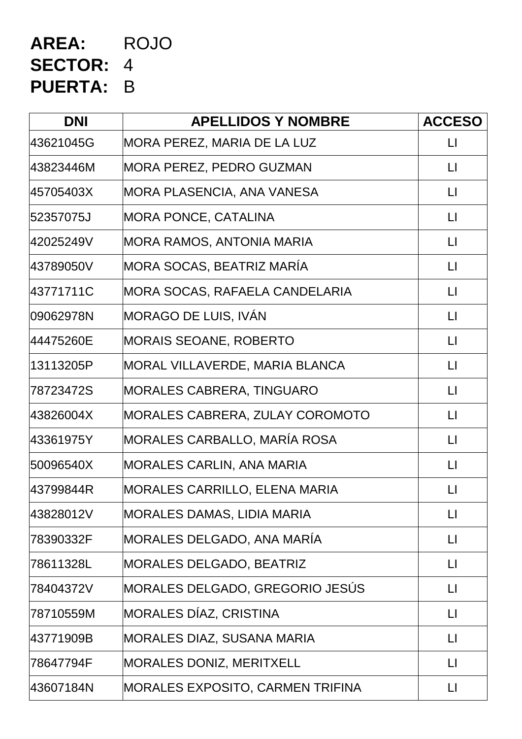**AREA:** ROJO
**SECTOR:** 4
**PUERTA:** B

| DNI | APELLIDOS Y NOMBRE | ACCESO |
|---|---|---|
| 43621045G | MORA PEREZ, MARIA DE LA LUZ | LI |
| 43823446M | MORA PEREZ, PEDRO GUZMAN | LI |
| 45705403X | MORA PLASENCIA, ANA VANESA | LI |
| 52357075J | MORA PONCE, CATALINA | LI |
| 42025249V | MORA RAMOS, ANTONIA MARIA | LI |
| 43789050V | MORA SOCAS, BEATRIZ MARÍA | LI |
| 43771711C | MORA SOCAS, RAFAELA CANDELARIA | LI |
| 09062978N | MORAGO DE LUIS, IVÁN | LI |
| 44475260E | MORAIS SEOANE, ROBERTO | LI |
| 13113205P | MORAL VILLAVERDE, MARIA BLANCA | LI |
| 78723472S | MORALES CABRERA, TINGUARO | LI |
| 43826004X | MORALES CABRERA, ZULAY COROMOTO | LI |
| 43361975Y | MORALES CARBALLO, MARÍA ROSA | LI |
| 50096540X | MORALES CARLIN, ANA MARIA | LI |
| 43799844R | MORALES CARRILLO, ELENA MARIA | LI |
| 43828012V | MORALES DAMAS, LIDIA MARIA | LI |
| 78390332F | MORALES DELGADO, ANA MARÍA | LI |
| 78611328L | MORALES DELGADO, BEATRIZ | LI |
| 78404372V | MORALES DELGADO, GREGORIO JESÚS | LI |
| 78710559M | MORALES DÍAZ, CRISTINA | LI |
| 43771909B | MORALES DIAZ, SUSANA MARIA | LI |
| 78647794F | MORALES DONIZ, MERITXELL | LI |
| 43607184N | MORALES EXPOSITO, CARMEN TRIFINA | LI |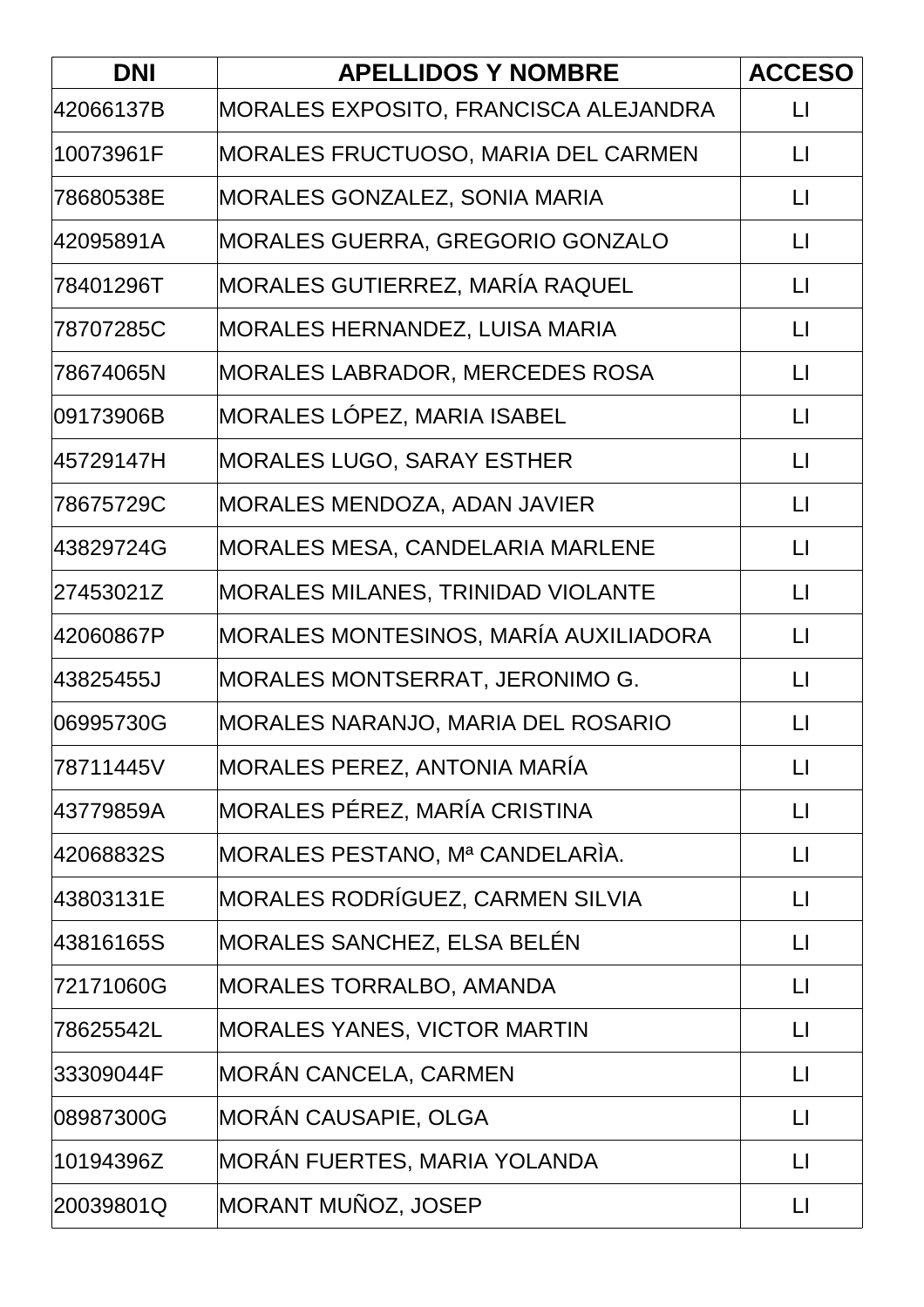| DNI | APELLIDOS Y NOMBRE | ACCESO |
|---|---|---|
| 42066137B | MORALES EXPOSITO, FRANCISCA ALEJANDRA | LI |
| 10073961F | MORALES FRUCTUOSO, MARIA DEL CARMEN | LI |
| 78680538E | MORALES GONZALEZ, SONIA MARIA | LI |
| 42095891A | MORALES GUERRA, GREGORIO GONZALO | LI |
| 78401296T | MORALES GUTIERREZ, MARÍA RAQUEL | LI |
| 78707285C | MORALES HERNANDEZ, LUISA MARIA | LI |
| 78674065N | MORALES LABRADOR, MERCEDES ROSA | LI |
| 09173906B | MORALES LÓPEZ, MARIA ISABEL | LI |
| 45729147H | MORALES LUGO, SARAY ESTHER | LI |
| 78675729C | MORALES MENDOZA, ADAN JAVIER | LI |
| 43829724G | MORALES MESA, CANDELARIA MARLENE | LI |
| 27453021Z | MORALES MILANES, TRINIDAD VIOLANTE | LI |
| 42060867P | MORALES MONTESINOS, MARÍA AUXILIADORA | LI |
| 43825455J | MORALES MONTSERRAT, JERONIMO G. | LI |
| 06995730G | MORALES NARANJO, MARIA DEL ROSARIO | LI |
| 78711445V | MORALES PEREZ, ANTONIA MARÍA | LI |
| 43779859A | MORALES PÉREZ, MARÍA CRISTINA | LI |
| 42068832S | MORALES PESTANO, Mª CANDELARÌA. | LI |
| 43803131E | MORALES RODRÍGUEZ, CARMEN SILVIA | LI |
| 43816165S | MORALES SANCHEZ, ELSA BELÉN | LI |
| 72171060G | MORALES TORRALBO, AMANDA | LI |
| 78625542L | MORALES YANES, VICTOR MARTIN | LI |
| 33309044F | MORÁN CANCELA, CARMEN | LI |
| 08987300G | MORÁN CAUSAPIE, OLGA | LI |
| 10194396Z | MORÁN FUERTES, MARIA YOLANDA | LI |
| 20039801Q | MORANT MUÑOZ, JOSEP | LI |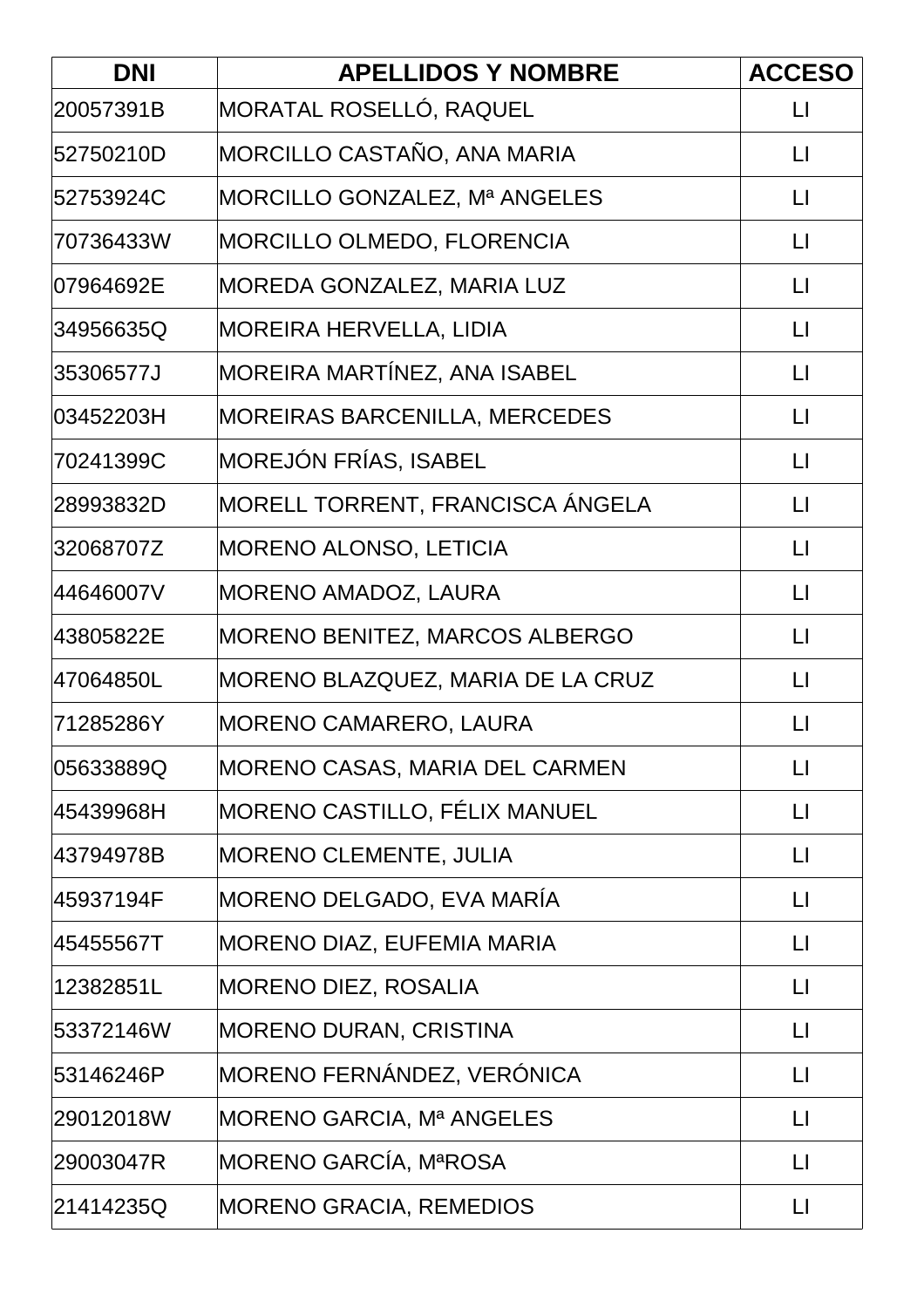| DNI | APELLIDOS Y NOMBRE | ACCESO |
|---|---|---|
| 20057391B | MORATAL ROSELLÓ, RAQUEL | LI |
| 52750210D | MORCILLO CASTAÑO, ANA MARIA | LI |
| 52753924C | MORCILLO GONZALEZ, Mª ANGELES | LI |
| 70736433W | MORCILLO OLMEDO, FLORENCIA | LI |
| 07964692E | MOREDA GONZALEZ, MARIA LUZ | LI |
| 34956635Q | MOREIRA HERVELLA, LIDIA | LI |
| 35306577J | MOREIRA MARTÍNEZ, ANA ISABEL | LI |
| 03452203H | MOREIRAS BARCENILLA, MERCEDES | LI |
| 70241399C | MOREJÓN FRÍAS, ISABEL | LI |
| 28993832D | MORELL TORRENT, FRANCISCA ÁNGELA | LI |
| 32068707Z | MORENO ALONSO, LETICIA | LI |
| 44646007V | MORENO AMADOZ, LAURA | LI |
| 43805822E | MORENO BENITEZ, MARCOS ALBERGO | LI |
| 47064850L | MORENO BLAZQUEZ, MARIA DE LA CRUZ | LI |
| 71285286Y | MORENO CAMARERO, LAURA | LI |
| 05633889Q | MORENO CASAS, MARIA DEL CARMEN | LI |
| 45439968H | MORENO CASTILLO, FÉLIX MANUEL | LI |
| 43794978B | MORENO CLEMENTE, JULIA | LI |
| 45937194F | MORENO DELGADO, EVA MARÍA | LI |
| 45455567T | MORENO DIAZ, EUFEMIA MARIA | LI |
| 12382851L | MORENO DIEZ, ROSALIA | LI |
| 53372146W | MORENO DURAN, CRISTINA | LI |
| 53146246P | MORENO FERNÁNDEZ, VERÓNICA | LI |
| 29012018W | MORENO GARCIA, Mª ANGELES | LI |
| 29003047R | MORENO GARCÍA, MªROSA | LI |
| 21414235Q | MORENO GRACIA, REMEDIOS | LI |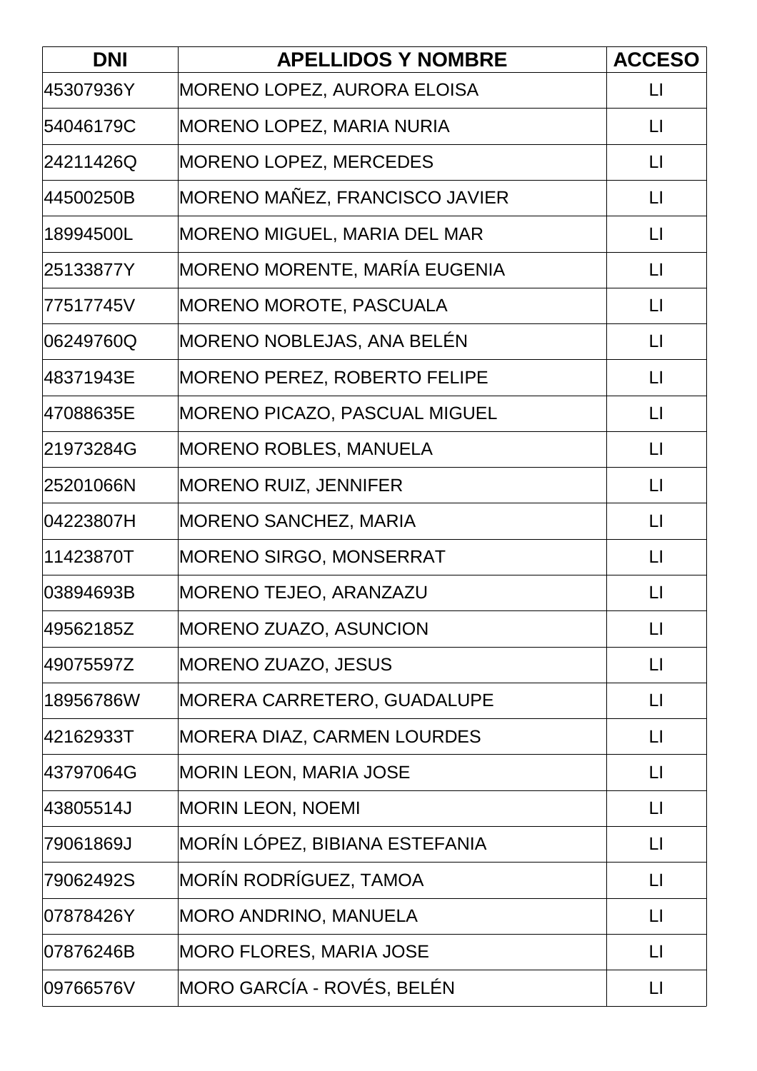| DNI | APELLIDOS Y NOMBRE | ACCESO |
| --- | --- | --- |
| 45307936Y | MORENO LOPEZ, AURORA ELOISA | LI |
| 54046179C | MORENO LOPEZ, MARIA NURIA | LI |
| 24211426Q | MORENO LOPEZ, MERCEDES | LI |
| 44500250B | MORENO MAÑEZ, FRANCISCO JAVIER | LI |
| 18994500L | MORENO MIGUEL, MARIA DEL MAR | LI |
| 25133877Y | MORENO MORENTE, MARÍA EUGENIA | LI |
| 77517745V | MORENO MOROTE, PASCUALA | LI |
| 06249760Q | MORENO NOBLEJAS, ANA BELÉN | LI |
| 48371943E | MORENO PEREZ, ROBERTO FELIPE | LI |
| 47088635E | MORENO PICAZO, PASCUAL MIGUEL | LI |
| 21973284G | MORENO ROBLES, MANUELA | LI |
| 25201066N | MORENO RUIZ, JENNIFER | LI |
| 04223807H | MORENO SANCHEZ, MARIA | LI |
| 11423870T | MORENO SIRGO, MONSERRAT | LI |
| 03894693B | MORENO TEJEO, ARANZAZU | LI |
| 49562185Z | MORENO ZUAZO, ASUNCION | LI |
| 49075597Z | MORENO ZUAZO, JESUS | LI |
| 18956786W | MORERA CARRETERO, GUADALUPE | LI |
| 42162933T | MORERA DIAZ, CARMEN LOURDES | LI |
| 43797064G | MORIN LEON, MARIA JOSE | LI |
| 43805514J | MORIN LEON, NOEMI | LI |
| 79061869J | MORÍN LÓPEZ, BIBIANA ESTEFANIA | LI |
| 79062492S | MORÍN RODRÍGUEZ, TAMOA | LI |
| 07878426Y | MORO ANDRINO, MANUELA | LI |
| 07876246B | MORO FLORES, MARIA JOSE | LI |
| 09766576V | MORO GARCÍA - ROVÉS, BELÉN | LI |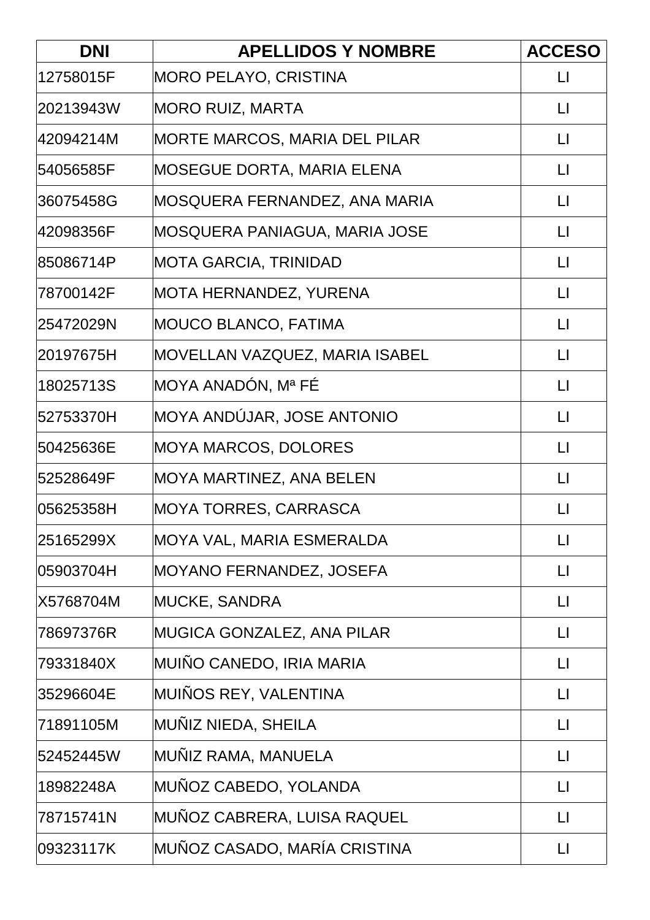| DNI | APELLIDOS Y NOMBRE | ACCESO |
|---|---|---|
| 12758015F | MORO PELAYO, CRISTINA | LI |
| 20213943W | MORO RUIZ, MARTA | LI |
| 42094214M | MORTE MARCOS, MARIA DEL PILAR | LI |
| 54056585F | MOSEGUE DORTA, MARIA ELENA | LI |
| 36075458G | MOSQUERA FERNANDEZ, ANA MARIA | LI |
| 42098356F | MOSQUERA PANIAGUA, MARIA JOSE | LI |
| 85086714P | MOTA GARCIA, TRINIDAD | LI |
| 78700142F | MOTA HERNANDEZ, YURENA | LI |
| 25472029N | MOUCO BLANCO, FATIMA | LI |
| 20197675H | MOVELLAN VAZQUEZ, MARIA ISABEL | LI |
| 18025713S | MOYA ANADÓN, Mª FÉ | LI |
| 52753370H | MOYA ANDÚJAR, JOSE ANTONIO | LI |
| 50425636E | MOYA MARCOS, DOLORES | LI |
| 52528649F | MOYA MARTINEZ, ANA BELEN | LI |
| 05625358H | MOYA TORRES, CARRASCA | LI |
| 25165299X | MOYA VAL, MARIA ESMERALDA | LI |
| 05903704H | MOYANO FERNANDEZ, JOSEFA | LI |
| X5768704M | MUCKE, SANDRA | LI |
| 78697376R | MUGICA GONZALEZ, ANA PILAR | LI |
| 79331840X | MUIÑO CANEDO, IRIA MARIA | LI |
| 35296604E | MUIÑOS REY, VALENTINA | LI |
| 71891105M | MUÑIZ NIEDA, SHEILA | LI |
| 52452445W | MUÑIZ RAMA, MANUELA | LI |
| 18982248A | MUÑOZ CABEDO, YOLANDA | LI |
| 78715741N | MUÑOZ CABRERA, LUISA RAQUEL | LI |
| 09323117K | MUÑOZ CASADO, MARÍA CRISTINA | LI |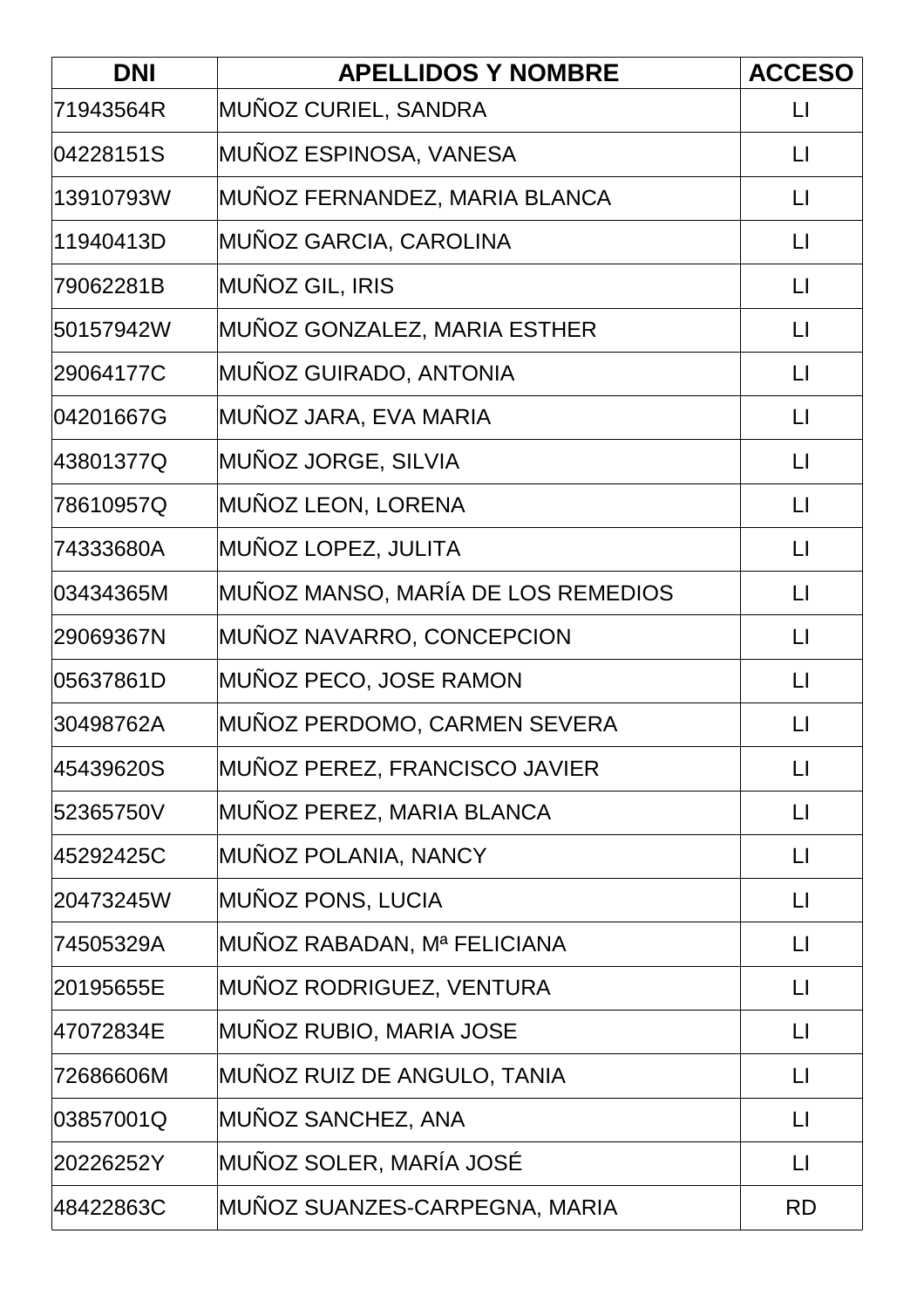| DNI | APELLIDOS Y NOMBRE | ACCESO |
|---|---|---|
| 71943564R | MUÑOZ CURIEL, SANDRA | LI |
| 04228151S | MUÑOZ ESPINOSA, VANESA | LI |
| 13910793W | MUÑOZ FERNANDEZ, MARIA BLANCA | LI |
| 11940413D | MUÑOZ GARCIA, CAROLINA | LI |
| 79062281B | MUÑOZ GIL, IRIS | LI |
| 50157942W | MUÑOZ GONZALEZ, MARIA ESTHER | LI |
| 29064177C | MUÑOZ GUIRADO, ANTONIA | LI |
| 04201667G | MUÑOZ JARA, EVA MARIA | LI |
| 43801377Q | MUÑOZ JORGE, SILVIA | LI |
| 78610957Q | MUÑOZ LEON, LORENA | LI |
| 74333680A | MUÑOZ LOPEZ, JULITA | LI |
| 03434365M | MUÑOZ MANSO, MARÍA DE LOS REMEDIOS | LI |
| 29069367N | MUÑOZ NAVARRO, CONCEPCION | LI |
| 05637861D | MUÑOZ PECO, JOSE RAMON | LI |
| 30498762A | MUÑOZ PERDOMO, CARMEN SEVERA | LI |
| 45439620S | MUÑOZ PEREZ, FRANCISCO JAVIER | LI |
| 52365750V | MUÑOZ PEREZ, MARIA BLANCA | LI |
| 45292425C | MUÑOZ POLANIA, NANCY | LI |
| 20473245W | MUÑOZ PONS, LUCIA | LI |
| 74505329A | MUÑOZ RABADAN, Mª FELICIANA | LI |
| 20195655E | MUÑOZ RODRIGUEZ, VENTURA | LI |
| 47072834E | MUÑOZ RUBIO, MARIA JOSE | LI |
| 72686606M | MUÑOZ RUIZ DE ANGULO, TANIA | LI |
| 03857001Q | MUÑOZ SANCHEZ, ANA | LI |
| 20226252Y | MUÑOZ SOLER, MARÍA JOSÉ | LI |
| 48422863C | MUÑOZ SUANZES-CARPEGNA, MARIA | RD |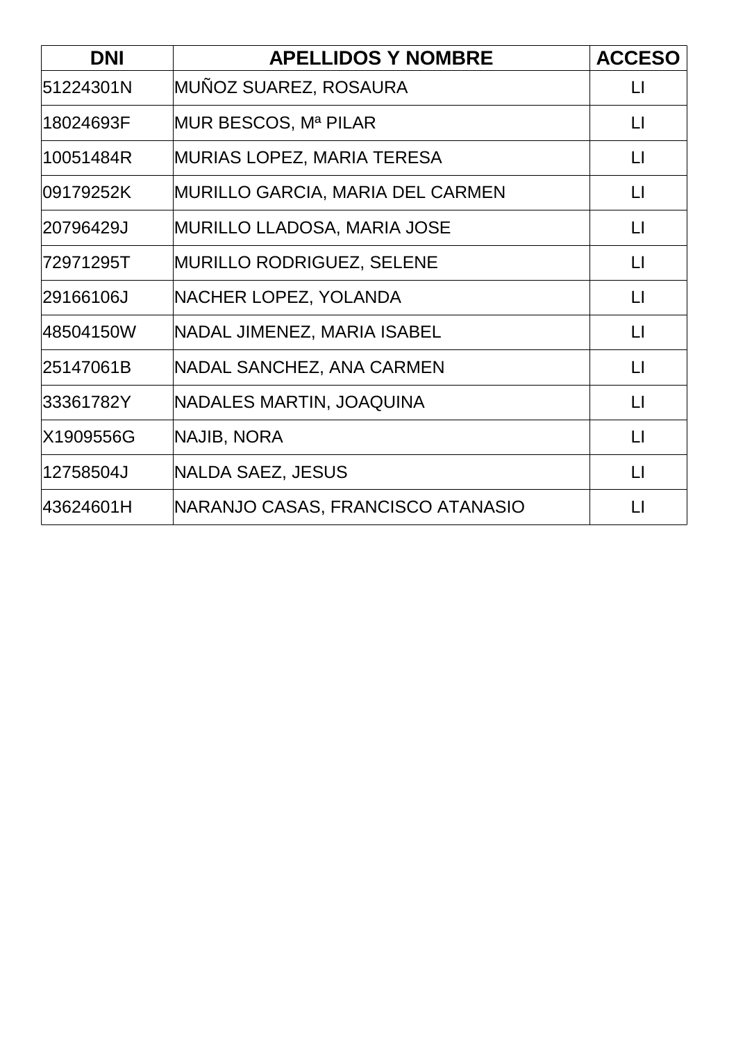| DNI | APELLIDOS Y NOMBRE | ACCESO |
|---|---|---|
| 51224301N | MUÑOZ SUAREZ, ROSAURA | LI |
| 18024693F | MUR BESCOS, Mª PILAR | LI |
| 10051484R | MURIAS LOPEZ, MARIA TERESA | LI |
| 09179252K | MURILLO GARCIA, MARIA DEL CARMEN | LI |
| 20796429J | MURILLO LLADOSA, MARIA JOSE | LI |
| 72971295T | MURILLO RODRIGUEZ, SELENE | LI |
| 29166106J | NACHER LOPEZ, YOLANDA | LI |
| 48504150W | NADAL JIMENEZ, MARIA ISABEL | LI |
| 25147061B | NADAL SANCHEZ, ANA CARMEN | LI |
| 33361782Y | NADALES MARTIN, JOAQUINA | LI |
| X1909556G | NAJIB, NORA | LI |
| 12758504J | NALDA SAEZ, JESUS | LI |
| 43624601H | NARANJO CASAS, FRANCISCO ATANASIO | LI |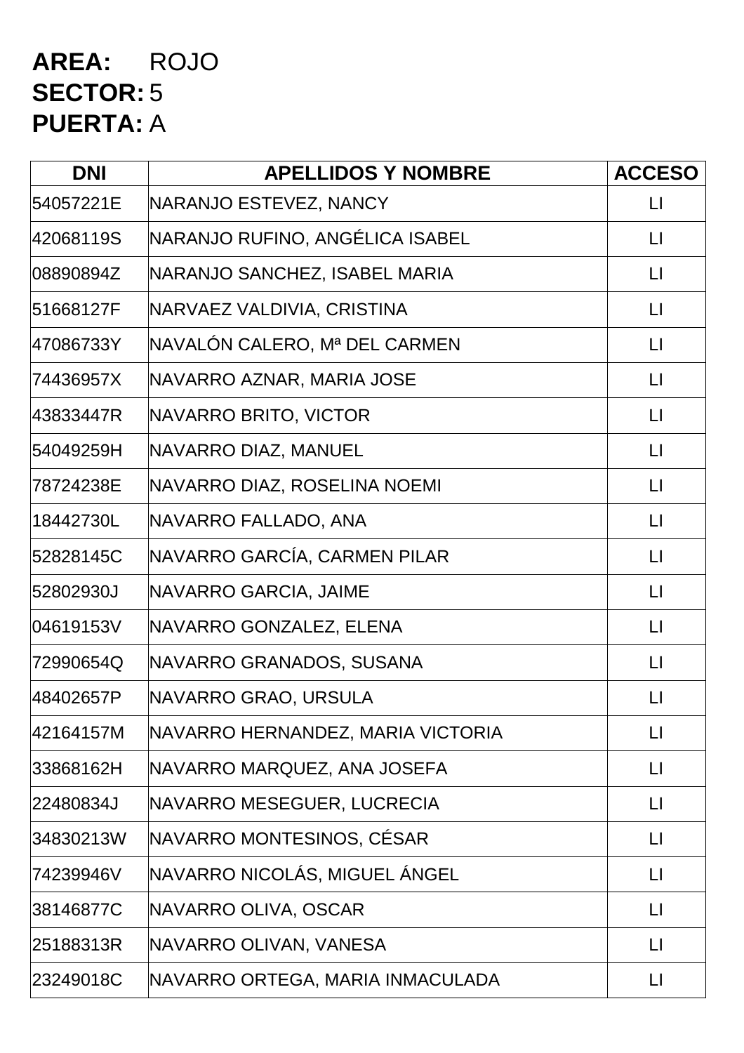**AREA:** ROJO
**SECTOR:** 5
**PUERTA:** A

| DNI | APELLIDOS Y NOMBRE | ACCESO |
|---|---|---|
| 54057221E | NARANJO ESTEVEZ, NANCY | LI |
| 42068119S | NARANJO RUFINO, ANGÉLICA ISABEL | LI |
| 08890894Z | NARANJO SANCHEZ, ISABEL MARIA | LI |
| 51668127F | NARVAEZ VALDIVIA, CRISTINA | LI |
| 47086733Y | NAVALÓN CALERO, Mª DEL CARMEN | LI |
| 74436957X | NAVARRO AZNAR, MARIA JOSE | LI |
| 43833447R | NAVARRO BRITO, VICTOR | LI |
| 54049259H | NAVARRO DIAZ, MANUEL | LI |
| 78724238E | NAVARRO DIAZ, ROSELINA NOEMI | LI |
| 18442730L | NAVARRO FALLADO, ANA | LI |
| 52828145C | NAVARRO GARCÍA, CARMEN PILAR | LI |
| 52802930J | NAVARRO GARCIA, JAIME | LI |
| 04619153V | NAVARRO GONZALEZ, ELENA | LI |
| 72990654Q | NAVARRO GRANADOS, SUSANA | LI |
| 48402657P | NAVARRO GRAO, URSULA | LI |
| 42164157M | NAVARRO HERNANDEZ, MARIA VICTORIA | LI |
| 33868162H | NAVARRO MARQUEZ, ANA JOSEFA | LI |
| 22480834J | NAVARRO MESEGUER, LUCRECIA | LI |
| 34830213W | NAVARRO MONTESINOS, CÉSAR | LI |
| 74239946V | NAVARRO NICOLÁS, MIGUEL ÁNGEL | LI |
| 38146877C | NAVARRO OLIVA, OSCAR | LI |
| 25188313R | NAVARRO OLIVAN, VANESA | LI |
| 23249018C | NAVARRO ORTEGA, MARIA INMACULADA | LI |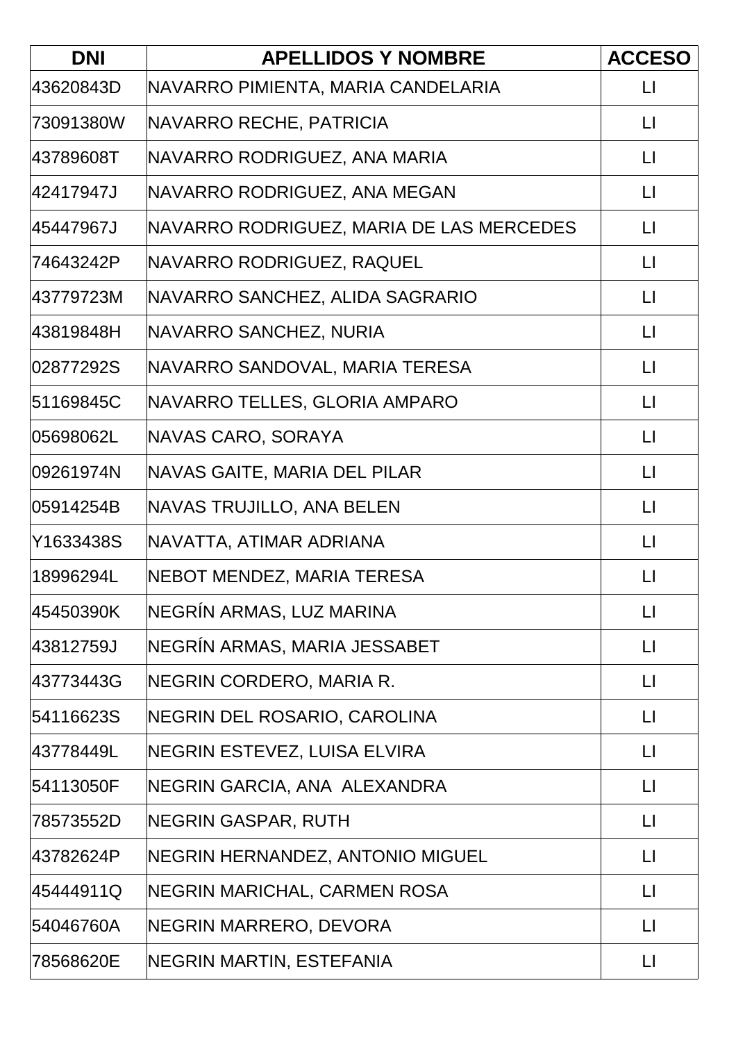| DNI | APELLIDOS Y NOMBRE | ACCESO |
| --- | --- | --- |
| 43620843D | NAVARRO PIMIENTA, MARIA CANDELARIA | LI |
| 73091380W | NAVARRO RECHE, PATRICIA | LI |
| 43789608T | NAVARRO RODRIGUEZ, ANA MARIA | LI |
| 42417947J | NAVARRO RODRIGUEZ, ANA MEGAN | LI |
| 45447967J | NAVARRO RODRIGUEZ, MARIA DE LAS MERCEDES | LI |
| 74643242P | NAVARRO RODRIGUEZ, RAQUEL | LI |
| 43779723M | NAVARRO SANCHEZ, ALIDA SAGRARIO | LI |
| 43819848H | NAVARRO SANCHEZ, NURIA | LI |
| 02877292S | NAVARRO SANDOVAL, MARIA TERESA | LI |
| 51169845C | NAVARRO TELLES, GLORIA AMPARO | LI |
| 05698062L | NAVAS CARO, SORAYA | LI |
| 09261974N | NAVAS GAITE, MARIA DEL PILAR | LI |
| 05914254B | NAVAS TRUJILLO, ANA BELEN | LI |
| Y1633438S | NAVATTA, ATIMAR ADRIANA | LI |
| 18996294L | NEBOT MENDEZ, MARIA TERESA | LI |
| 45450390K | NEGRÍN ARMAS, LUZ MARINA | LI |
| 43812759J | NEGRÍN ARMAS, MARIA JESSABET | LI |
| 43773443G | NEGRIN CORDERO, MARIA R. | LI |
| 54116623S | NEGRIN DEL ROSARIO, CAROLINA | LI |
| 43778449L | NEGRIN ESTEVEZ, LUISA ELVIRA | LI |
| 54113050F | NEGRIN GARCIA, ANA ALEXANDRA | LI |
| 78573552D | NEGRIN GASPAR, RUTH | LI |
| 43782624P | NEGRIN HERNANDEZ, ANTONIO MIGUEL | LI |
| 45444911Q | NEGRIN MARICHAL, CARMEN ROSA | LI |
| 54046760A | NEGRIN MARRERO, DEVORA | LI |
| 78568620E | NEGRIN MARTIN, ESTEFANIA | LI |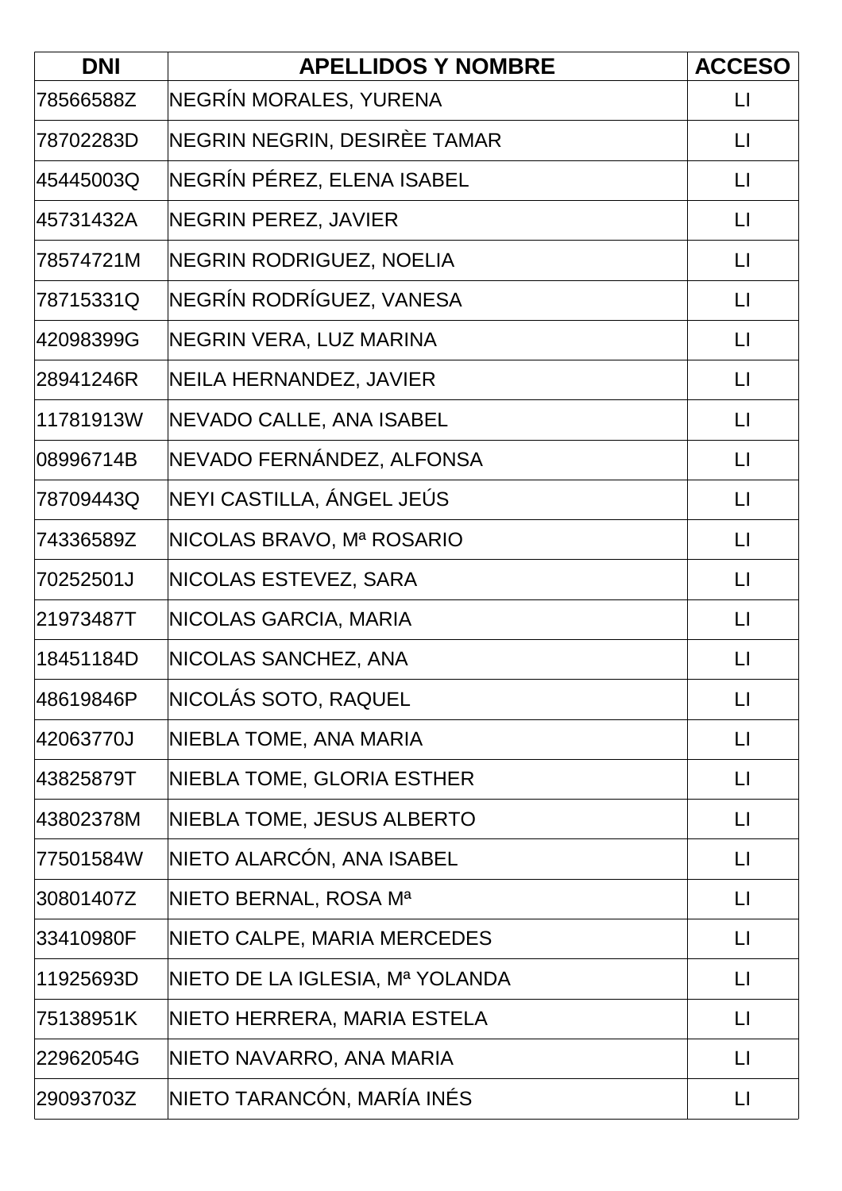| DNI | APELLIDOS Y NOMBRE | ACCESO |
| --- | --- | --- |
| 78566588Z | NEGRÍN MORALES, YURENA | LI |
| 78702283D | NEGRIN NEGRIN, DESIRÈE TAMAR | LI |
| 45445003Q | NEGRÍN PÉREZ, ELENA ISABEL | LI |
| 45731432A | NEGRIN PEREZ, JAVIER | LI |
| 78574721M | NEGRIN RODRIGUEZ, NOELIA | LI |
| 78715331Q | NEGRÍN RODRÍGUEZ, VANESA | LI |
| 42098399G | NEGRIN VERA, LUZ MARINA | LI |
| 28941246R | NEILA HERNANDEZ, JAVIER | LI |
| 11781913W | NEVADO CALLE, ANA ISABEL | LI |
| 08996714B | NEVADO FERNÁNDEZ, ALFONSA | LI |
| 78709443Q | NEYI CASTILLA, ÁNGEL JEÚS | LI |
| 74336589Z | NICOLAS BRAVO, Mª ROSARIO | LI |
| 70252501J | NICOLAS ESTEVEZ, SARA | LI |
| 21973487T | NICOLAS GARCIA, MARIA | LI |
| 18451184D | NICOLAS SANCHEZ, ANA | LI |
| 48619846P | NICOLÁS SOTO, RAQUEL | LI |
| 42063770J | NIEBLA TOME, ANA MARIA | LI |
| 43825879T | NIEBLA TOME, GLORIA ESTHER | LI |
| 43802378M | NIEBLA TOME, JESUS ALBERTO | LI |
| 77501584W | NIETO ALARCÓN, ANA ISABEL | LI |
| 30801407Z | NIETO BERNAL, ROSA Mª | LI |
| 33410980F | NIETO CALPE, MARIA MERCEDES | LI |
| 11925693D | NIETO DE LA IGLESIA, Mª YOLANDA | LI |
| 75138951K | NIETO HERRERA, MARIA ESTELA | LI |
| 22962054G | NIETO NAVARRO, ANA MARIA | LI |
| 29093703Z | NIETO TARANCÓN, MARÍA INÉS | LI |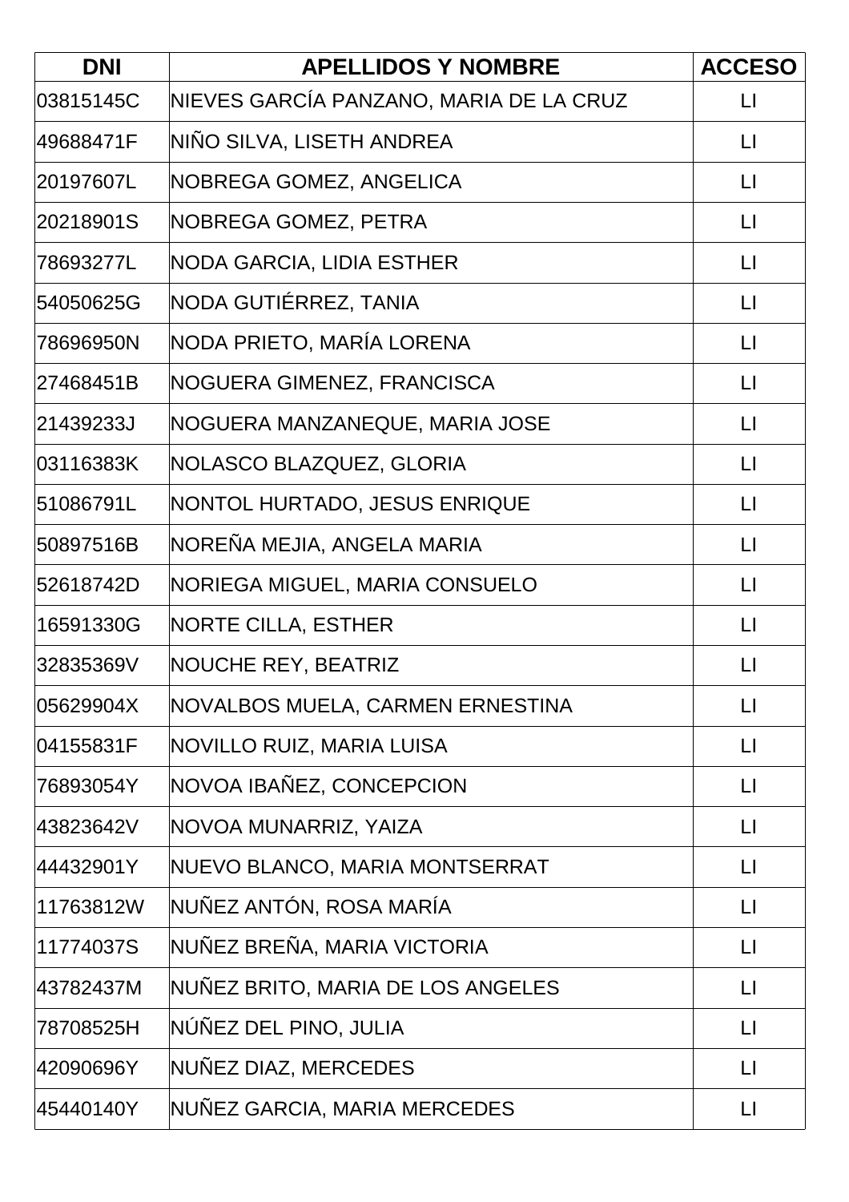| DNI | APELLIDOS Y NOMBRE | ACCESO |
|---|---|---|
| 03815145C | NIEVES GARCÍA PANZANO, MARIA DE LA CRUZ | LI |
| 49688471F | NIÑO SILVA, LISETH ANDREA | LI |
| 20197607L | NOBREGA GOMEZ, ANGELICA | LI |
| 20218901S | NOBREGA GOMEZ, PETRA | LI |
| 78693277L | NODA GARCIA, LIDIA ESTHER | LI |
| 54050625G | NODA GUTIÉRREZ, TANIA | LI |
| 78696950N | NODA PRIETO, MARÍA LORENA | LI |
| 27468451B | NOGUERA GIMENEZ, FRANCISCA | LI |
| 21439233J | NOGUERA MANZANEQUE, MARIA JOSE | LI |
| 03116383K | NOLASCO BLAZQUEZ, GLORIA | LI |
| 51086791L | NONTOL HURTADO, JESUS ENRIQUE | LI |
| 50897516B | NOREÑA MEJIA, ANGELA MARIA | LI |
| 52618742D | NORIEGA MIGUEL, MARIA CONSUELO | LI |
| 16591330G | NORTE CILLA, ESTHER | LI |
| 32835369V | NOUCHE REY, BEATRIZ | LI |
| 05629904X | NOVALBOS MUELA, CARMEN ERNESTINA | LI |
| 04155831F | NOVILLO RUIZ, MARIA LUISA | LI |
| 76893054Y | NOVOA IBAÑEZ, CONCEPCION | LI |
| 43823642V | NOVOA MUNARRIZ, YAIZA | LI |
| 44432901Y | NUEVO BLANCO, MARIA MONTSERRAT | LI |
| 11763812W | NUÑEZ ANTÓN, ROSA MARÍA | LI |
| 11774037S | NUÑEZ BREÑA, MARIA VICTORIA | LI |
| 43782437M | NUÑEZ BRITO, MARIA DE LOS ANGELES | LI |
| 78708525H | NÚÑEZ DEL PINO, JULIA | LI |
| 42090696Y | NUÑEZ DIAZ, MERCEDES | LI |
| 45440140Y | NUÑEZ GARCIA, MARIA MERCEDES | LI |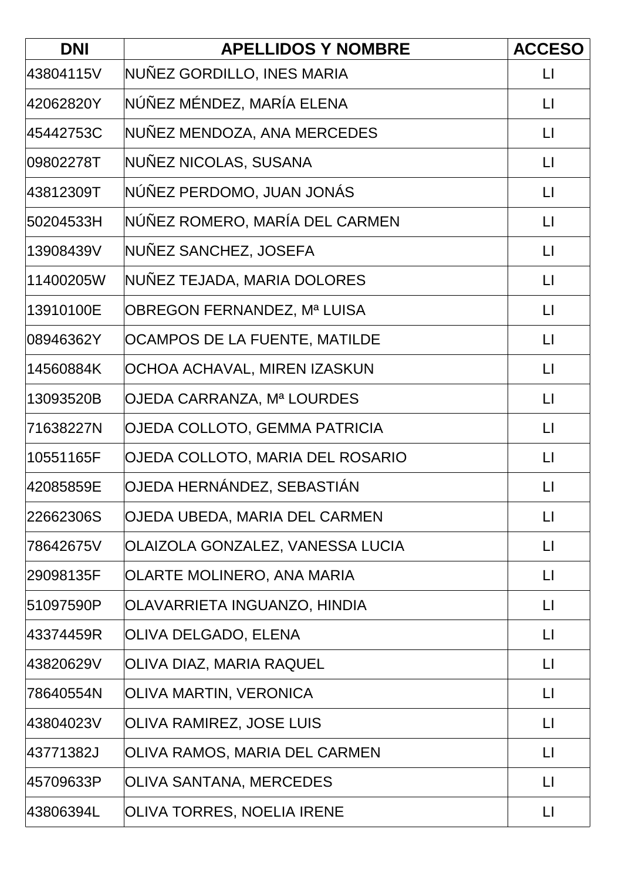| DNI | APELLIDOS Y NOMBRE | ACCESO |
| --- | --- | --- |
| 43804115V | NUÑEZ GORDILLO, INES MARIA | LI |
| 42062820Y | NÚÑEZ MÉNDEZ, MARÍA ELENA | LI |
| 45442753C | NUÑEZ MENDOZA, ANA MERCEDES | LI |
| 09802278T | NUÑEZ NICOLAS, SUSANA | LI |
| 43812309T | NÚÑEZ PERDOMO, JUAN JONÁS | LI |
| 50204533H | NÚÑEZ ROMERO, MARÍA DEL CARMEN | LI |
| 13908439V | NUÑEZ SANCHEZ, JOSEFA | LI |
| 11400205W | NUÑEZ TEJADA, MARIA DOLORES | LI |
| 13910100E | OBREGON FERNANDEZ, Mª LUISA | LI |
| 08946362Y | OCAMPOS DE LA FUENTE, MATILDE | LI |
| 14560884K | OCHOA ACHAVAL, MIREN IZASKUN | LI |
| 13093520B | OJEDA CARRANZA, Mª LOURDES | LI |
| 71638227N | OJEDA COLLOTO, GEMMA PATRICIA | LI |
| 10551165F | OJEDA COLLOTO, MARIA DEL ROSARIO | LI |
| 42085859E | OJEDA HERNÁNDEZ, SEBASTIÁN | LI |
| 22662306S | OJEDA UBEDA, MARIA DEL CARMEN | LI |
| 78642675V | OLAIZOLA GONZALEZ, VANESSA LUCIA | LI |
| 29098135F | OLARTE MOLINERO, ANA MARIA | LI |
| 51097590P | OLAVARRIETA INGUANZO, HINDIA | LI |
| 43374459R | OLIVA DELGADO, ELENA | LI |
| 43820629V | OLIVA DIAZ, MARIA RAQUEL | LI |
| 78640554N | OLIVA MARTIN, VERONICA | LI |
| 43804023V | OLIVA RAMIREZ, JOSE LUIS | LI |
| 43771382J | OLIVA RAMOS, MARIA DEL CARMEN | LI |
| 45709633P | OLIVA SANTANA, MERCEDES | LI |
| 43806394L | OLIVA TORRES, NOELIA IRENE | LI |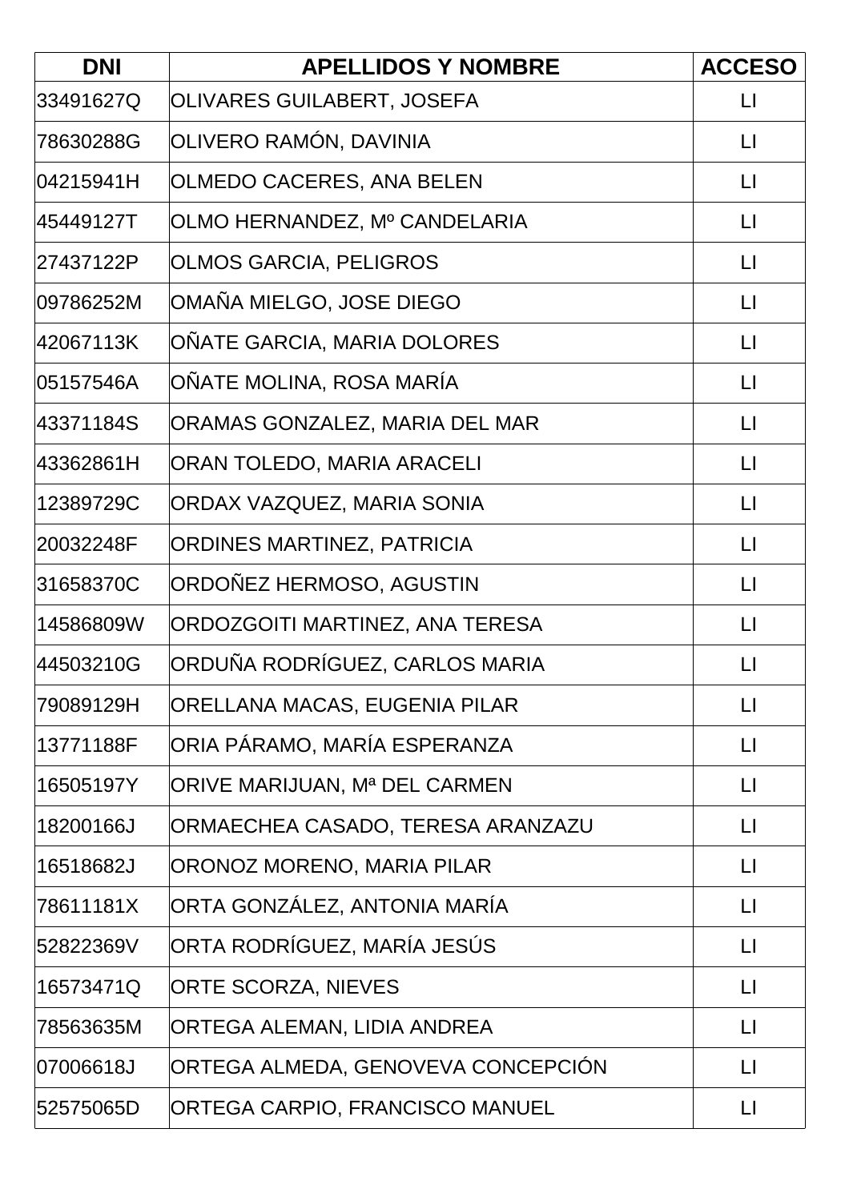| DNI | APELLIDOS Y NOMBRE | ACCESO |
| --- | --- | --- |
| 33491627Q | OLIVARES GUILABERT, JOSEFA | LI |
| 78630288G | OLIVERO RAMÓN, DAVINIA | LI |
| 04215941H | OLMEDO CACERES, ANA BELEN | LI |
| 45449127T | OLMO HERNANDEZ, Mº CANDELARIA | LI |
| 27437122P | OLMOS GARCIA, PELIGROS | LI |
| 09786252M | OMAÑA MIELGO, JOSE DIEGO | LI |
| 42067113K | OÑATE GARCIA, MARIA DOLORES | LI |
| 05157546A | OÑATE MOLINA, ROSA MARÍA | LI |
| 43371184S | ORAMAS GONZALEZ, MARIA DEL MAR | LI |
| 43362861H | ORAN TOLEDO, MARIA ARACELI | LI |
| 12389729C | ORDAX VAZQUEZ, MARIA SONIA | LI |
| 20032248F | ORDINES MARTINEZ, PATRICIA | LI |
| 31658370C | ORDOÑEZ HERMOSO, AGUSTIN | LI |
| 14586809W | ORDOZGOITI MARTINEZ, ANA TERESA | LI |
| 44503210G | ORDUÑA RODRÍGUEZ, CARLOS MARIA | LI |
| 79089129H | ORELLANA MACAS, EUGENIA PILAR | LI |
| 13771188F | ORIA PÁRAMO, MARÍA ESPERANZA | LI |
| 16505197Y | ORIVE MARIJUAN, Mª DEL CARMEN | LI |
| 18200166J | ORMAECHEA CASADO, TERESA ARANZAZU | LI |
| 16518682J | ORONOZ MORENO, MARIA PILAR | LI |
| 78611181X | ORTA GONZÁLEZ, ANTONIA MARÍA | LI |
| 52822369V | ORTA RODRÍGUEZ, MARÍA JESÚS | LI |
| 16573471Q | ORTE SCORZA, NIEVES | LI |
| 78563635M | ORTEGA ALEMAN, LIDIA ANDREA | LI |
| 07006618J | ORTEGA ALMEDA, GENOVEVA CONCEPCIÓN | LI |
| 52575065D | ORTEGA CARPIO, FRANCISCO MANUEL | LI |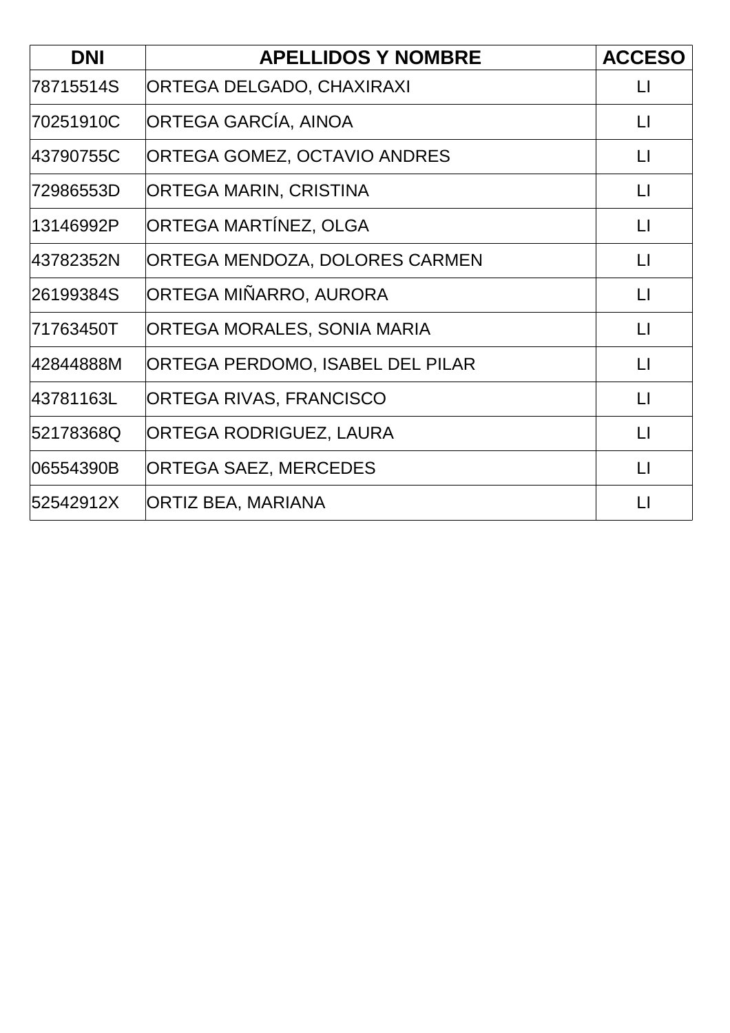| DNI | APELLIDOS Y NOMBRE | ACCESO |
|---|---|---|
| 78715514S | ORTEGA DELGADO, CHAXIRAXI | LI |
| 70251910C | ORTEGA GARCÍA, AINOA | LI |
| 43790755C | ORTEGA GOMEZ, OCTAVIO ANDRES | LI |
| 72986553D | ORTEGA MARIN, CRISTINA | LI |
| 13146992P | ORTEGA MARTÍNEZ, OLGA | LI |
| 43782352N | ORTEGA MENDOZA, DOLORES CARMEN | LI |
| 26199384S | ORTEGA MIÑARRO, AURORA | LI |
| 71763450T | ORTEGA MORALES, SONIA MARIA | LI |
| 42844888M | ORTEGA PERDOMO, ISABEL DEL PILAR | LI |
| 43781163L | ORTEGA RIVAS, FRANCISCO | LI |
| 52178368Q | ORTEGA RODRIGUEZ, LAURA | LI |
| 06554390B | ORTEGA SAEZ, MERCEDES | LI |
| 52542912X | ORTIZ BEA, MARIANA | LI |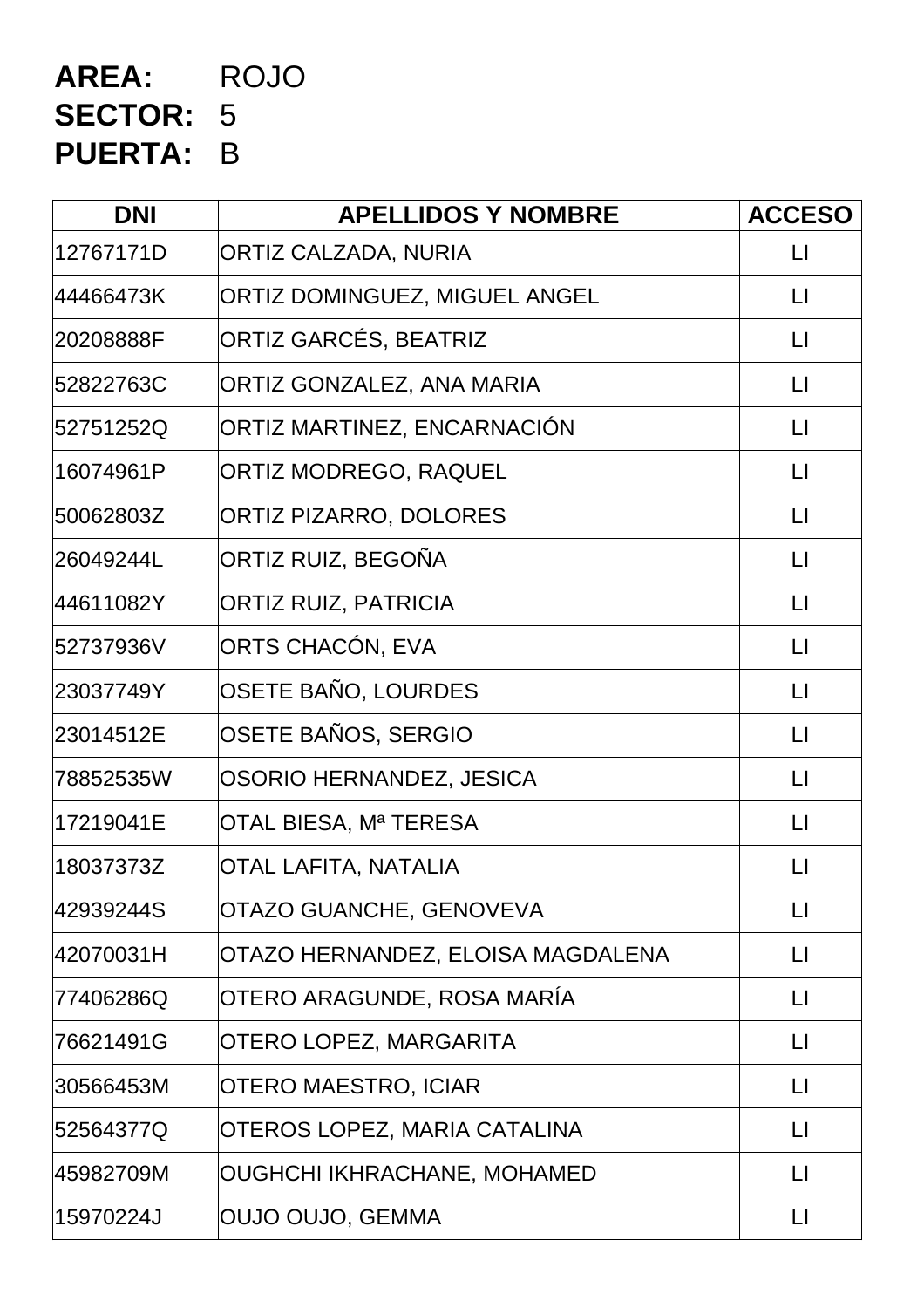**AREA:** ROJO
**SECTOR:** 5
**PUERTA:** B

| DNI | APELLIDOS Y NOMBRE | ACCESO |
|---|---|---|
| 12767171D | ORTIZ CALZADA, NURIA | LI |
| 44466473K | ORTIZ DOMINGUEZ, MIGUEL ANGEL | LI |
| 20208888F | ORTIZ GARCÉS, BEATRIZ | LI |
| 52822763C | ORTIZ GONZALEZ, ANA MARIA | LI |
| 52751252Q | ORTIZ MARTINEZ, ENCARNACIÓN | LI |
| 16074961P | ORTIZ MODREGO, RAQUEL | LI |
| 50062803Z | ORTIZ PIZARRO, DOLORES | LI |
| 26049244L | ORTIZ RUIZ, BEGOÑA | LI |
| 44611082Y | ORTIZ RUIZ, PATRICIA | LI |
| 52737936V | ORTS CHACÓN, EVA | LI |
| 23037749Y | OSETE BAÑO, LOURDES | LI |
| 23014512E | OSETE BAÑOS, SERGIO | LI |
| 78852535W | OSORIO HERNANDEZ, JESICA | LI |
| 17219041E | OTAL BIESA, Mª TERESA | LI |
| 18037373Z | OTAL LAFITA, NATALIA | LI |
| 42939244S | OTAZO GUANCHE, GENOVEVA | LI |
| 42070031H | OTAZO HERNANDEZ, ELOISA MAGDALENA | LI |
| 77406286Q | OTERO ARAGUNDE, ROSA MARÍA | LI |
| 76621491G | OTERO LOPEZ, MARGARITA | LI |
| 30566453M | OTERO MAESTRO, ICIAR | LI |
| 52564377Q | OTEROS LOPEZ, MARIA CATALINA | LI |
| 45982709M | OUGHCHI IKHRACHANE, MOHAMED | LI |
| 15970224J | OUJO OUJO, GEMMA | LI |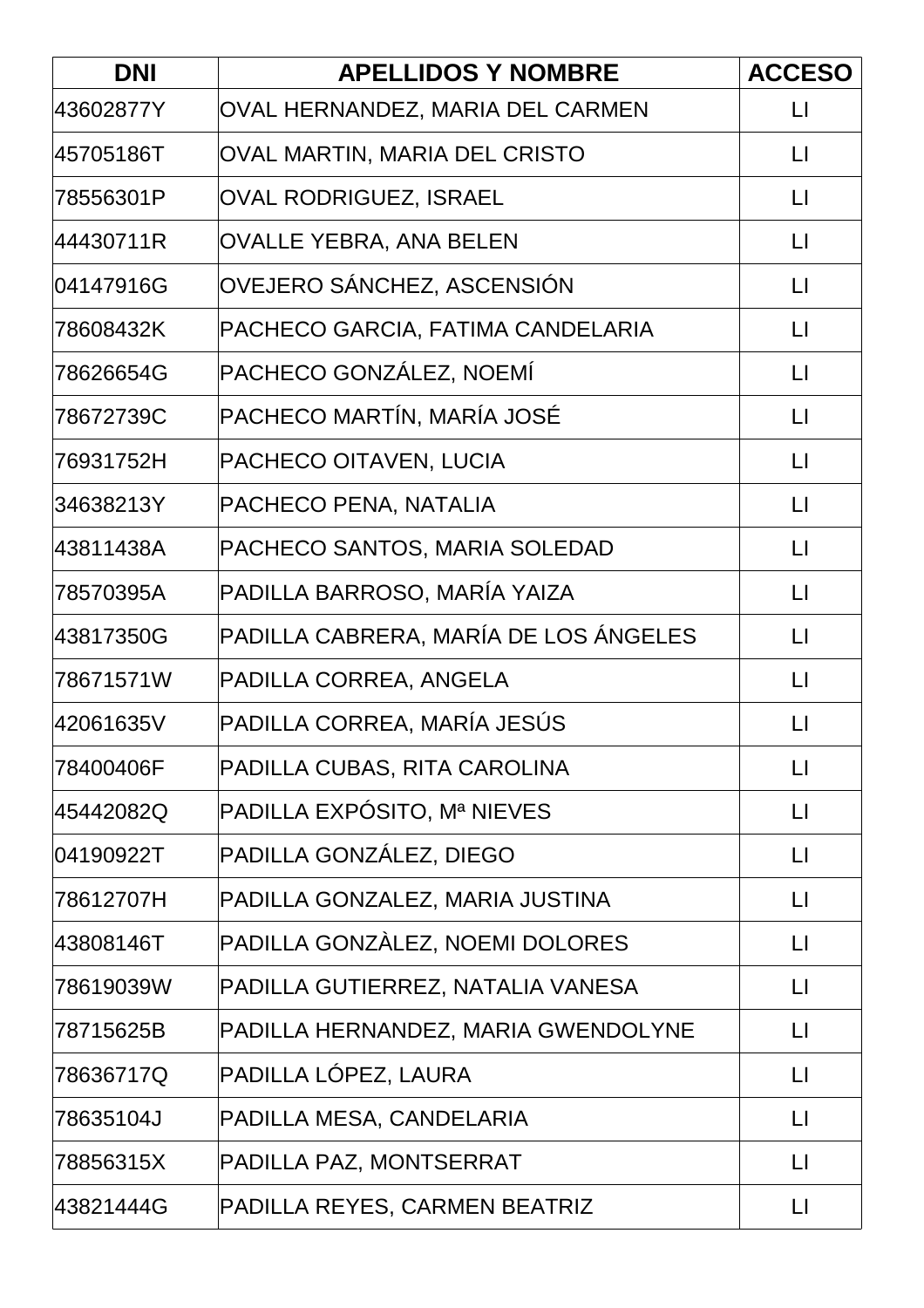| DNI | APELLIDOS Y NOMBRE | ACCESO |
|---|---|---|
| 43602877Y | OVAL HERNANDEZ, MARIA DEL CARMEN | LI |
| 45705186T | OVAL MARTIN, MARIA DEL CRISTO | LI |
| 78556301P | OVAL RODRIGUEZ, ISRAEL | LI |
| 44430711R | OVALLE YEBRA, ANA BELEN | LI |
| 04147916G | OVEJERO SÁNCHEZ, ASCENSIÓN | LI |
| 78608432K | PACHECO GARCIA, FATIMA CANDELARIA | LI |
| 78626654G | PACHECO GONZÁLEZ, NOEMÍ | LI |
| 78672739C | PACHECO MARTÍN, MARÍA JOSÉ | LI |
| 76931752H | PACHECO OITAVEN, LUCIA | LI |
| 34638213Y | PACHECO PENA, NATALIA | LI |
| 43811438A | PACHECO SANTOS, MARIA SOLEDAD | LI |
| 78570395A | PADILLA BARROSO, MARÍA YAIZA | LI |
| 43817350G | PADILLA CABRERA, MARÍA DE LOS ÁNGELES | LI |
| 78671571W | PADILLA CORREA, ANGELA | LI |
| 42061635V | PADILLA CORREA, MARÍA JESÚS | LI |
| 78400406F | PADILLA CUBAS, RITA CAROLINA | LI |
| 45442082Q | PADILLA EXPÓSITO, Mª NIEVES | LI |
| 04190922T | PADILLA GONZÁLEZ, DIEGO | LI |
| 78612707H | PADILLA GONZALEZ, MARIA JUSTINA | LI |
| 43808146T | PADILLA GONZÀLEZ, NOEMI DOLORES | LI |
| 78619039W | PADILLA GUTIERREZ, NATALIA VANESA | LI |
| 78715625B | PADILLA HERNANDEZ, MARIA GWENDOLYNE | LI |
| 78636717Q | PADILLA LÓPEZ, LAURA | LI |
| 78635104J | PADILLA MESA, CANDELARIA | LI |
| 78856315X | PADILLA PAZ, MONTSERRAT | LI |
| 43821444G | PADILLA REYES, CARMEN BEATRIZ | LI |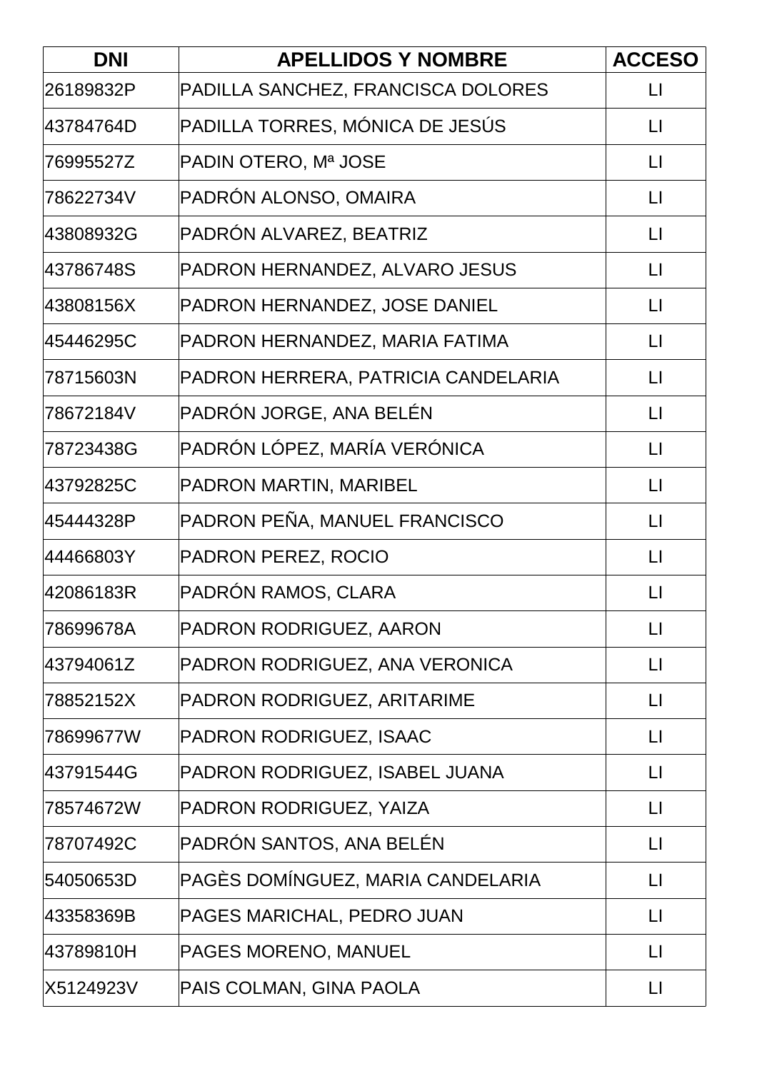| DNI | APELLIDOS Y NOMBRE | ACCESO |
| --- | --- | --- |
| 26189832P | PADILLA SANCHEZ, FRANCISCA DOLORES | LI |
| 43784764D | PADILLA TORRES, MÓNICA DE JESÚS | LI |
| 76995527Z | PADIN OTERO, Mª JOSE | LI |
| 78622734V | PADRÓN ALONSO, OMAIRA | LI |
| 43808932G | PADRÓN ALVAREZ, BEATRIZ | LI |
| 43786748S | PADRON HERNANDEZ, ALVARO JESUS | LI |
| 43808156X | PADRON HERNANDEZ, JOSE DANIEL | LI |
| 45446295C | PADRON HERNANDEZ, MARIA FATIMA | LI |
| 78715603N | PADRON HERRERA, PATRICIA CANDELARIA | LI |
| 78672184V | PADRÓN JORGE, ANA BELÉN | LI |
| 78723438G | PADRÓN LÓPEZ, MARÍA VERÓNICA | LI |
| 43792825C | PADRON MARTIN, MARIBEL | LI |
| 45444328P | PADRON PEÑA, MANUEL FRANCISCO | LI |
| 44466803Y | PADRON PEREZ, ROCIO | LI |
| 42086183R | PADRÓN RAMOS, CLARA | LI |
| 78699678A | PADRON RODRIGUEZ, AARON | LI |
| 43794061Z | PADRON RODRIGUEZ, ANA VERONICA | LI |
| 78852152X | PADRON RODRIGUEZ, ARITARIME | LI |
| 78699677W | PADRON RODRIGUEZ, ISAAC | LI |
| 43791544G | PADRON RODRIGUEZ, ISABEL JUANA | LI |
| 78574672W | PADRON RODRIGUEZ, YAIZA | LI |
| 78707492C | PADRÓN SANTOS, ANA BELÉN | LI |
| 54050653D | PAGÈS DOMÍNGUEZ, MARIA CANDELARIA | LI |
| 43358369B | PAGES MARICHAL, PEDRO JUAN | LI |
| 43789810H | PAGES MORENO, MANUEL | LI |
| X5124923V | PAIS COLMAN, GINA PAOLA | LI |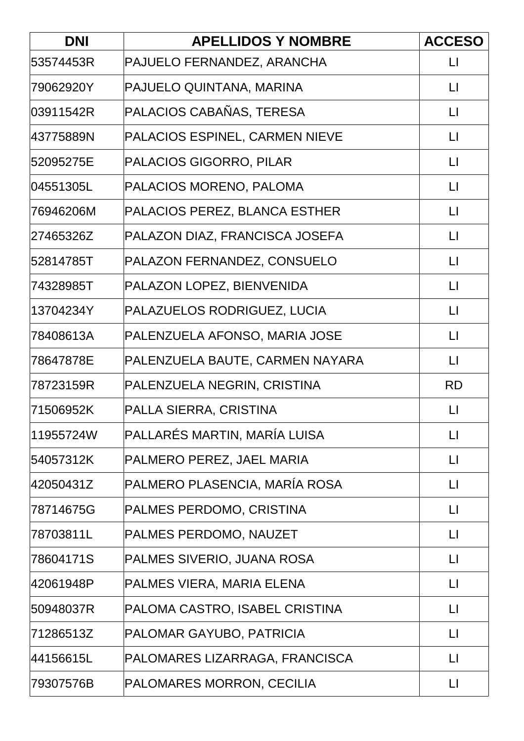| DNI | APELLIDOS Y NOMBRE | ACCESO |
|---|---|---|
| 53574453R | PAJUELO FERNANDEZ, ARANCHA | LI |
| 79062920Y | PAJUELO QUINTANA, MARINA | LI |
| 03911542R | PALACIOS CABAÑAS, TERESA | LI |
| 43775889N | PALACIOS ESPINEL, CARMEN NIEVE | LI |
| 52095275E | PALACIOS GIGORRO, PILAR | LI |
| 04551305L | PALACIOS MORENO, PALOMA | LI |
| 76946206M | PALACIOS PEREZ, BLANCA ESTHER | LI |
| 27465326Z | PALAZON DIAZ, FRANCISCA JOSEFA | LI |
| 52814785T | PALAZON FERNANDEZ, CONSUELO | LI |
| 74328985T | PALAZON LOPEZ, BIENVENIDA | LI |
| 13704234Y | PALAZUELOS RODRIGUEZ, LUCIA | LI |
| 78408613A | PALENZUELA AFONSO, MARIA JOSE | LI |
| 78647878E | PALENZUELA BAUTE, CARMEN NAYARA | LI |
| 78723159R | PALENZUELA NEGRIN, CRISTINA | RD |
| 71506952K | PALLA SIERRA, CRISTINA | LI |
| 11955724W | PALLARÉS MARTIN, MARÍA LUISA | LI |
| 54057312K | PALMERO PEREZ, JAEL MARIA | LI |
| 42050431Z | PALMERO PLASENCIA, MARÍA ROSA | LI |
| 78714675G | PALMES PERDOMO, CRISTINA | LI |
| 78703811L | PALMES PERDOMO, NAUZET | LI |
| 78604171S | PALMES SIVERIO, JUANA ROSA | LI |
| 42061948P | PALMES VIERA, MARIA ELENA | LI |
| 50948037R | PALOMA CASTRO, ISABEL CRISTINA | LI |
| 71286513Z | PALOMAR GAYUBO, PATRICIA | LI |
| 44156615L | PALOMARES LIZARRAGA, FRANCISCA | LI |
| 79307576B | PALOMARES MORRON, CECILIA | LI |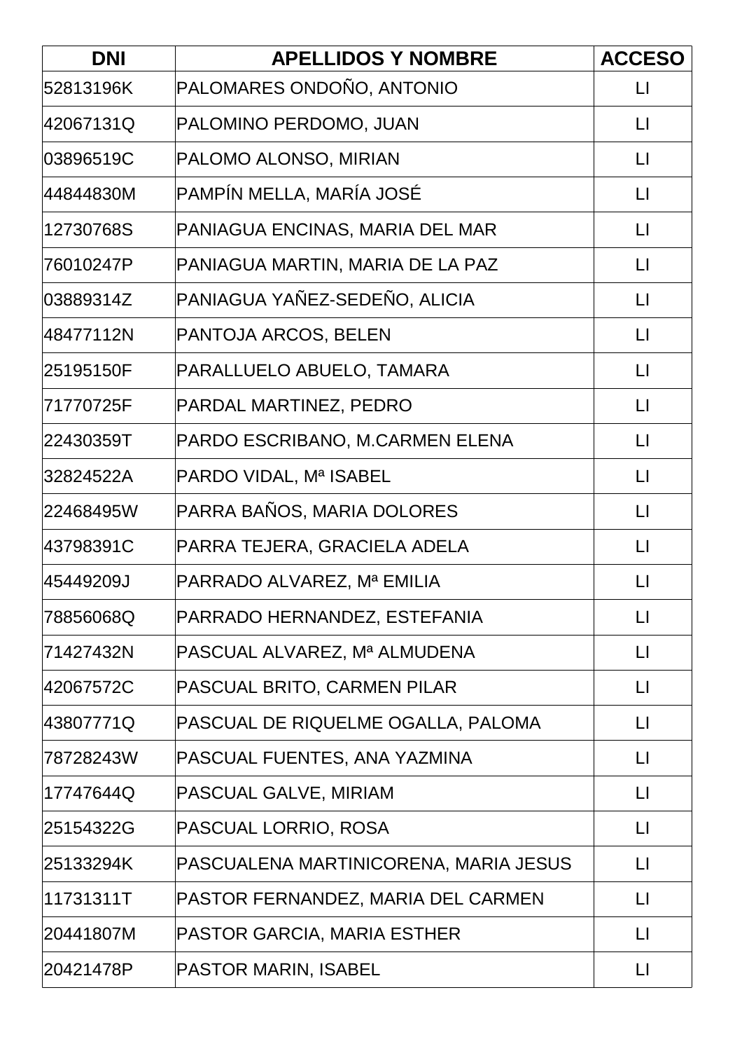| DNI | APELLIDOS Y NOMBRE | ACCESO |
|---|---|---|
| 52813196K | PALOMARES ONDOÑO, ANTONIO | LI |
| 42067131Q | PALOMINO PERDOMO, JUAN | LI |
| 03896519C | PALOMO ALONSO, MIRIAN | LI |
| 44844830M | PAMPÍN MELLA, MARÍA JOSÉ | LI |
| 12730768S | PANIAGUA ENCINAS, MARIA DEL MAR | LI |
| 76010247P | PANIAGUA MARTIN, MARIA DE LA PAZ | LI |
| 03889314Z | PANIAGUA YAÑEZ-SEDEÑO, ALICIA | LI |
| 48477112N | PANTOJA ARCOS, BELEN | LI |
| 25195150F | PARALLUELO ABUELO, TAMARA | LI |
| 71770725F | PARDAL MARTINEZ, PEDRO | LI |
| 22430359T | PARDO ESCRIBANO, M.CARMEN ELENA | LI |
| 32824522A | PARDO VIDAL, Mª ISABEL | LI |
| 22468495W | PARRA BAÑOS, MARIA DOLORES | LI |
| 43798391C | PARRA TEJERA, GRACIELA ADELA | LI |
| 45449209J | PARRADO ALVAREZ, Mª EMILIA | LI |
| 78856068Q | PARRADO HERNANDEZ, ESTEFANIA | LI |
| 71427432N | PASCUAL ALVAREZ, Mª ALMUDENA | LI |
| 42067572C | PASCUAL BRITO, CARMEN PILAR | LI |
| 43807771Q | PASCUAL DE RIQUELME OGALLA, PALOMA | LI |
| 78728243W | PASCUAL FUENTES, ANA YAZMINA | LI |
| 17747644Q | PASCUAL GALVE, MIRIAM | LI |
| 25154322G | PASCUAL LORRIO, ROSA | LI |
| 25133294K | PASCUALENA MARTINICORENA, MARIA JESUS | LI |
| 11731311T | PASTOR FERNANDEZ, MARIA DEL CARMEN | LI |
| 20441807M | PASTOR GARCIA, MARIA ESTHER | LI |
| 20421478P | PASTOR MARIN, ISABEL | LI |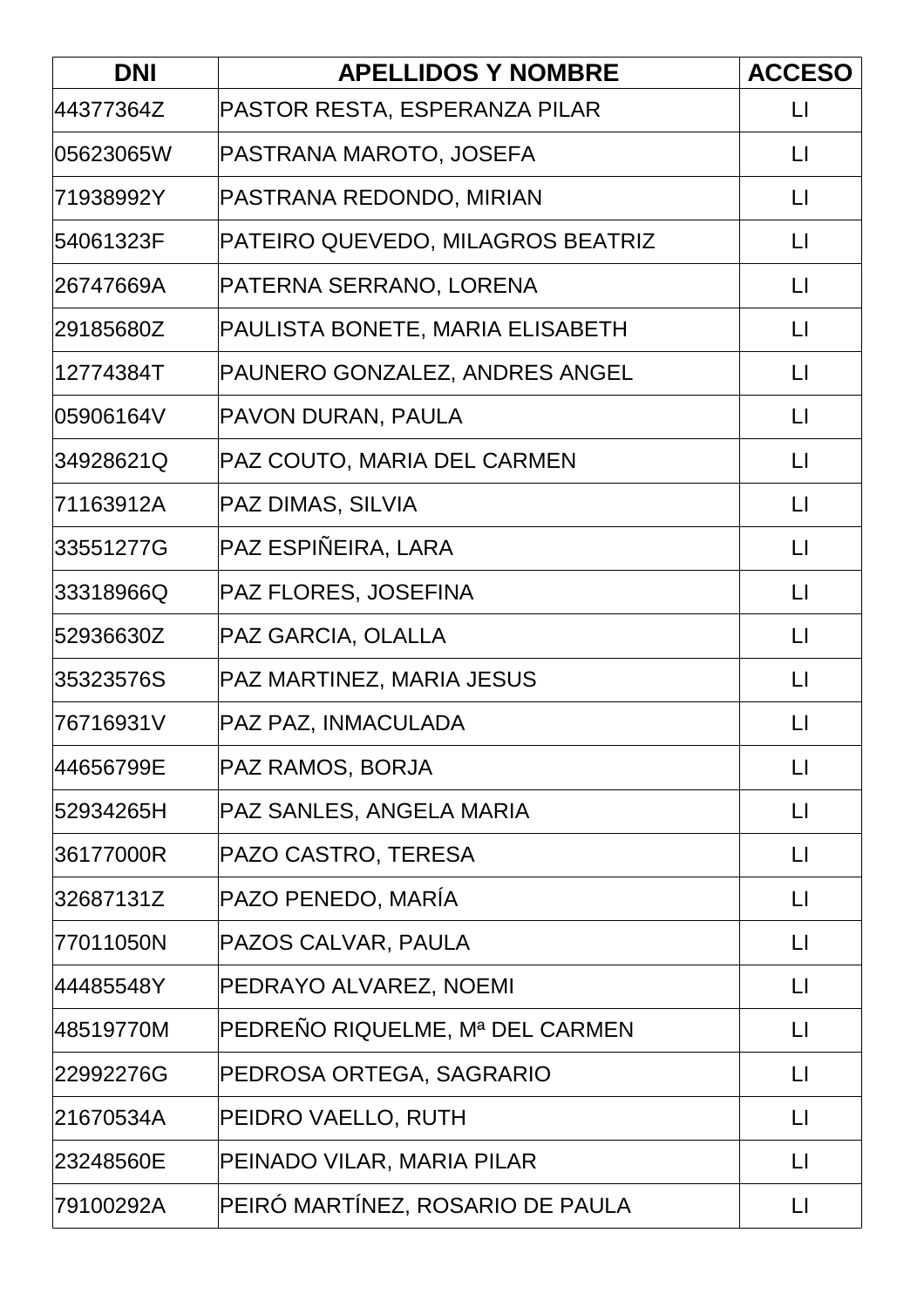| DNI | APELLIDOS Y NOMBRE | ACCESO |
| --- | --- | --- |
| 44377364Z | PASTOR RESTA, ESPERANZA PILAR | LI |
| 05623065W | PASTRANA MAROTO, JOSEFA | LI |
| 71938992Y | PASTRANA REDONDO, MIRIAN | LI |
| 54061323F | PATEIRO QUEVEDO, MILAGROS BEATRIZ | LI |
| 26747669A | PATERNA SERRANO, LORENA | LI |
| 29185680Z | PAULISTA BONETE, MARIA ELISABETH | LI |
| 12774384T | PAUNERO GONZALEZ, ANDRES ANGEL | LI |
| 05906164V | PAVON DURAN, PAULA | LI |
| 34928621Q | PAZ COUTO, MARIA DEL CARMEN | LI |
| 71163912A | PAZ DIMAS, SILVIA | LI |
| 33551277G | PAZ ESPIÑEIRA, LARA | LI |
| 33318966Q | PAZ FLORES, JOSEFINA | LI |
| 52936630Z | PAZ GARCIA, OLALLA | LI |
| 35323576S | PAZ MARTINEZ, MARIA JESUS | LI |
| 76716931V | PAZ PAZ, INMACULADA | LI |
| 44656799E | PAZ RAMOS, BORJA | LI |
| 52934265H | PAZ SANLES, ANGELA MARIA | LI |
| 36177000R | PAZO CASTRO, TERESA | LI |
| 32687131Z | PAZO PENEDO, MARÍA | LI |
| 77011050N | PAZOS CALVAR, PAULA | LI |
| 44485548Y | PEDRAYO ALVAREZ, NOEMI | LI |
| 48519770M | PEDREÑO RIQUELME, Mª DEL CARMEN | LI |
| 22992276G | PEDROSA ORTEGA, SAGRARIO | LI |
| 21670534A | PEIDRO VAELLO, RUTH | LI |
| 23248560E | PEINADO VILAR, MARIA PILAR | LI |
| 79100292A | PEIRÓ MARTÍNEZ, ROSARIO DE PAULA | LI |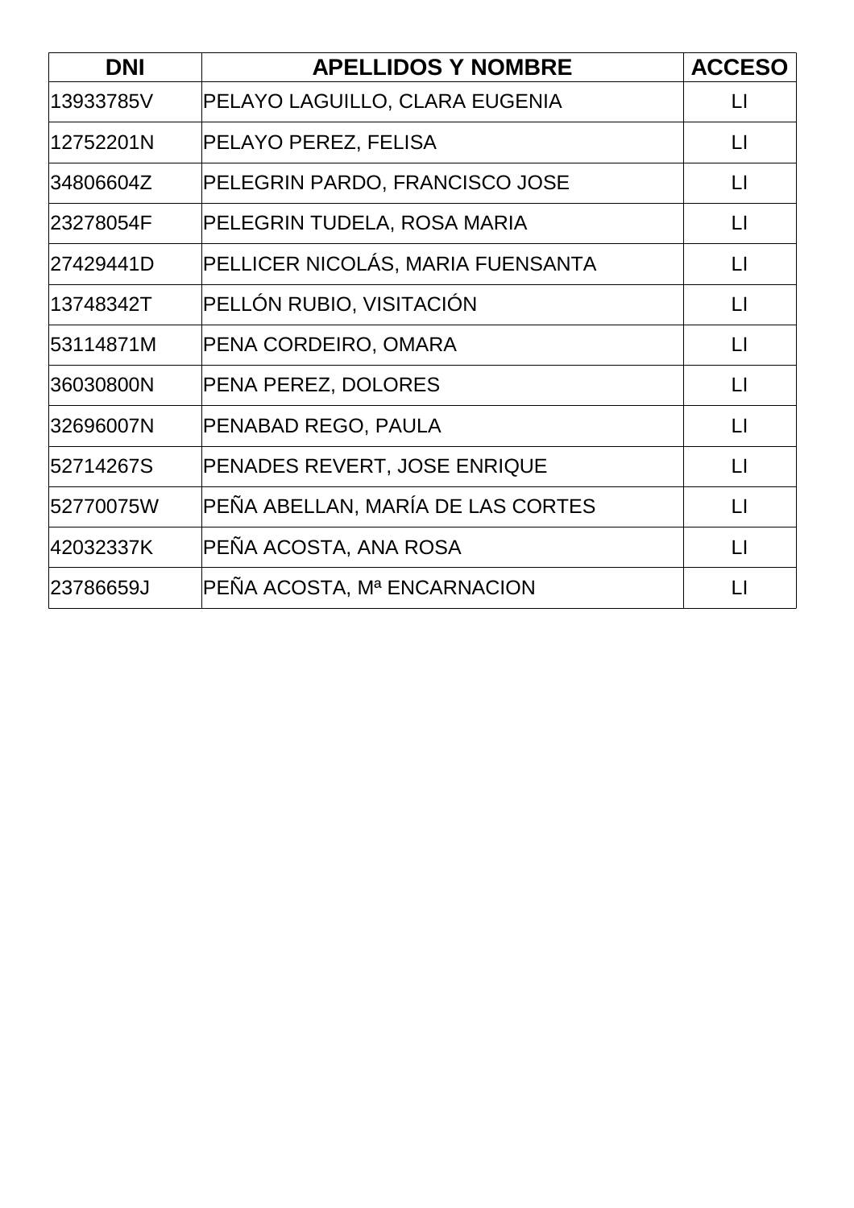| DNI | APELLIDOS Y NOMBRE | ACCESO |
| --- | --- | --- |
| 13933785V | PELAYO LAGUILLO, CLARA EUGENIA | LI |
| 12752201N | PELAYO PEREZ, FELISA | LI |
| 34806604Z | PELEGRIN PARDO, FRANCISCO JOSE | LI |
| 23278054F | PELEGRIN TUDELA, ROSA MARIA | LI |
| 27429441D | PELLICER NICOLÁS, MARIA FUENSANTA | LI |
| 13748342T | PELLÓN RUBIO, VISITACIÓN | LI |
| 53114871M | PENA CORDEIRO, OMARA | LI |
| 36030800N | PENA PEREZ, DOLORES | LI |
| 32696007N | PENABAD REGO, PAULA | LI |
| 52714267S | PENADES REVERT, JOSE ENRIQUE | LI |
| 52770075W | PEÑA ABELLAN, MARÍA DE LAS CORTES | LI |
| 42032337K | PEÑA ACOSTA, ANA ROSA | LI |
| 23786659J | PEÑA ACOSTA, Mª ENCARNACION | LI |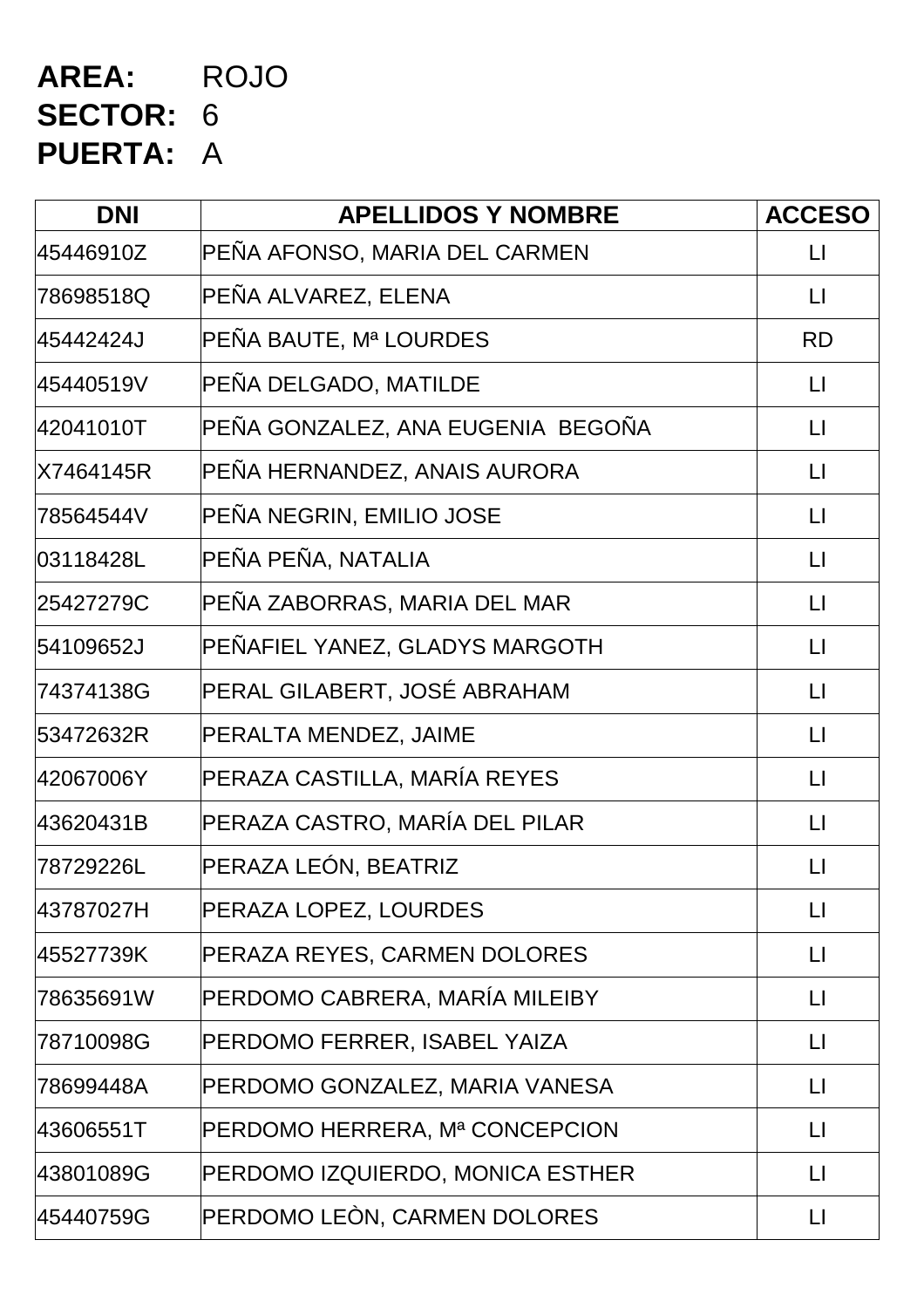**AREA:** ROJO
**SECTOR:** 6
**PUERTA:** A

| DNI | APELLIDOS Y NOMBRE | ACCESO |
| --- | --- | --- |
| 45446910Z | PEÑA AFONSO, MARIA DEL CARMEN | LI |
| 78698518Q | PEÑA ALVAREZ, ELENA | LI |
| 45442424J | PEÑA BAUTE, Mª LOURDES | RD |
| 45440519V | PEÑA DELGADO, MATILDE | LI |
| 42041010T | PEÑA GONZALEZ, ANA EUGENIA BEGOÑA | LI |
| X7464145R | PEÑA HERNANDEZ, ANAIS AURORA | LI |
| 78564544V | PEÑA NEGRIN, EMILIO JOSE | LI |
| 03118428L | PEÑA PEÑA, NATALIA | LI |
| 25427279C | PEÑA ZABORRAS, MARIA DEL MAR | LI |
| 54109652J | PEÑAFIEL YANEZ, GLADYS MARGOTH | LI |
| 74374138G | PERAL GILABERT, JOSÉ ABRAHAM | LI |
| 53472632R | PERALTA MENDEZ, JAIME | LI |
| 42067006Y | PERAZA CASTILLA, MARÍA REYES | LI |
| 43620431B | PERAZA CASTRO, MARÍA DEL PILAR | LI |
| 78729226L | PERAZA LEÓN, BEATRIZ | LI |
| 43787027H | PERAZA LOPEZ, LOURDES | LI |
| 45527739K | PERAZA REYES, CARMEN DOLORES | LI |
| 78635691W | PERDOMO CABRERA, MARÍA MILEIBY | LI |
| 78710098G | PERDOMO FERRER, ISABEL YAIZA | LI |
| 78699448A | PERDOMO GONZALEZ, MARIA VANESA | LI |
| 43606551T | PERDOMO HERRERA, Mª CONCEPCION | LI |
| 43801089G | PERDOMO IZQUIERDO, MONICA ESTHER | LI |
| 45440759G | PERDOMO LEÒN, CARMEN DOLORES | LI |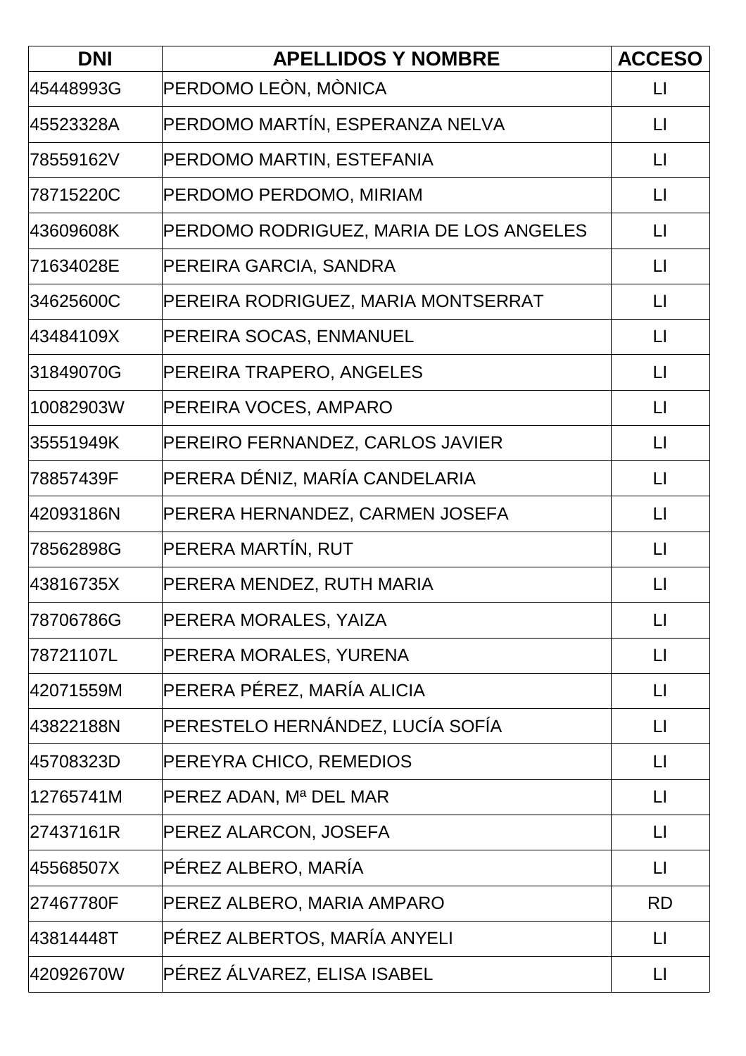| DNI | APELLIDOS Y NOMBRE | ACCESO |
|---|---|---|
| 45448993G | PERDOMO LEÒN, MÒNICA | LI |
| 45523328A | PERDOMO MARTÍN, ESPERANZA NELVA | LI |
| 78559162V | PERDOMO MARTIN, ESTEFANIA | LI |
| 78715220C | PERDOMO PERDOMO, MIRIAM | LI |
| 43609608K | PERDOMO RODRIGUEZ, MARIA DE LOS ANGELES | LI |
| 71634028E | PEREIRA GARCIA, SANDRA | LI |
| 34625600C | PEREIRA RODRIGUEZ, MARIA MONTSERRAT | LI |
| 43484109X | PEREIRA SOCAS, ENMANUEL | LI |
| 31849070G | PEREIRA TRAPERO, ANGELES | LI |
| 10082903W | PEREIRA VOCES, AMPARO | LI |
| 35551949K | PEREIRO FERNANDEZ, CARLOS JAVIER | LI |
| 78857439F | PERERA DÉNIZ, MARÍA CANDELARIA | LI |
| 42093186N | PERERA HERNANDEZ, CARMEN JOSEFA | LI |
| 78562898G | PERERA MARTÍN, RUT | LI |
| 43816735X | PERERA MENDEZ, RUTH MARIA | LI |
| 78706786G | PERERA MORALES, YAIZA | LI |
| 78721107L | PERERA MORALES, YURENA | LI |
| 42071559M | PERERA PÉREZ, MARÍA ALICIA | LI |
| 43822188N | PERESTELO HERNÁNDEZ, LUCÍA SOFÍA | LI |
| 45708323D | PEREYRA CHICO, REMEDIOS | LI |
| 12765741M | PEREZ ADAN, Mª DEL MAR | LI |
| 27437161R | PEREZ ALARCON, JOSEFA | LI |
| 45568507X | PÉREZ ALBERO, MARÍA | LI |
| 27467780F | PEREZ ALBERO, MARIA AMPARO | RD |
| 43814448T | PÉREZ ALBERTOS, MARÍA ANYELI | LI |
| 42092670W | PÉREZ ÁLVAREZ, ELISA ISABEL | LI |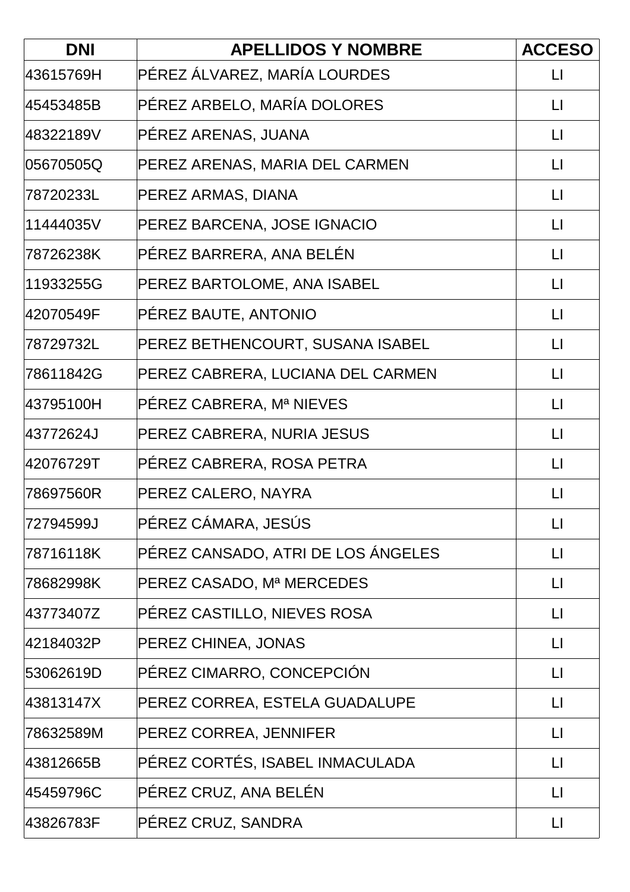| DNI | APELLIDOS Y NOMBRE | ACCESO |
| --- | --- | --- |
| 43615769H | PÉREZ ÁLVAREZ, MARÍA LOURDES | LI |
| 45453485B | PÉREZ ARBELO, MARÍA DOLORES | LI |
| 48322189V | PÉREZ ARENAS, JUANA | LI |
| 05670505Q | PEREZ ARENAS, MARIA DEL CARMEN | LI |
| 78720233L | PEREZ ARMAS, DIANA | LI |
| 11444035V | PEREZ BARCENA, JOSE IGNACIO | LI |
| 78726238K | PÉREZ BARRERA, ANA BELÉN | LI |
| 11933255G | PEREZ BARTOLOME, ANA ISABEL | LI |
| 42070549F | PÉREZ BAUTE, ANTONIO | LI |
| 78729732L | PEREZ BETHENCOURT, SUSANA ISABEL | LI |
| 78611842G | PEREZ CABRERA, LUCIANA DEL CARMEN | LI |
| 43795100H | PÉREZ CABRERA, Mª NIEVES | LI |
| 43772624J | PEREZ CABRERA, NURIA JESUS | LI |
| 42076729T | PÉREZ CABRERA, ROSA PETRA | LI |
| 78697560R | PEREZ CALERO, NAYRA | LI |
| 72794599J | PÉREZ CÁMARA, JESÚS | LI |
| 78716118K | PÉREZ CANSADO, ATRI DE LOS ÁNGELES | LI |
| 78682998K | PEREZ CASADO, Mª MERCEDES | LI |
| 43773407Z | PÉREZ CASTILLO, NIEVES ROSA | LI |
| 42184032P | PEREZ CHINEA, JONAS | LI |
| 53062619D | PÉREZ CIMARRO, CONCEPCIÓN | LI |
| 43813147X | PEREZ CORREA, ESTELA GUADALUPE | LI |
| 78632589M | PEREZ CORREA, JENNIFER | LI |
| 43812665B | PÉREZ CORTÉS, ISABEL INMACULADA | LI |
| 45459796C | PÉREZ CRUZ, ANA BELÉN | LI |
| 43826783F | PÉREZ CRUZ, SANDRA | LI |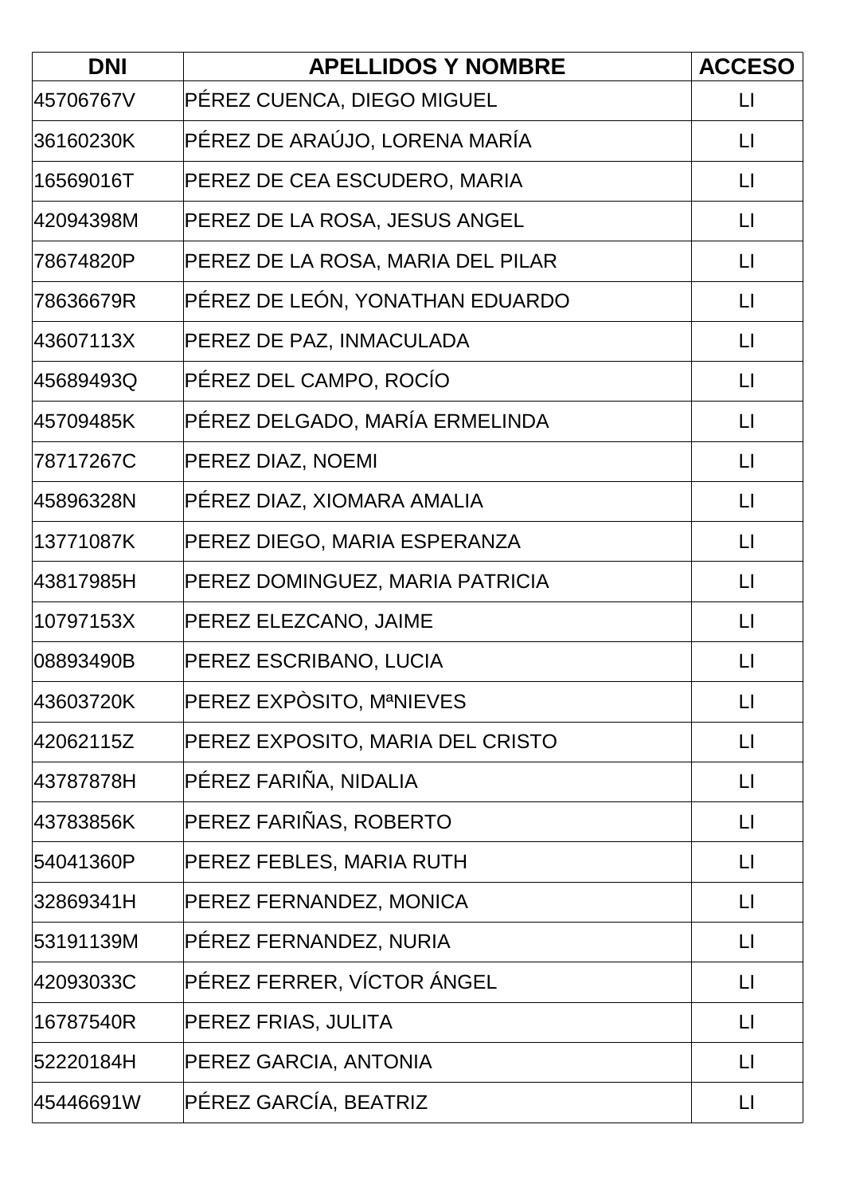| DNI | APELLIDOS Y NOMBRE | ACCESO |
|---|---|---|
| 45706767V | PÉREZ CUENCA, DIEGO MIGUEL | LI |
| 36160230K | PÉREZ DE ARAÚJO, LORENA MARÍA | LI |
| 16569016T | PEREZ DE CEA ESCUDERO, MARIA | LI |
| 42094398M | PEREZ DE LA ROSA, JESUS ANGEL | LI |
| 78674820P | PEREZ DE LA ROSA, MARIA DEL PILAR | LI |
| 78636679R | PÉREZ DE LEÓN, YONATHAN EDUARDO | LI |
| 43607113X | PEREZ DE PAZ, INMACULADA | LI |
| 45689493Q | PÉREZ DEL CAMPO, ROCÍO | LI |
| 45709485K | PÉREZ DELGADO, MARÍA ERMELINDA | LI |
| 78717267C | PEREZ DIAZ, NOEMI | LI |
| 45896328N | PÉREZ DIAZ, XIOMARA AMALIA | LI |
| 13771087K | PEREZ DIEGO, MARIA ESPERANZA | LI |
| 43817985H | PEREZ DOMINGUEZ, MARIA PATRICIA | LI |
| 10797153X | PEREZ ELEZCANO, JAIME | LI |
| 08893490B | PEREZ ESCRIBANO, LUCIA | LI |
| 43603720K | PEREZ EXPÒSITO, MªNIEVES | LI |
| 42062115Z | PEREZ EXPOSITO, MARIA DEL CRISTO | LI |
| 43787878H | PÉREZ FARIÑA, NIDALIA | LI |
| 43783856K | PEREZ FARIÑAS, ROBERTO | LI |
| 54041360P | PEREZ FEBLES, MARIA RUTH | LI |
| 32869341H | PEREZ FERNANDEZ, MONICA | LI |
| 53191139M | PÉREZ FERNANDEZ, NURIA | LI |
| 42093033C | PÉREZ FERRER, VÍCTOR ÁNGEL | LI |
| 16787540R | PEREZ FRIAS, JULITA | LI |
| 52220184H | PEREZ GARCIA, ANTONIA | LI |
| 45446691W | PÉREZ GARCÍA, BEATRIZ | LI |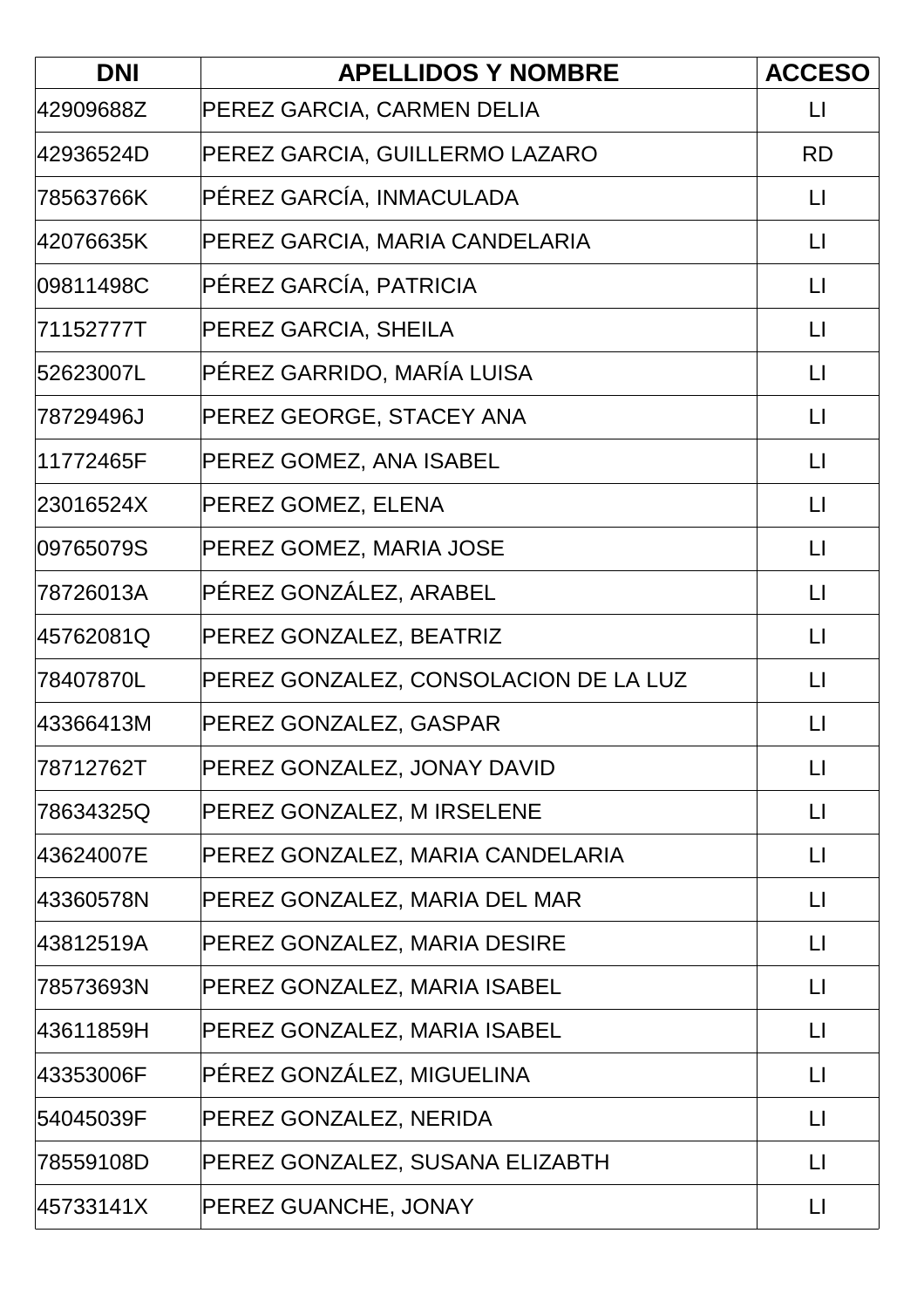| DNI | APELLIDOS Y NOMBRE | ACCESO |
| --- | --- | --- |
| 42909688Z | PEREZ GARCIA, CARMEN DELIA | LI |
| 42936524D | PEREZ GARCIA, GUILLERMO LAZARO | RD |
| 78563766K | PÉREZ GARCÍA, INMACULADA | LI |
| 42076635K | PEREZ GARCIA, MARIA CANDELARIA | LI |
| 09811498C | PÉREZ GARCÍA, PATRICIA | LI |
| 71152777T | PEREZ GARCIA, SHEILA | LI |
| 52623007L | PÉREZ GARRIDO, MARÍA LUISA | LI |
| 78729496J | PEREZ GEORGE, STACEY ANA | LI |
| 11772465F | PEREZ GOMEZ, ANA ISABEL | LI |
| 23016524X | PEREZ GOMEZ, ELENA | LI |
| 09765079S | PEREZ GOMEZ, MARIA JOSE | LI |
| 78726013A | PÉREZ GONZÁLEZ, ARABEL | LI |
| 45762081Q | PEREZ GONZALEZ, BEATRIZ | LI |
| 78407870L | PEREZ GONZALEZ, CONSOLACION DE LA LUZ | LI |
| 43366413M | PEREZ GONZALEZ, GASPAR | LI |
| 78712762T | PEREZ GONZALEZ, JONAY DAVID | LI |
| 78634325Q | PEREZ GONZALEZ, M IRSELENE | LI |
| 43624007E | PEREZ GONZALEZ, MARIA CANDELARIA | LI |
| 43360578N | PEREZ GONZALEZ, MARIA DEL MAR | LI |
| 43812519A | PEREZ GONZALEZ, MARIA DESIRE | LI |
| 78573693N | PEREZ GONZALEZ, MARIA ISABEL | LI |
| 43611859H | PEREZ GONZALEZ, MARIA ISABEL | LI |
| 43353006F | PÉREZ GONZÁLEZ, MIGUELINA | LI |
| 54045039F | PEREZ GONZALEZ, NERIDA | LI |
| 78559108D | PEREZ GONZALEZ, SUSANA ELIZABTH | LI |
| 45733141X | PEREZ GUANCHE, JONAY | LI |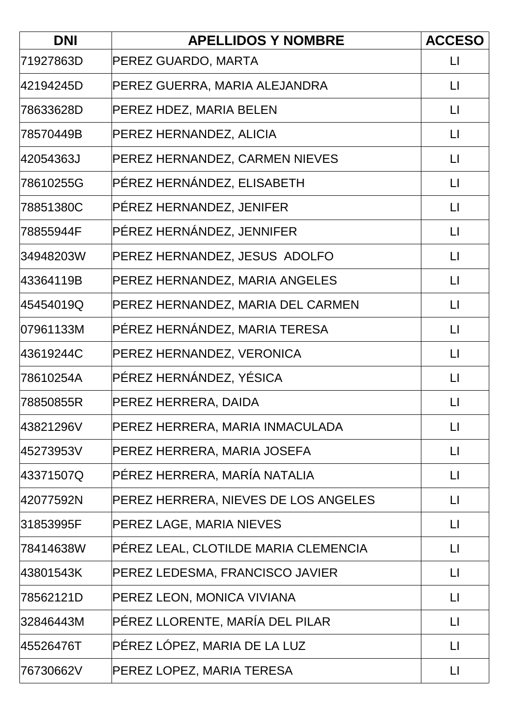| DNI | APELLIDOS Y NOMBRE | ACCESO |
|---|---|---|
| 71927863D | PEREZ GUARDO, MARTA | LI |
| 42194245D | PEREZ GUERRA, MARIA ALEJANDRA | LI |
| 78633628D | PEREZ HDEZ, MARIA BELEN | LI |
| 78570449B | PEREZ HERNANDEZ, ALICIA | LI |
| 42054363J | PEREZ HERNANDEZ, CARMEN NIEVES | LI |
| 78610255G | PÉREZ HERNÁNDEZ, ELISABETH | LI |
| 78851380C | PÉREZ HERNANDEZ, JENIFER | LI |
| 78855944F | PÉREZ HERNÁNDEZ, JENNIFER | LI |
| 34948203W | PEREZ HERNANDEZ, JESUS ADOLFO | LI |
| 43364119B | PEREZ HERNANDEZ, MARIA ANGELES | LI |
| 45454019Q | PEREZ HERNANDEZ, MARIA DEL CARMEN | LI |
| 07961133M | PÉREZ HERNÁNDEZ, MARIA TERESA | LI |
| 43619244C | PEREZ HERNANDEZ, VERONICA | LI |
| 78610254A | PÉREZ HERNÁNDEZ, YÉSICA | LI |
| 78850855R | PEREZ HERRERA, DAIDA | LI |
| 43821296V | PEREZ HERRERA, MARIA INMACULADA | LI |
| 45273953V | PEREZ HERRERA, MARIA JOSEFA | LI |
| 43371507Q | PÉREZ HERRERA, MARÍA NATALIA | LI |
| 42077592N | PEREZ HERRERA, NIEVES DE LOS ANGELES | LI |
| 31853995F | PEREZ LAGE, MARIA NIEVES | LI |
| 78414638W | PÉREZ LEAL, CLOTILDE MARIA CLEMENCIA | LI |
| 43801543K | PEREZ LEDESMA, FRANCISCO JAVIER | LI |
| 78562121D | PEREZ LEON, MONICA VIVIANA | LI |
| 32846443M | PÉREZ LLORENTE, MARÍA DEL PILAR | LI |
| 45526476T | PÉREZ LÓPEZ, MARIA DE LA LUZ | LI |
| 76730662V | PEREZ LOPEZ, MARIA TERESA | LI |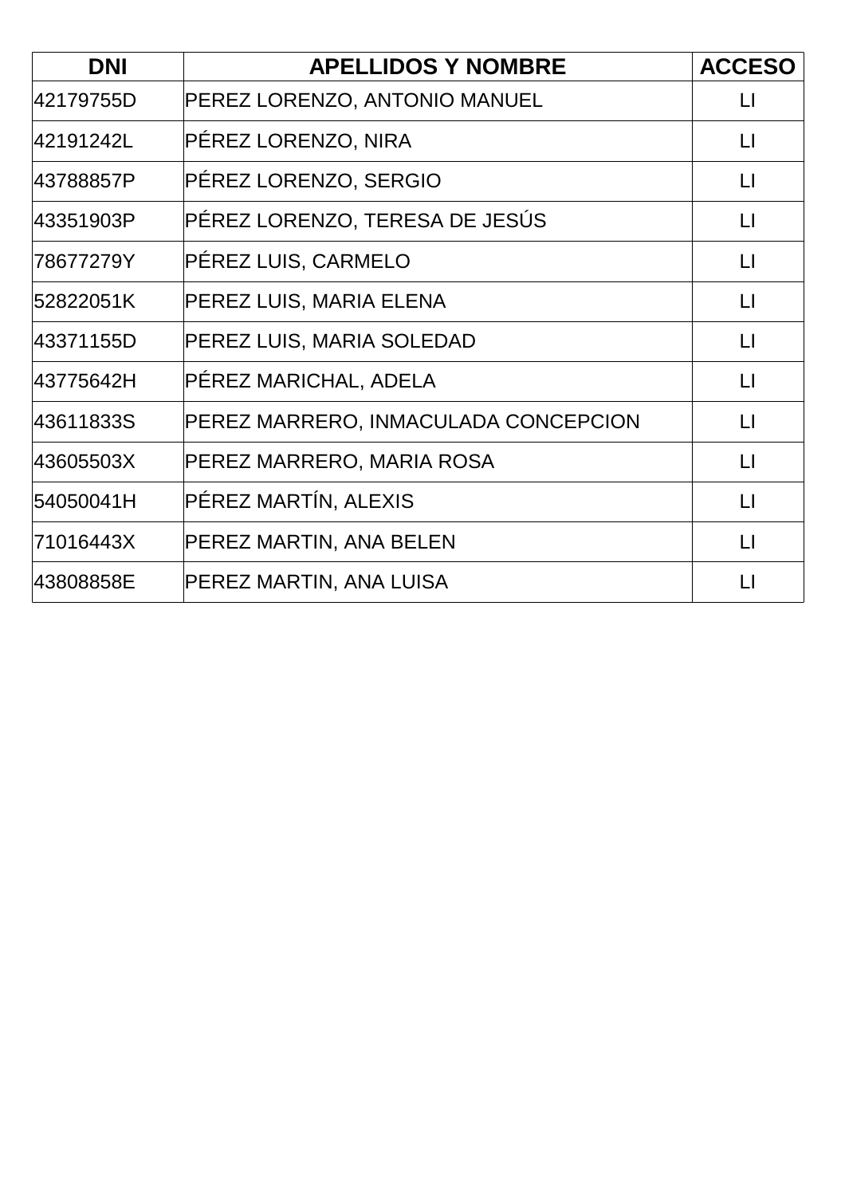| DNI | APELLIDOS Y NOMBRE | ACCESO |
| --- | --- | --- |
| 42179755D | PEREZ LORENZO, ANTONIO MANUEL | LI |
| 42191242L | PÉREZ LORENZO, NIRA | LI |
| 43788857P | PÉREZ LORENZO, SERGIO | LI |
| 43351903P | PÉREZ LORENZO, TERESA DE JESÚS | LI |
| 78677279Y | PÉREZ LUIS, CARMELO | LI |
| 52822051K | PEREZ LUIS, MARIA ELENA | LI |
| 43371155D | PEREZ LUIS, MARIA SOLEDAD | LI |
| 43775642H | PÉREZ MARICHAL, ADELA | LI |
| 43611833S | PEREZ MARRERO, INMACULADA CONCEPCION | LI |
| 43605503X | PEREZ MARRERO, MARIA ROSA | LI |
| 54050041H | PÉREZ MARTÍN, ALEXIS | LI |
| 71016443X | PEREZ MARTIN, ANA BELEN | LI |
| 43808858E | PEREZ MARTIN, ANA LUISA | LI |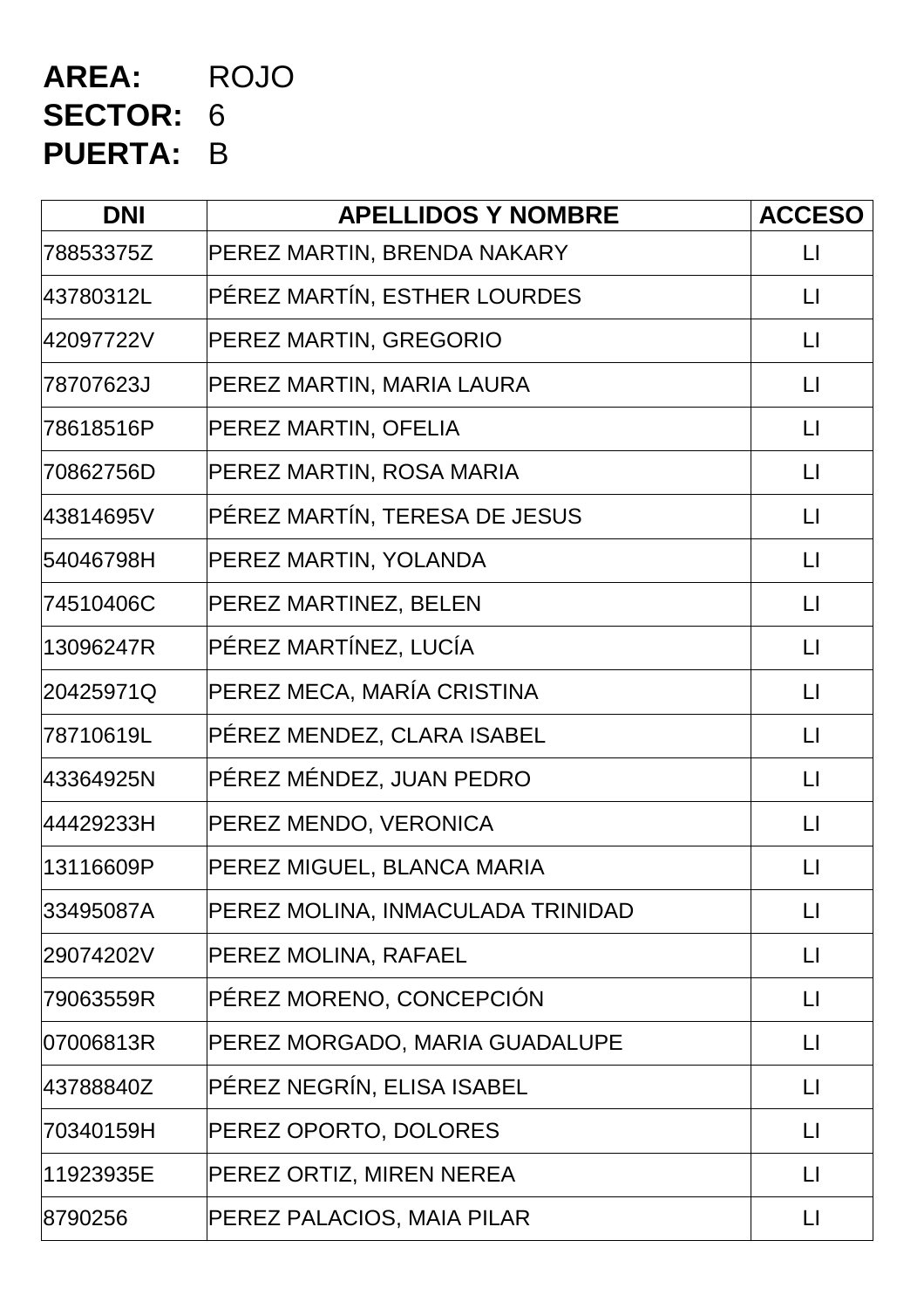**AREA:** ROJO
**SECTOR:** 6
**PUERTA:** B

| DNI | APELLIDOS Y NOMBRE | ACCESO |
|---|---|---|
| 78853375Z | PEREZ MARTIN, BRENDA NAKARY | LI |
| 43780312L | PÉREZ MARTÍN, ESTHER LOURDES | LI |
| 42097722V | PEREZ MARTIN, GREGORIO | LI |
| 78707623J | PEREZ MARTIN, MARIA LAURA | LI |
| 78618516P | PEREZ MARTIN, OFELIA | LI |
| 70862756D | PEREZ MARTIN, ROSA MARIA | LI |
| 43814695V | PÉREZ MARTÍN, TERESA DE JESUS | LI |
| 54046798H | PEREZ MARTIN, YOLANDA | LI |
| 74510406C | PEREZ MARTINEZ, BELEN | LI |
| 13096247R | PÉREZ MARTÍNEZ, LUCÍA | LI |
| 20425971Q | PEREZ MECA, MARÍA CRISTINA | LI |
| 78710619L | PÉREZ MENDEZ, CLARA ISABEL | LI |
| 43364925N | PÉREZ MÉNDEZ, JUAN PEDRO | LI |
| 44429233H | PEREZ MENDO, VERONICA | LI |
| 13116609P | PEREZ MIGUEL, BLANCA MARIA | LI |
| 33495087A | PEREZ MOLINA, INMACULADA TRINIDAD | LI |
| 29074202V | PEREZ MOLINA, RAFAEL | LI |
| 79063559R | PÉREZ MORENO, CONCEPCIÓN | LI |
| 07006813R | PEREZ MORGADO, MARIA GUADALUPE | LI |
| 43788840Z | PÉREZ NEGRÍN, ELISA ISABEL | LI |
| 70340159H | PEREZ OPORTO, DOLORES | LI |
| 11923935E | PEREZ ORTIZ, MIREN NEREA | LI |
| 8790256 | PEREZ PALACIOS, MAIA PILAR | LI |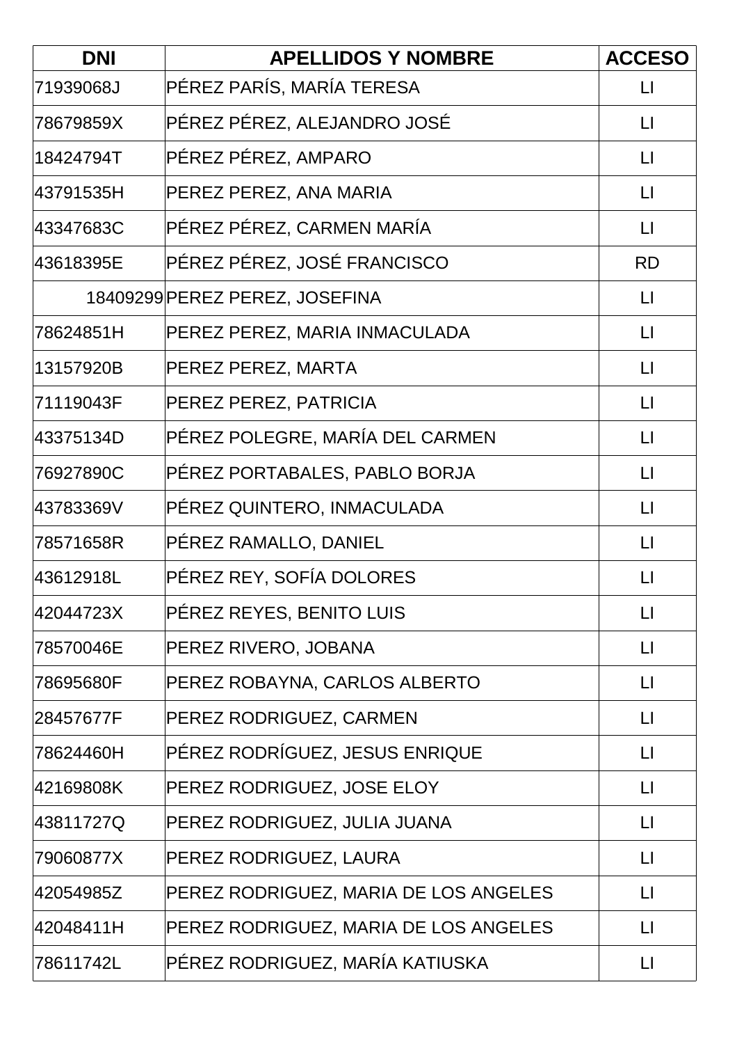| DNI | APELLIDOS Y NOMBRE | ACCESO |
|---|---|---|
| 71939068J | PÉREZ PARÍS, MARÍA TERESA | LI |
| 78679859X | PÉREZ PÉREZ, ALEJANDRO JOSÉ | LI |
| 18424794T | PÉREZ PÉREZ, AMPARO | LI |
| 43791535H | PEREZ PEREZ, ANA MARIA | LI |
| 43347683C | PÉREZ PÉREZ, CARMEN MARÍA | LI |
| 43618395E | PÉREZ PÉREZ, JOSÉ FRANCISCO | RD |
| 18409299 | PEREZ PEREZ, JOSEFINA | LI |
| 78624851H | PEREZ PEREZ, MARIA INMACULADA | LI |
| 13157920B | PEREZ PEREZ, MARTA | LI |
| 71119043F | PEREZ PEREZ, PATRICIA | LI |
| 43375134D | PÉREZ POLEGRE, MARÍA DEL CARMEN | LI |
| 76927890C | PÉREZ PORTABALES, PABLO BORJA | LI |
| 43783369V | PÉREZ QUINTERO, INMACULADA | LI |
| 78571658R | PÉREZ RAMALLO, DANIEL | LI |
| 43612918L | PÉREZ REY, SOFÍA DOLORES | LI |
| 42044723X | PÉREZ REYES, BENITO LUIS | LI |
| 78570046E | PEREZ RIVERO, JOBANA | LI |
| 78695680F | PEREZ ROBAYNA, CARLOS ALBERTO | LI |
| 28457677F | PEREZ RODRIGUEZ, CARMEN | LI |
| 78624460H | PÉREZ RODRÍGUEZ, JESUS ENRIQUE | LI |
| 42169808K | PEREZ RODRIGUEZ, JOSE ELOY | LI |
| 43811727Q | PEREZ RODRIGUEZ, JULIA JUANA | LI |
| 79060877X | PEREZ RODRIGUEZ, LAURA | LI |
| 42054985Z | PEREZ RODRIGUEZ, MARIA DE LOS ANGELES | LI |
| 42048411H | PEREZ RODRIGUEZ, MARIA DE LOS ANGELES | LI |
| 78611742L | PÉREZ RODRIGUEZ, MARÍA KATIUSKA | LI |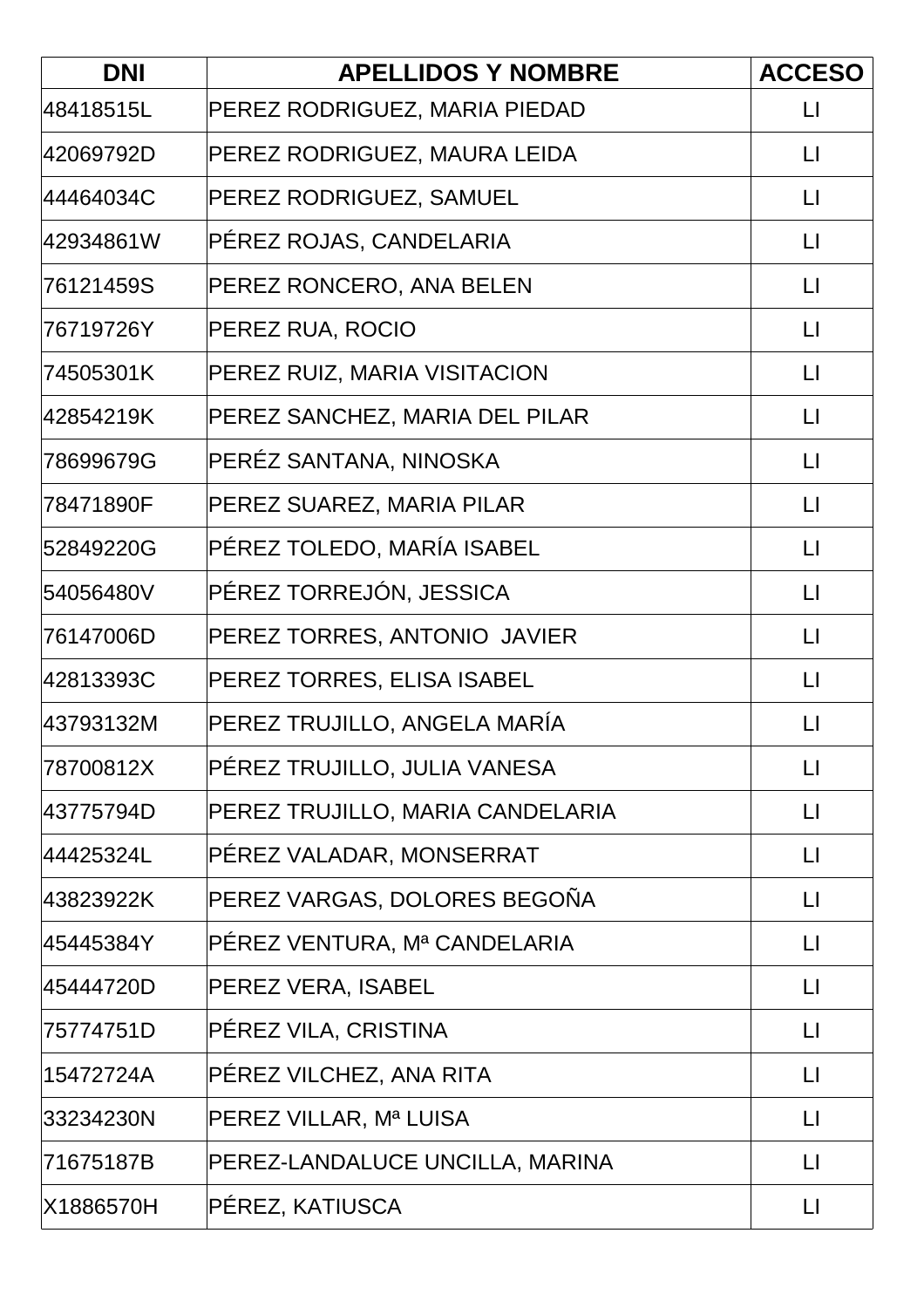| DNI | APELLIDOS Y NOMBRE | ACCESO |
|---|---|---|
| 48418515L | PEREZ RODRIGUEZ, MARIA PIEDAD | LI |
| 42069792D | PEREZ RODRIGUEZ, MAURA LEIDA | LI |
| 44464034C | PEREZ RODRIGUEZ, SAMUEL | LI |
| 42934861W | PÉREZ ROJAS, CANDELARIA | LI |
| 76121459S | PEREZ RONCERO, ANA BELEN | LI |
| 76719726Y | PEREZ RUA, ROCIO | LI |
| 74505301K | PEREZ RUIZ, MARIA VISITACION | LI |
| 42854219K | PEREZ SANCHEZ, MARIA DEL PILAR | LI |
| 78699679G | PERÉZ SANTANA, NINOSKA | LI |
| 78471890F | PEREZ SUAREZ, MARIA PILAR | LI |
| 52849220G | PÉREZ TOLEDO, MARÍA ISABEL | LI |
| 54056480V | PÉREZ TORREJÓN, JESSICA | LI |
| 76147006D | PEREZ TORRES, ANTONIO JAVIER | LI |
| 42813393C | PEREZ TORRES, ELISA ISABEL | LI |
| 43793132M | PEREZ TRUJILLO, ANGELA MARÍA | LI |
| 78700812X | PÉREZ TRUJILLO, JULIA VANESA | LI |
| 43775794D | PEREZ TRUJILLO, MARIA CANDELARIA | LI |
| 44425324L | PÉREZ VALADAR, MONSERRAT | LI |
| 43823922K | PEREZ VARGAS, DOLORES BEGOÑA | LI |
| 45445384Y | PÉREZ VENTURA, Mª CANDELARIA | LI |
| 45444720D | PEREZ VERA, ISABEL | LI |
| 75774751D | PÉREZ VILA, CRISTINA | LI |
| 15472724A | PÉREZ VILCHEZ, ANA RITA | LI |
| 33234230N | PEREZ VILLAR, Mª LUISA | LI |
| 71675187B | PEREZ-LANDALUCE UNCILLA, MARINA | LI |
| X1886570H | PÉREZ, KATIUSCA | LI |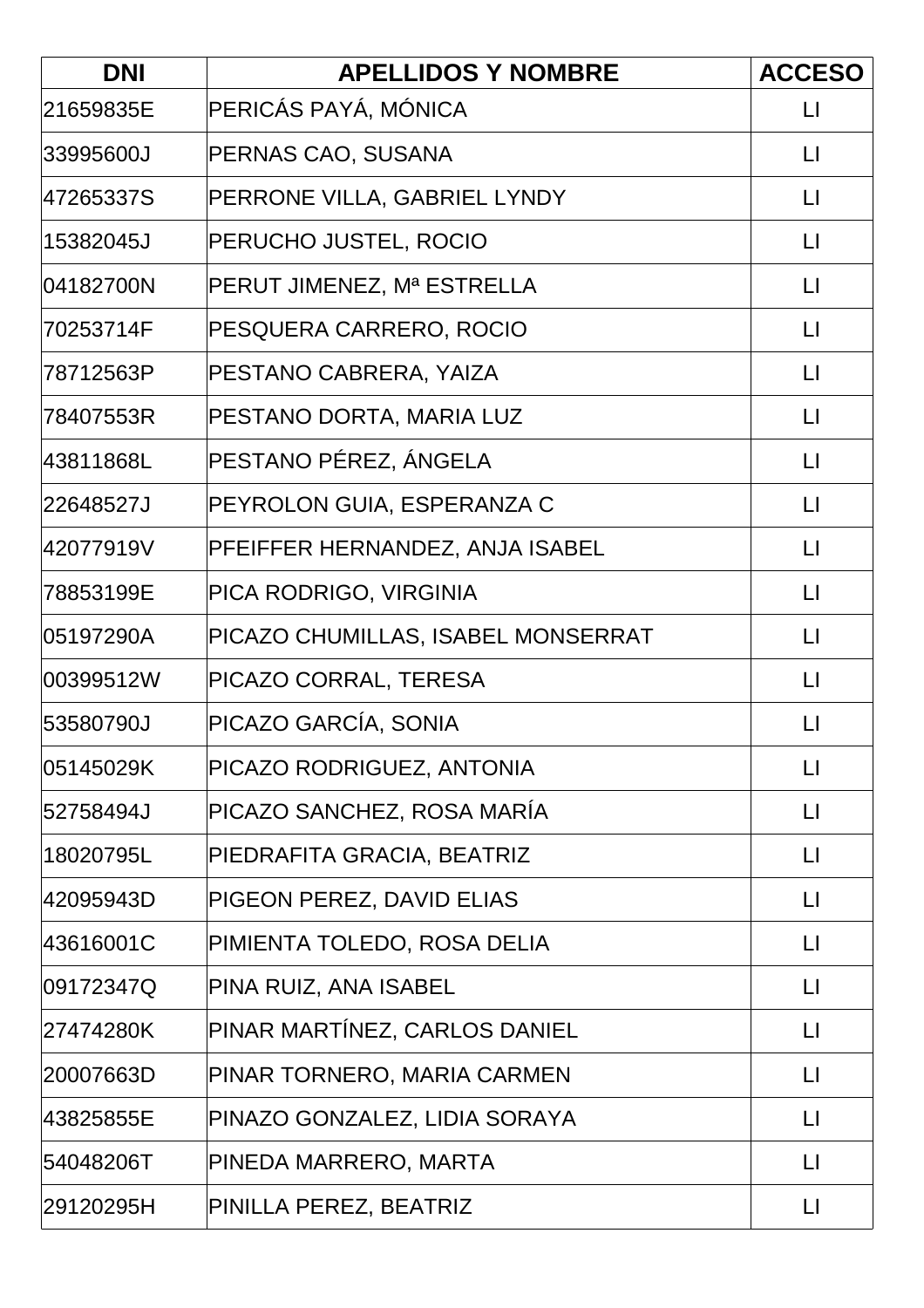| DNI | APELLIDOS Y NOMBRE | ACCESO |
|---|---|---|
| 21659835E | PERICÁS PAYÁ, MÓNICA | LI |
| 33995600J | PERNAS CAO, SUSANA | LI |
| 47265337S | PERRONE VILLA, GABRIEL LYNDY | LI |
| 15382045J | PERUCHO JUSTEL, ROCIO | LI |
| 04182700N | PERUT JIMENEZ, Mª ESTRELLA | LI |
| 70253714F | PESQUERA CARRERO, ROCIO | LI |
| 78712563P | PESTANO CABRERA, YAIZA | LI |
| 78407553R | PESTANO DORTA, MARIA LUZ | LI |
| 43811868L | PESTANO PÉREZ, ÁNGELA | LI |
| 22648527J | PEYROLON GUIA, ESPERANZA C | LI |
| 42077919V | PFEIFFER HERNANDEZ, ANJA ISABEL | LI |
| 78853199E | PICA RODRIGO, VIRGINIA | LI |
| 05197290A | PICAZO CHUMILLAS, ISABEL MONSERRAT | LI |
| 00399512W | PICAZO CORRAL, TERESA | LI |
| 53580790J | PICAZO GARCÍA, SONIA | LI |
| 05145029K | PICAZO RODRIGUEZ, ANTONIA | LI |
| 52758494J | PICAZO SANCHEZ, ROSA MARÍA | LI |
| 18020795L | PIEDRAFITA GRACIA, BEATRIZ | LI |
| 42095943D | PIGEON PEREZ, DAVID ELIAS | LI |
| 43616001C | PIMIENTA TOLEDO, ROSA DELIA | LI |
| 09172347Q | PINA RUIZ, ANA ISABEL | LI |
| 27474280K | PINAR MARTÍNEZ, CARLOS DANIEL | LI |
| 20007663D | PINAR TORNERO, MARIA CARMEN | LI |
| 43825855E | PINAZO GONZALEZ, LIDIA SORAYA | LI |
| 54048206T | PINEDA MARRERO, MARTA | LI |
| 29120295H | PINILLA PEREZ, BEATRIZ | LI |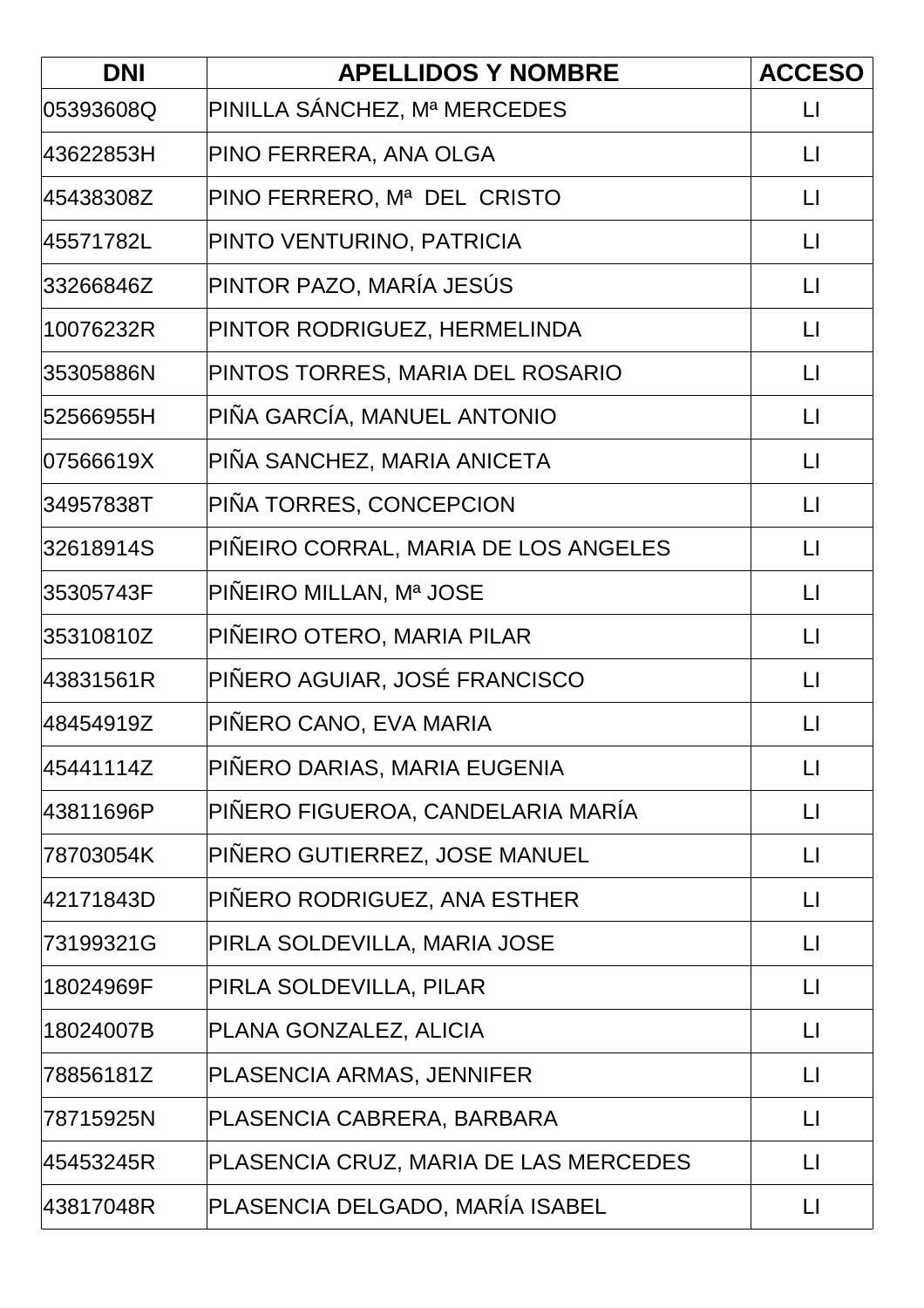| DNI | APELLIDOS Y NOMBRE | ACCESO |
| --- | --- | --- |
| 05393608Q | PINILLA SÁNCHEZ, Mª MERCEDES | LI |
| 43622853H | PINO FERRERA, ANA OLGA | LI |
| 45438308Z | PINO FERRERO, Mª DEL CRISTO | LI |
| 45571782L | PINTO VENTURINO, PATRICIA | LI |
| 33266846Z | PINTOR PAZO, MARÍA JESÚS | LI |
| 10076232R | PINTOR RODRIGUEZ, HERMELINDA | LI |
| 35305886N | PINTOS TORRES, MARIA DEL ROSARIO | LI |
| 52566955H | PIÑA GARCÍA, MANUEL ANTONIO | LI |
| 07566619X | PIÑA SANCHEZ, MARIA ANICETA | LI |
| 34957838T | PIÑA TORRES, CONCEPCION | LI |
| 32618914S | PIÑEIRO CORRAL, MARIA DE LOS ANGELES | LI |
| 35305743F | PIÑEIRO MILLAN, Mª JOSE | LI |
| 35310810Z | PIÑEIRO OTERO, MARIA PILAR | LI |
| 43831561R | PIÑERO AGUIAR, JOSÉ FRANCISCO | LI |
| 48454919Z | PIÑERO CANO, EVA MARIA | LI |
| 45441114Z | PIÑERO DARIAS, MARIA EUGENIA | LI |
| 43811696P | PIÑERO FIGUEROA, CANDELARIA MARÍA | LI |
| 78703054K | PIÑERO GUTIERREZ, JOSE MANUEL | LI |
| 42171843D | PIÑERO RODRIGUEZ, ANA ESTHER | LI |
| 73199321G | PIRLA SOLDEVILLA, MARIA JOSE | LI |
| 18024969F | PIRLA SOLDEVILLA, PILAR | LI |
| 18024007B | PLANA GONZALEZ, ALICIA | LI |
| 78856181Z | PLASENCIA ARMAS, JENNIFER | LI |
| 78715925N | PLASENCIA CABRERA, BARBARA | LI |
| 45453245R | PLASENCIA CRUZ, MARIA DE LAS MERCEDES | LI |
| 43817048R | PLASENCIA DELGADO, MARÍA ISABEL | LI |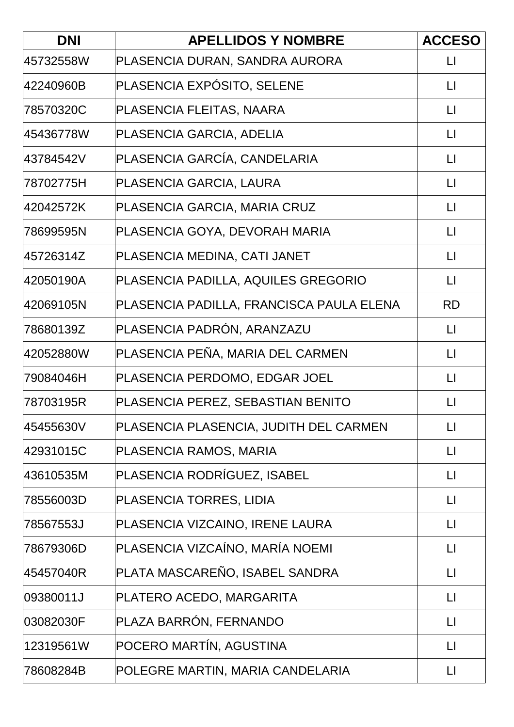| DNI | APELLIDOS Y NOMBRE | ACCESO |
| --- | --- | --- |
| 45732558W | PLASENCIA DURAN, SANDRA AURORA | LI |
| 42240960B | PLASENCIA EXPÓSITO, SELENE | LI |
| 78570320C | PLASENCIA FLEITAS, NAARA | LI |
| 45436778W | PLASENCIA GARCIA, ADELIA | LI |
| 43784542V | PLASENCIA GARCÍA, CANDELARIA | LI |
| 78702775H | PLASENCIA GARCIA, LAURA | LI |
| 42042572K | PLASENCIA GARCIA, MARIA CRUZ | LI |
| 78699595N | PLASENCIA GOYA, DEVORAH MARIA | LI |
| 45726314Z | PLASENCIA MEDINA, CATI JANET | LI |
| 42050190A | PLASENCIA PADILLA, AQUILES GREGORIO | LI |
| 42069105N | PLASENCIA PADILLA, FRANCISCA PAULA ELENA | RD |
| 78680139Z | PLASENCIA PADRÓN, ARANZAZU | LI |
| 42052880W | PLASENCIA PEÑA, MARIA DEL CARMEN | LI |
| 79084046H | PLASENCIA PERDOMO, EDGAR JOEL | LI |
| 78703195R | PLASENCIA PEREZ, SEBASTIAN BENITO | LI |
| 45455630V | PLASENCIA PLASENCIA, JUDITH DEL CARMEN | LI |
| 42931015C | PLASENCIA RAMOS, MARIA | LI |
| 43610535M | PLASENCIA RODRÍGUEZ, ISABEL | LI |
| 78556003D | PLASENCIA TORRES, LIDIA | LI |
| 78567553J | PLASENCIA VIZCAINO, IRENE LAURA | LI |
| 78679306D | PLASENCIA VIZCAÍNO, MARÍA NOEMI | LI |
| 45457040R | PLATA MASCAREÑO, ISABEL SANDRA | LI |
| 09380011J | PLATERO ACEDO, MARGARITA | LI |
| 03082030F | PLAZA BARRÓN, FERNANDO | LI |
| 12319561W | POCERO MARTÍN, AGUSTINA | LI |
| 78608284B | POLEGRE MARTIN, MARIA CANDELARIA | LI |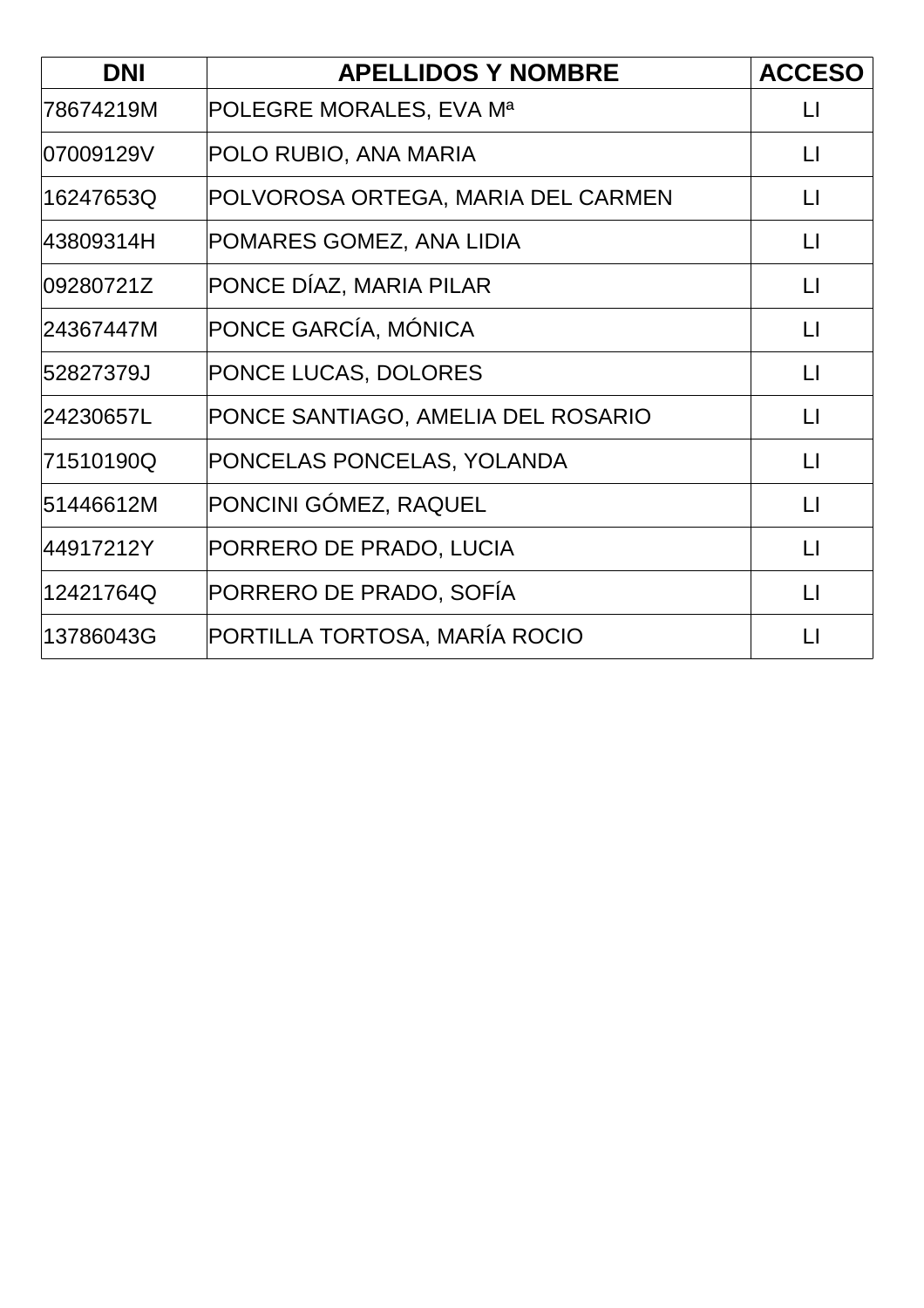| DNI | APELLIDOS Y NOMBRE | ACCESO |
| --- | --- | --- |
| 78674219M | POLEGRE MORALES, EVA Mª | LI |
| 07009129V | POLO RUBIO, ANA MARIA | LI |
| 16247653Q | POLVOROSA ORTEGA, MARIA DEL CARMEN | LI |
| 43809314H | POMARES GOMEZ, ANA LIDIA | LI |
| 09280721Z | PONCE DÍAZ, MARIA PILAR | LI |
| 24367447M | PONCE GARCÍA, MÓNICA | LI |
| 52827379J | PONCE LUCAS, DOLORES | LI |
| 24230657L | PONCE SANTIAGO, AMELIA DEL ROSARIO | LI |
| 71510190Q | PONCELAS PONCELAS, YOLANDA | LI |
| 51446612M | PONCINI GÓMEZ, RAQUEL | LI |
| 44917212Y | PORRERO DE PRADO, LUCIA | LI |
| 12421764Q | PORRERO DE PRADO, SOFÍA | LI |
| 13786043G | PORTILLA TORTOSA, MARÍA ROCIO | LI |